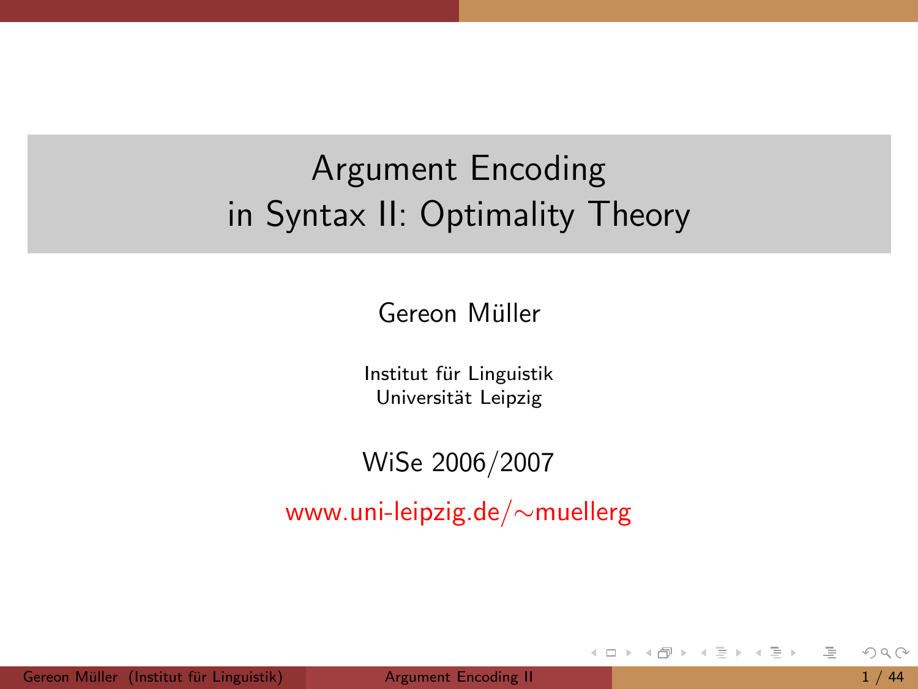# Argument Encoding in Syntax II: Optimality Theory

Gereon Müller

Institut für Linguistik
Universität Leipzig

WiSe 2006/2007

www.uni-leipzig.de/∼muellerg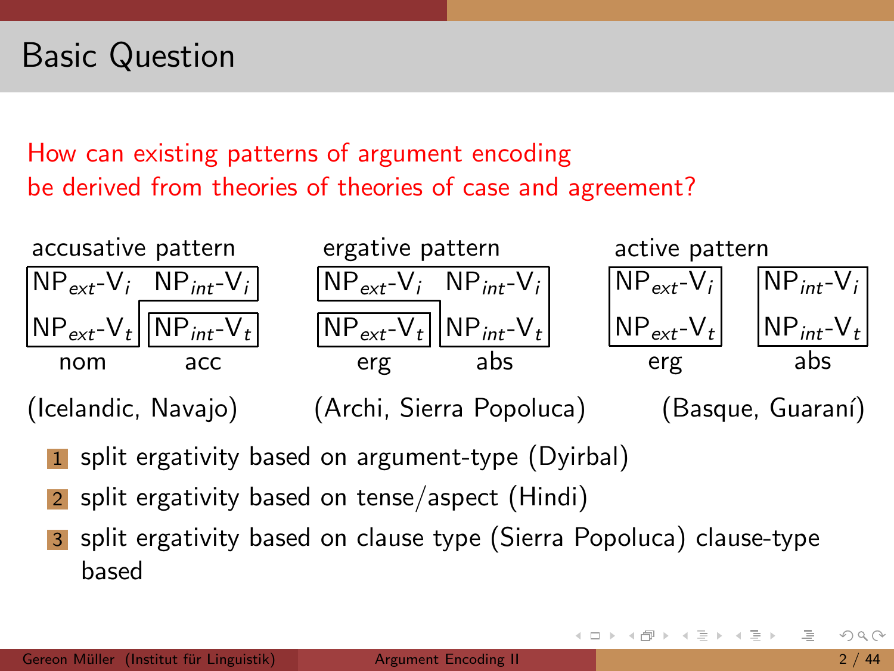# Basic Question

How can existing patterns of argument encoding be derived from theories of theories of case and agreement?

**accusative pattern**

| $NP_{ext}$-$V_i$ | $NP_{int}$-$V_i$ |
|---|---|
| $NP_{ext}$-$V_t$ | $NP_{int}$-$V_t$ |
| nom | acc |

(Icelandic, Navajo)

**ergative pattern**

| $NP_{ext}$-$V_i$ | $NP_{int}$-$V_i$ |
|---|---|
| $NP_{ext}$-$V_t$ | $NP_{int}$-$V_t$ |
| erg | abs |

(Archi, Sierra Popoluca)

**active pattern**

| $NP_{ext}$-$V_i$ | $NP_{int}$-$V_i$ |
|---|---|
| $NP_{ext}$-$V_t$ | $NP_{int}$-$V_t$ |
| erg | abs |

(Basque, Guaraní)

1. split ergativity based on argument-type (Dyirbal)
2. split ergativity based on tense/aspect (Hindi)
3. split ergativity based on clause type (Sierra Popoluca) clause-type based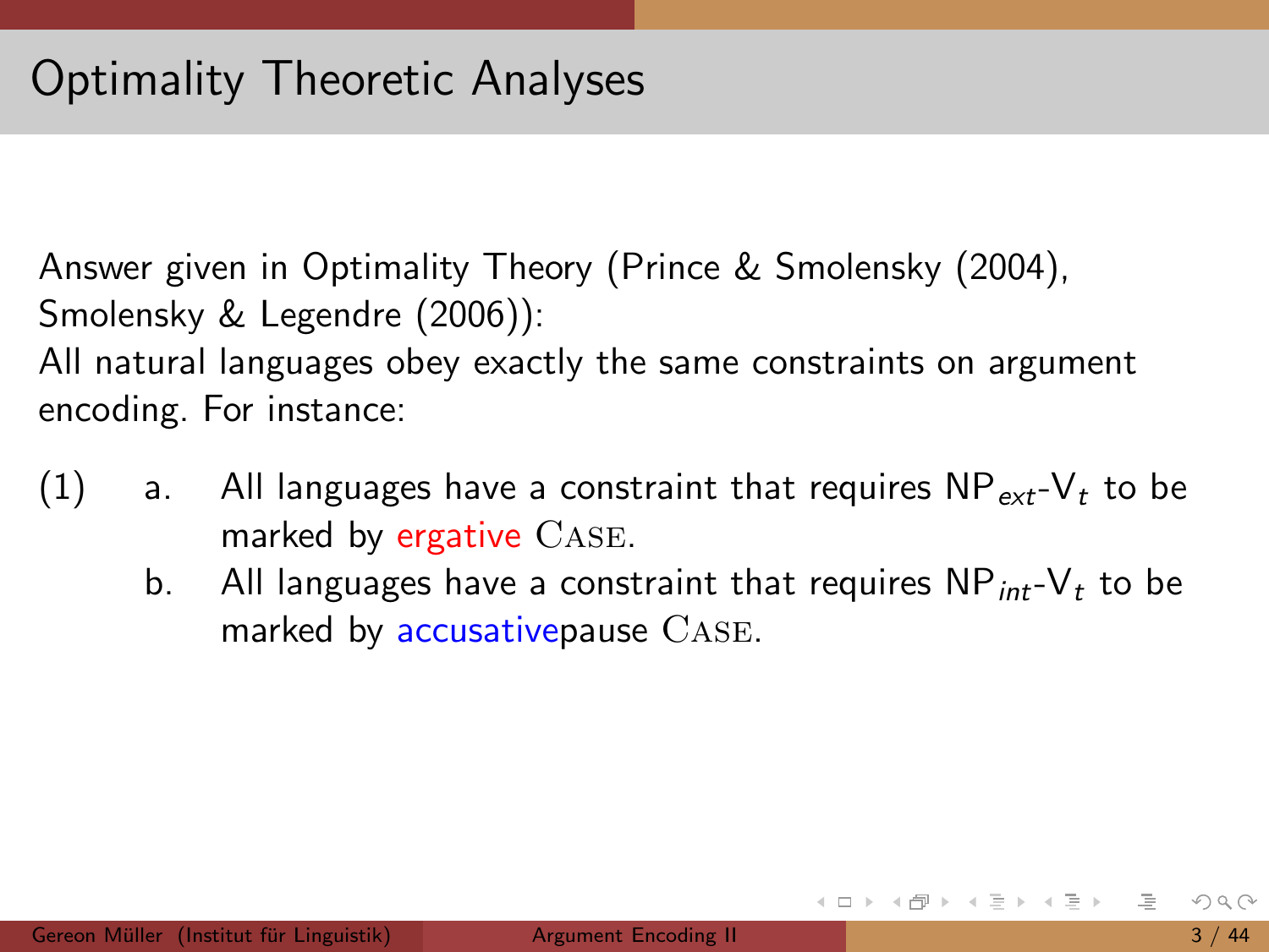# Optimality Theoretic Analyses

Answer given in Optimality Theory (Prince & Smolensky (2004), Smolensky & Legendre (2006)):
All natural languages obey exactly the same constraints on argument encoding. For instance:

(1) a. All languages have a constraint that requires $\text{NP}_{ext}$-$\text{V}_t$ to be marked by ergative CASE.

b. All languages have a constraint that requires $\text{NP}_{int}$-$\text{V}_t$ to be marked by accusativepause CASE.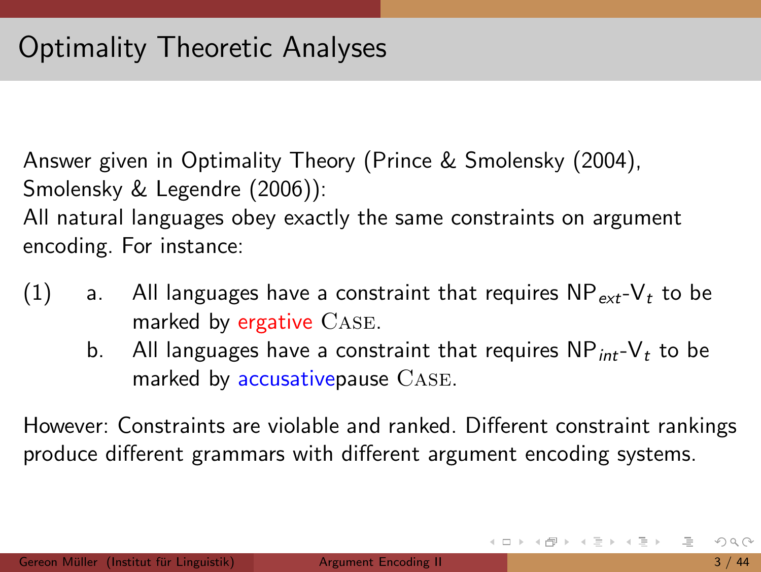# Optimality Theoretic Analyses

Answer given in Optimality Theory (Prince & Smolensky (2004), Smolensky & Legendre (2006)):
All natural languages obey exactly the same constraints on argument encoding. For instance:

(1) a. All languages have a constraint that requires $NP_{ext}$-$V_t$ to be marked by ergative CASE.

b. All languages have a constraint that requires $NP_{int}$-$V_t$ to be marked by accusativepause CASE.

However: Constraints are violable and ranked. Different constraint rankings produce different grammars with different argument encoding systems.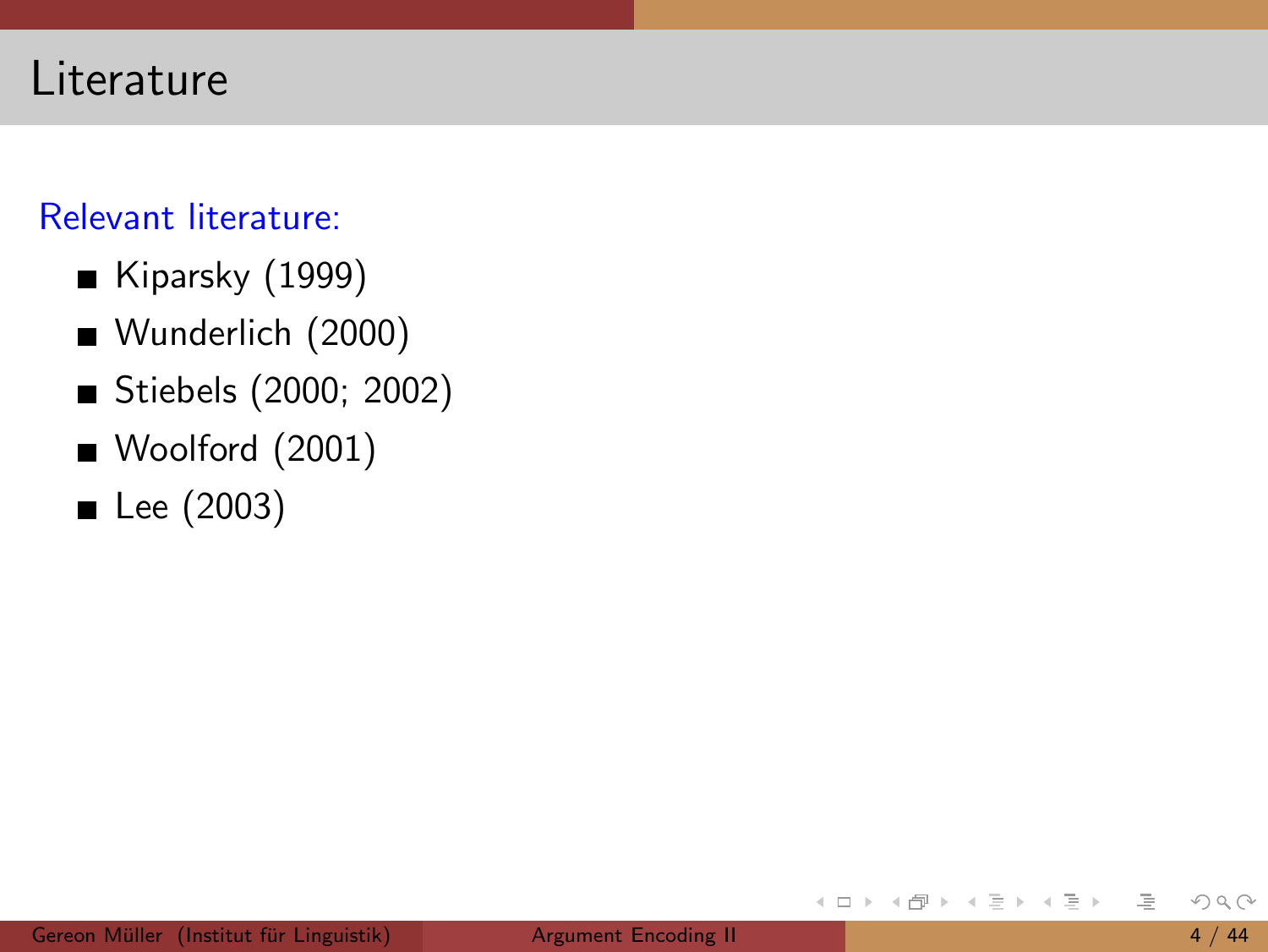# Literature

Relevant literature:

- Kiparsky (1999)
- Wunderlich (2000)
- Stiebels (2000; 2002)
- Woolford (2001)
- Lee (2003)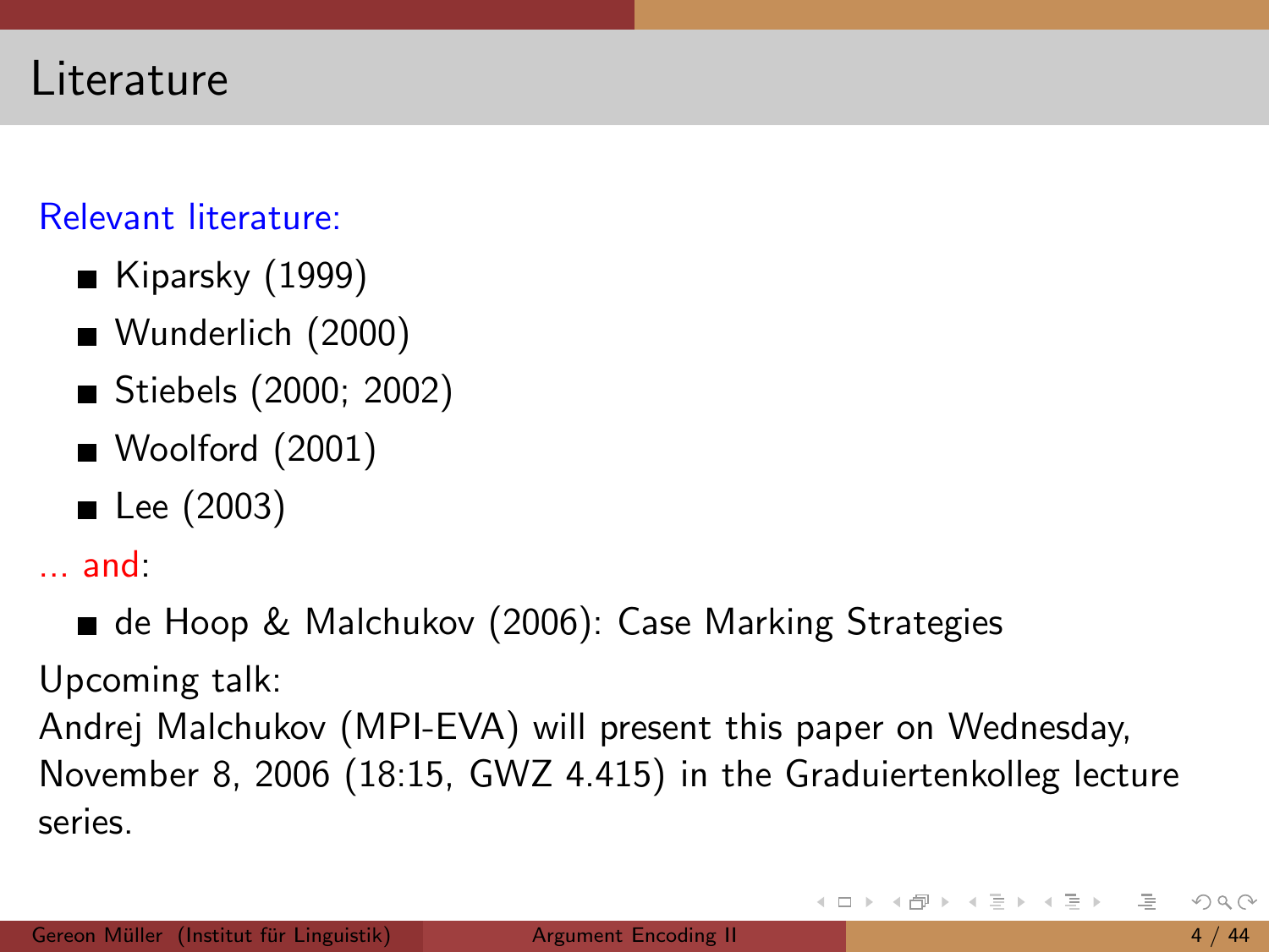# Literature

Relevant literature:

- Kiparsky (1999)
- Wunderlich (2000)
- Stiebels (2000; 2002)
- Woolford (2001)
- Lee (2003)

... and:

- de Hoop & Malchukov (2006): Case Marking Strategies

Upcoming talk:
Andrej Malchukov (MPI-EVA) will present this paper on Wednesday, November 8, 2006 (18:15, GWZ 4.415) in the Graduiertenkolleg lecture series.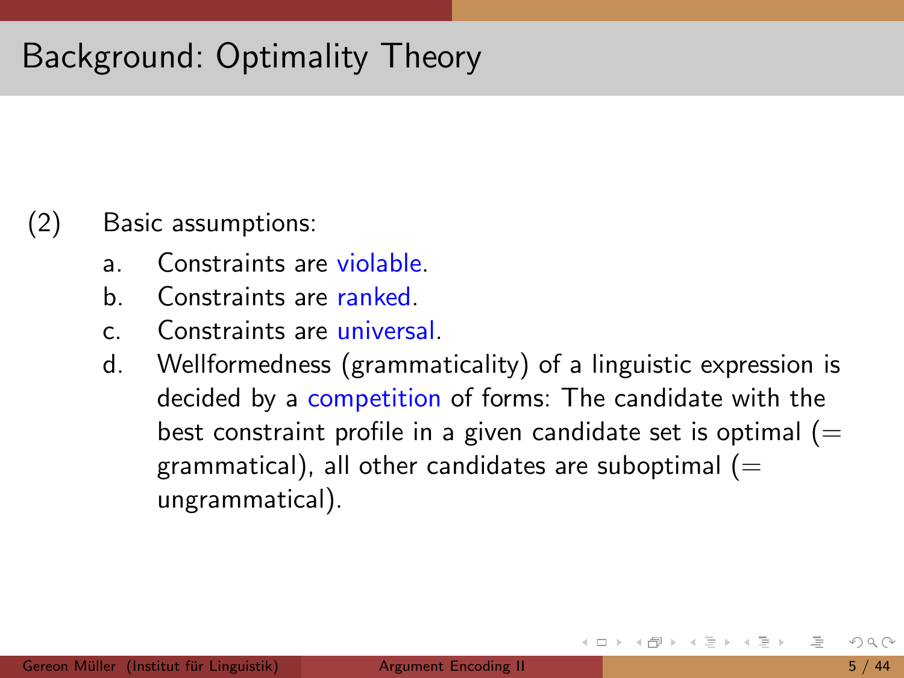# Background: Optimality Theory

(2) Basic assumptions:

a. Constraints are violable.

b. Constraints are ranked.

c. Constraints are universal.

d. Wellformedness (grammaticality) of a linguistic expression is decided by a competition of forms: The candidate with the best constraint profile in a given candidate set is optimal (= grammatical), all other candidates are suboptimal (= ungrammatical).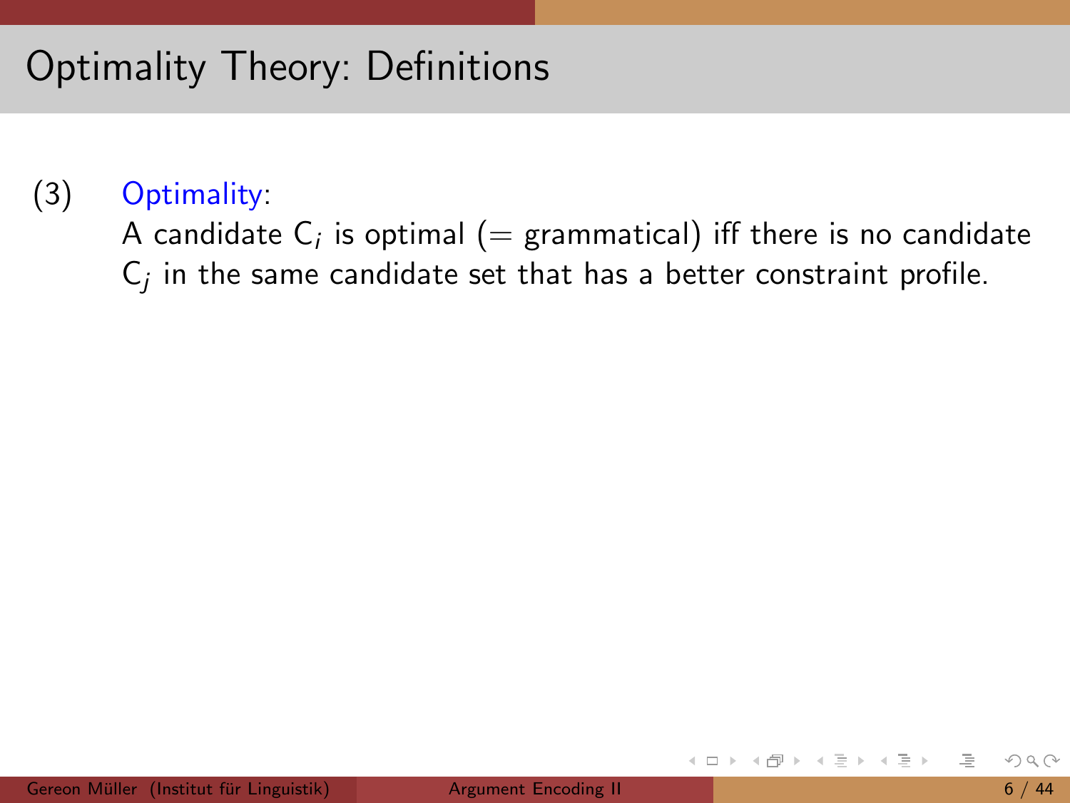# Optimality Theory: Definitions

(3) Optimality:
A candidate $C_i$ is optimal (= grammatical) iff there is no candidate $C_j$ in the same candidate set that has a better constraint profile.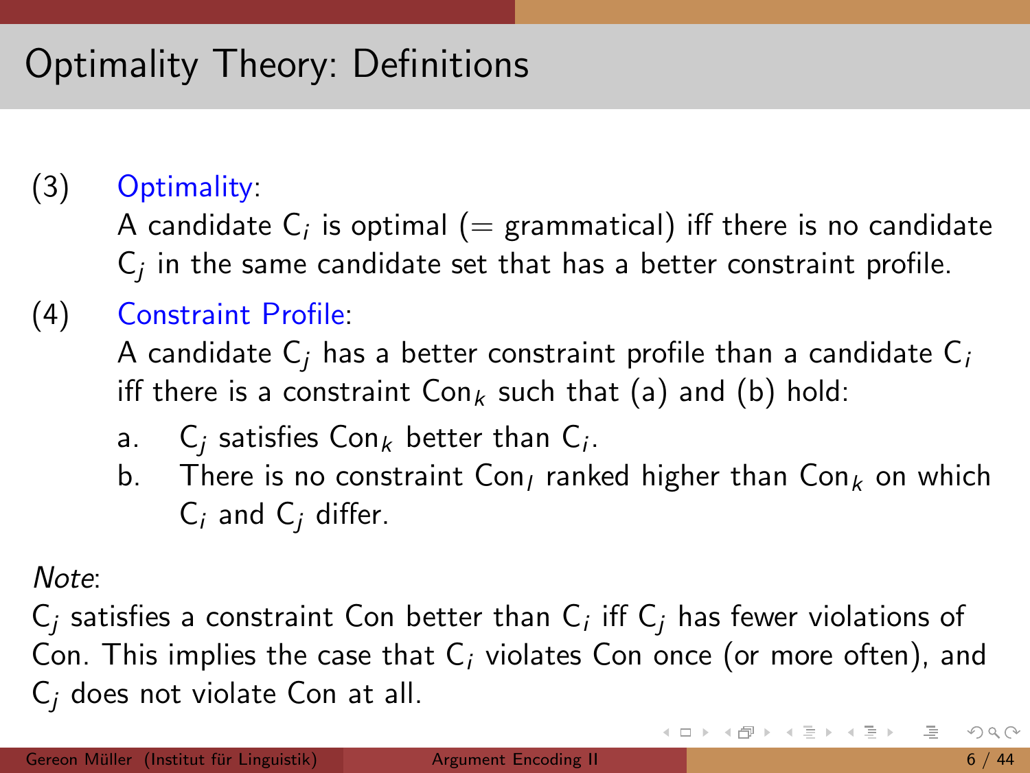# Optimality Theory: Definitions

(3) Optimality:

A candidate $C_i$ is optimal (= grammatical) iff there is no candidate $C_j$ in the same candidate set that has a better constraint profile.

(4) Constraint Profile:

A candidate $C_j$ has a better constraint profile than a candidate $C_i$ iff there is a constraint $Con_k$ such that (a) and (b) hold:

a. $C_j$ satisfies $Con_k$ better than $C_i$.

b. There is no constraint $Con_l$ ranked higher than $Con_k$ on which $C_i$ and $C_j$ differ.

*Note*:

$C_j$ satisfies a constraint Con better than $C_i$ iff $C_j$ has fewer violations of Con. This implies the case that $C_i$ violates Con once (or more often), and $C_j$ does not violate Con at all.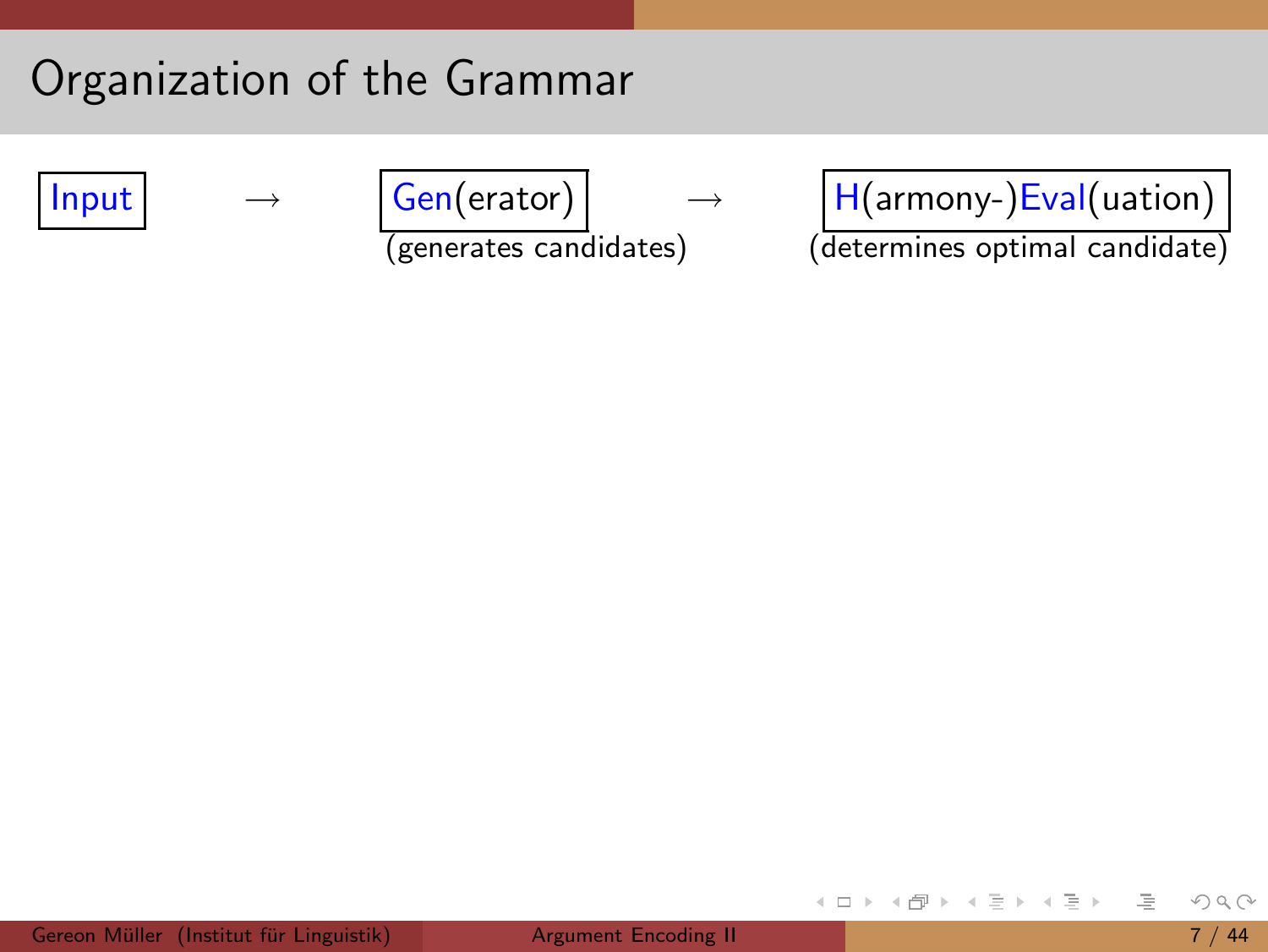# Organization of the Grammar

Input → Gen(erator) → H(armony-)Eval(uation)

(generates candidates) (determines optimal candidate)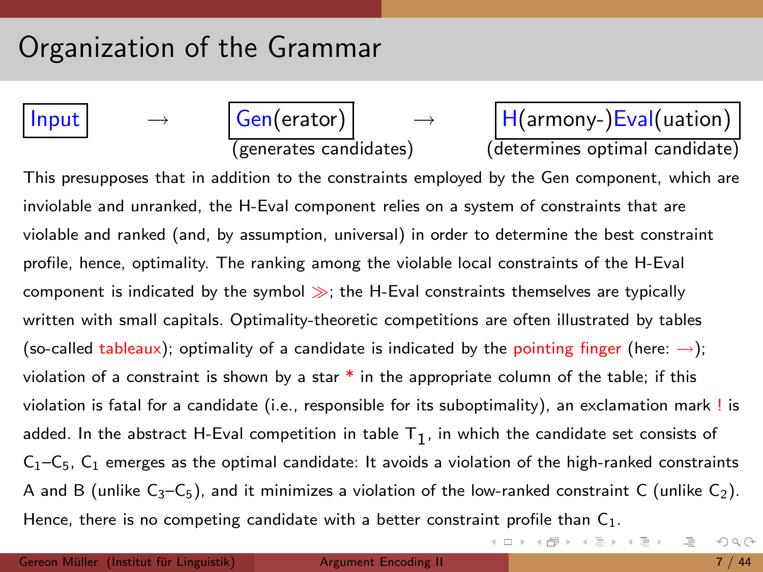# Organization of the Grammar

Input → Gen(erator) → H(armony-)Eval(uation)

(generates candidates) (determines optimal candidate)

This presupposes that in addition to the constraints employed by the Gen component, which are inviolable and unranked, the H-Eval component relies on a system of constraints that are violable and ranked (and, by assumption, universal) in order to determine the best constraint profile, hence, optimality. The ranking among the violable local constraints of the H-Eval component is indicated by the symbol ≫; the H-Eval constraints themselves are typically written with small capitals. Optimality-theoretic competitions are often illustrated by tables (so-called tableaux); optimality of a candidate is indicated by the pointing finger (here: →); violation of a constraint is shown by a star * in the appropriate column of the table; if this violation is fatal for a candidate (i.e., responsible for its suboptimality), an exclamation mark ! is added. In the abstract H-Eval competition in table $T_1$, in which the candidate set consists of $C_1$–$C_5$, $C_1$ emerges as the optimal candidate: It avoids a violation of the high-ranked constraints A and B (unlike $C_3$–$C_5$), and it minimizes a violation of the low-ranked constraint C (unlike $C_2$). Hence, there is no competing candidate with a better constraint profile than $C_1$.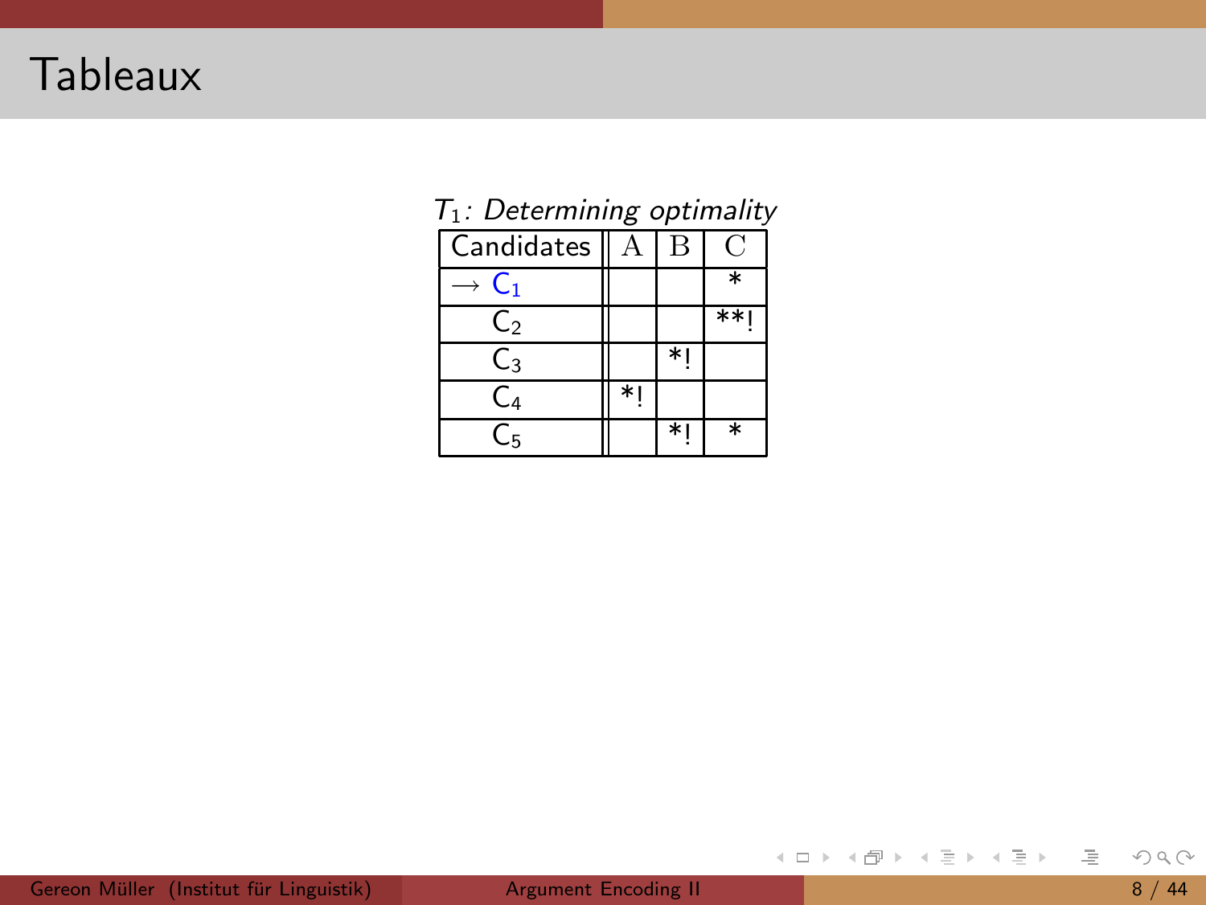# Tableaux

*$T_1$: Determining optimality*

| Candidates | A | B | C |
|---|---|---|---|
| → $C_1$ | | | * |
| $C_2$ | | | **! |
| $C_3$ | | *! | |
| $C_4$ | *! | | |
| $C_5$ | | *! | * |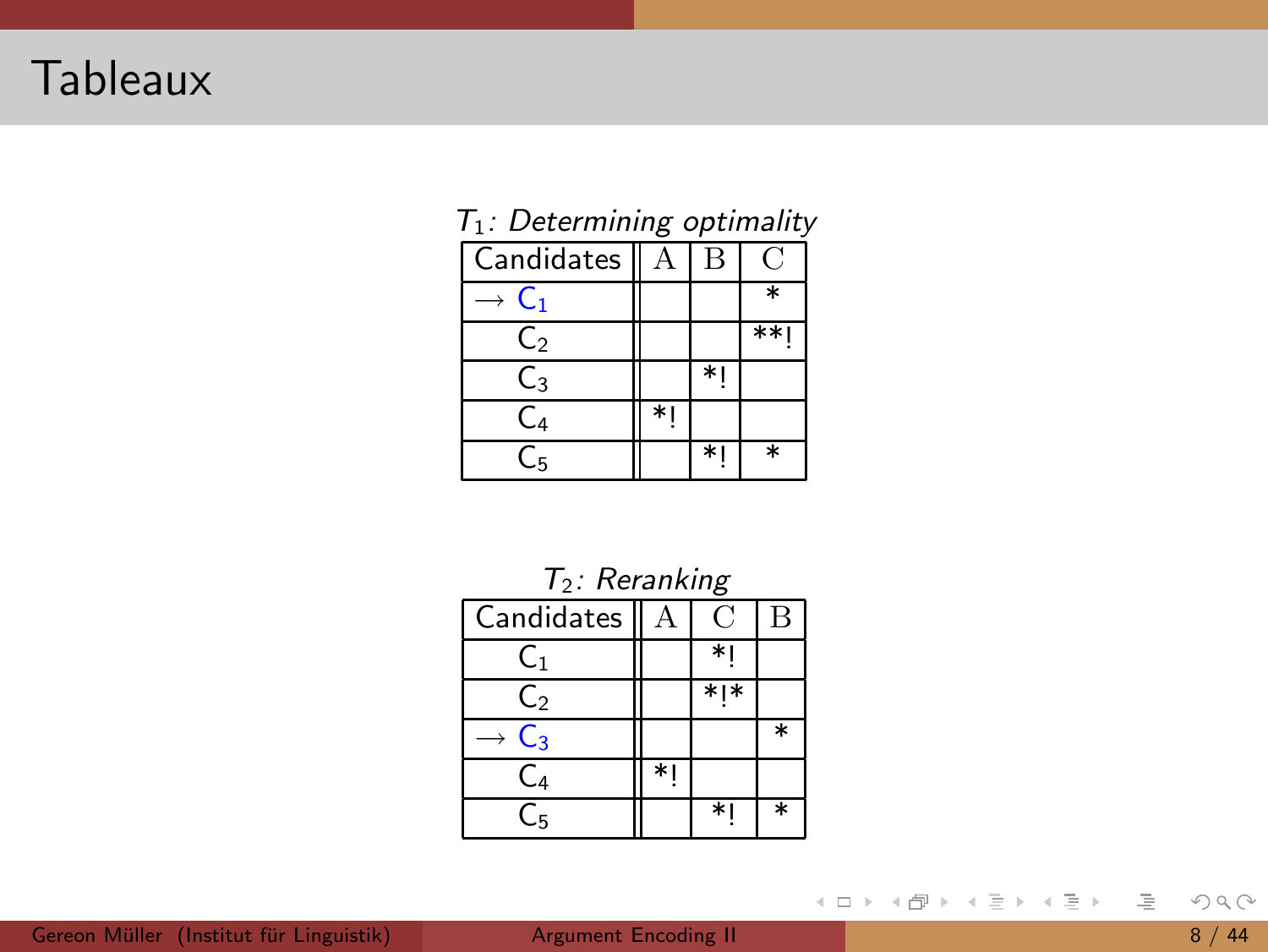# Tableaux

*$T_1$: Determining optimality*

| Candidates | A | B | C |
|---|---|---|---|
| → $C_1$ | | | * |
| $C_2$ | | | **! |
| $C_3$ | | *! | |
| $C_4$ | *! | | |
| $C_5$ | | *! | * |

*$T_2$: Reranking*

| Candidates | A | C | B |
|---|---|---|---|
| $C_1$ | | *! | |
| $C_2$ | | *!* | |
| → $C_3$ | | | * |
| $C_4$ | *! | | |
| $C_5$ | | *! | * |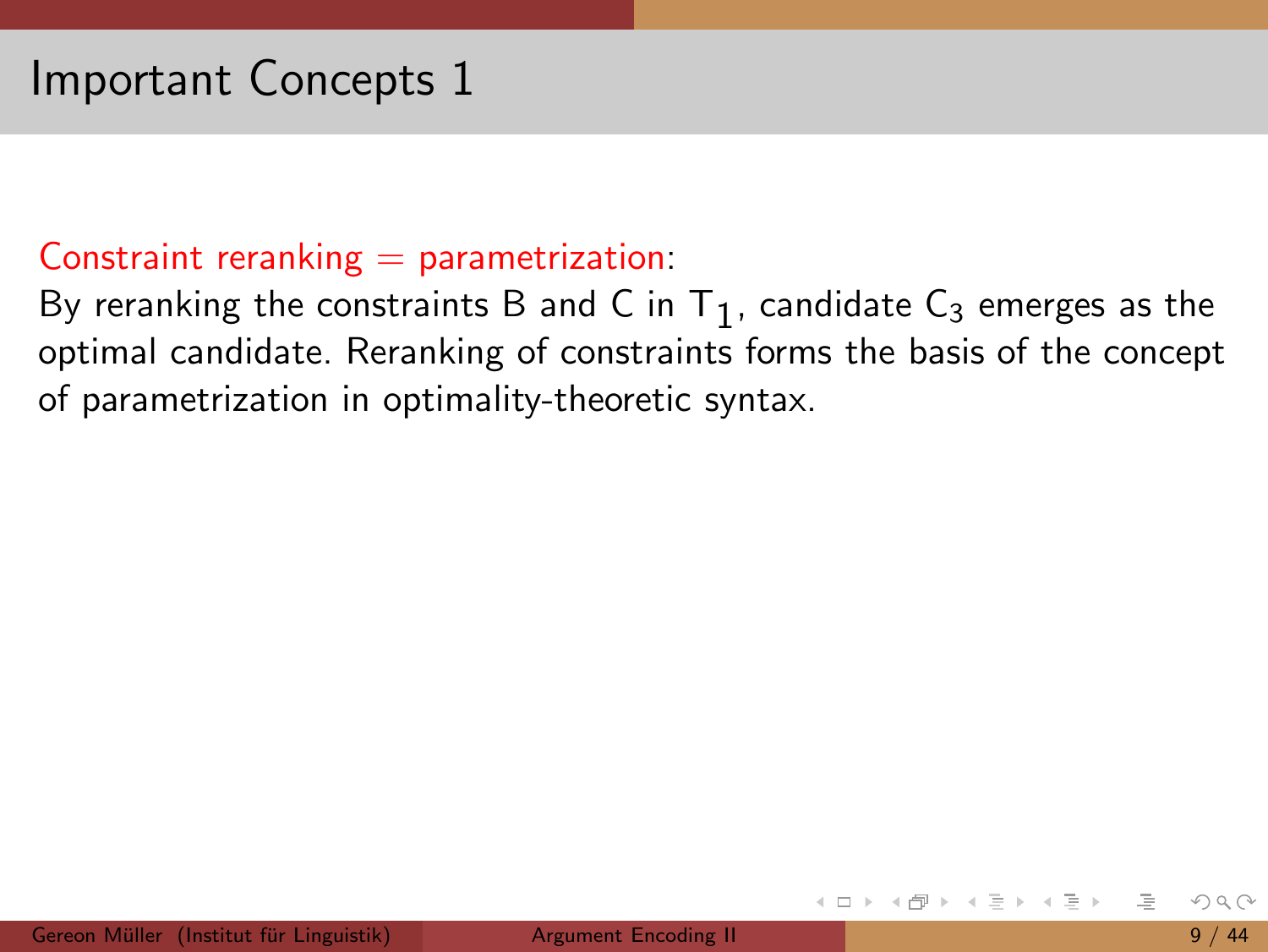# Important Concepts 1

Constraint reranking = parametrization:
By reranking the constraints B and C in $T_1$, candidate $C_3$ emerges as the optimal candidate. Reranking of constraints forms the basis of the concept of parametrization in optimality-theoretic syntax.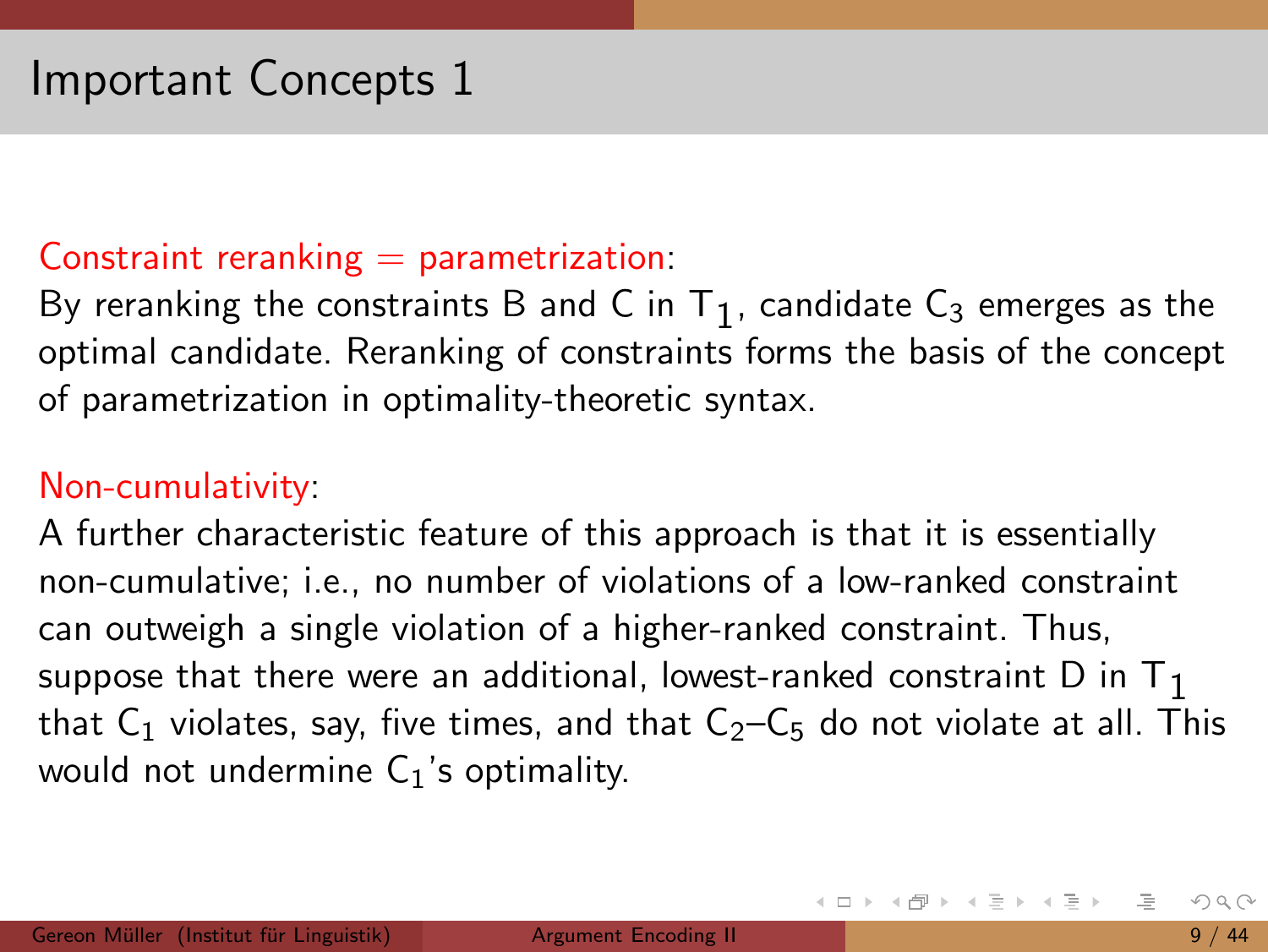# Important Concepts 1

Constraint reranking = parametrization:

By reranking the constraints B and C in $T_1$, candidate $C_3$ emerges as the optimal candidate. Reranking of constraints forms the basis of the concept of parametrization in optimality-theoretic syntax.

Non-cumulativity:

A further characteristic feature of this approach is that it is essentially non-cumulative; i.e., no number of violations of a low-ranked constraint can outweigh a single violation of a higher-ranked constraint. Thus, suppose that there were an additional, lowest-ranked constraint D in $T_1$ that $C_1$ violates, say, five times, and that $C_2$–$C_5$ do not violate at all. This would not undermine $C_1$'s optimality.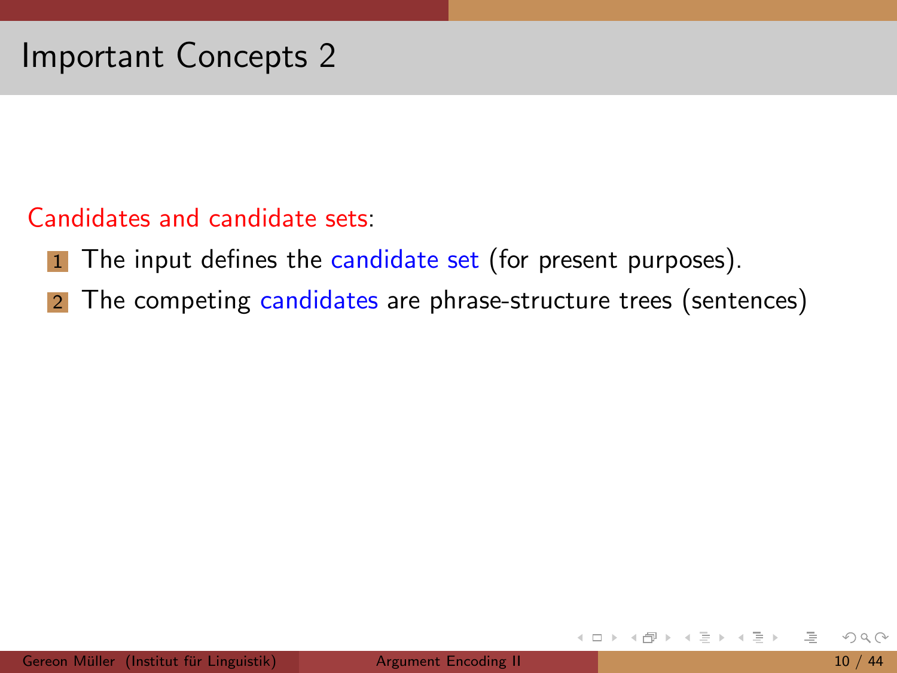# Important Concepts 2

Candidates and candidate sets:

1. The input defines the candidate set (for present purposes).
2. The competing candidates are phrase-structure trees (sentences)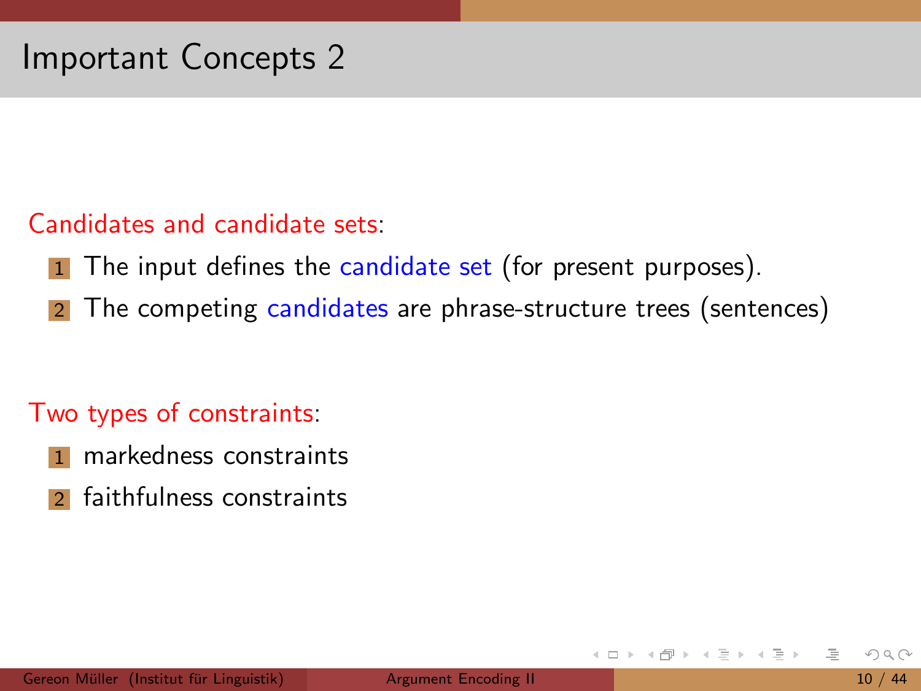# Important Concepts 2

Candidates and candidate sets:

1. The input defines the candidate set (for present purposes).
2. The competing candidates are phrase-structure trees (sentences)

Two types of constraints:

1. markedness constraints
2. faithfulness constraints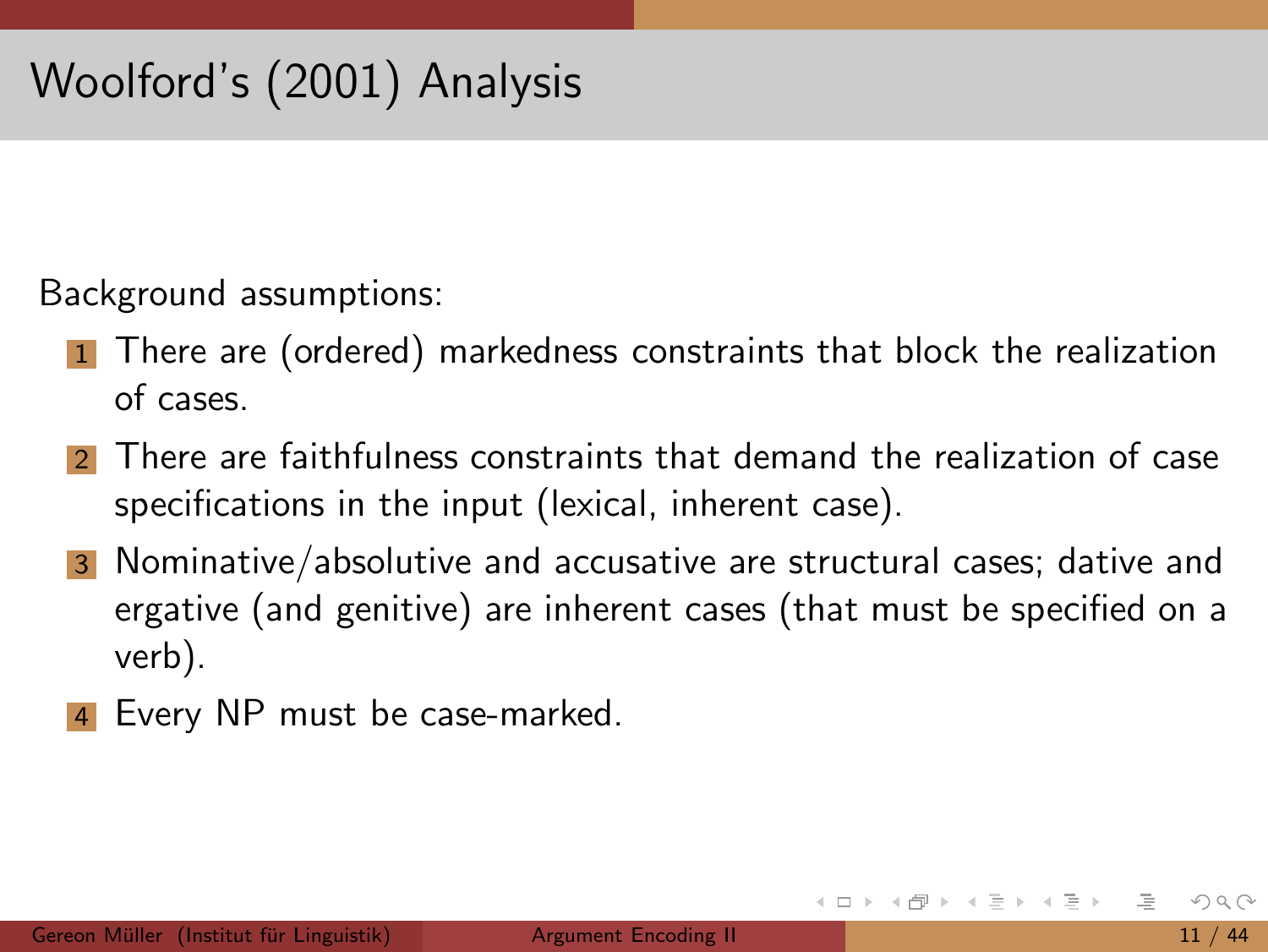# Woolford's (2001) Analysis

Background assumptions:

1. There are (ordered) markedness constraints that block the realization of cases.
2. There are faithfulness constraints that demand the realization of case specifications in the input (lexical, inherent case).
3. Nominative/absolutive and accusative are structural cases; dative and ergative (and genitive) are inherent cases (that must be specified on a verb).
4. Every NP must be case-marked.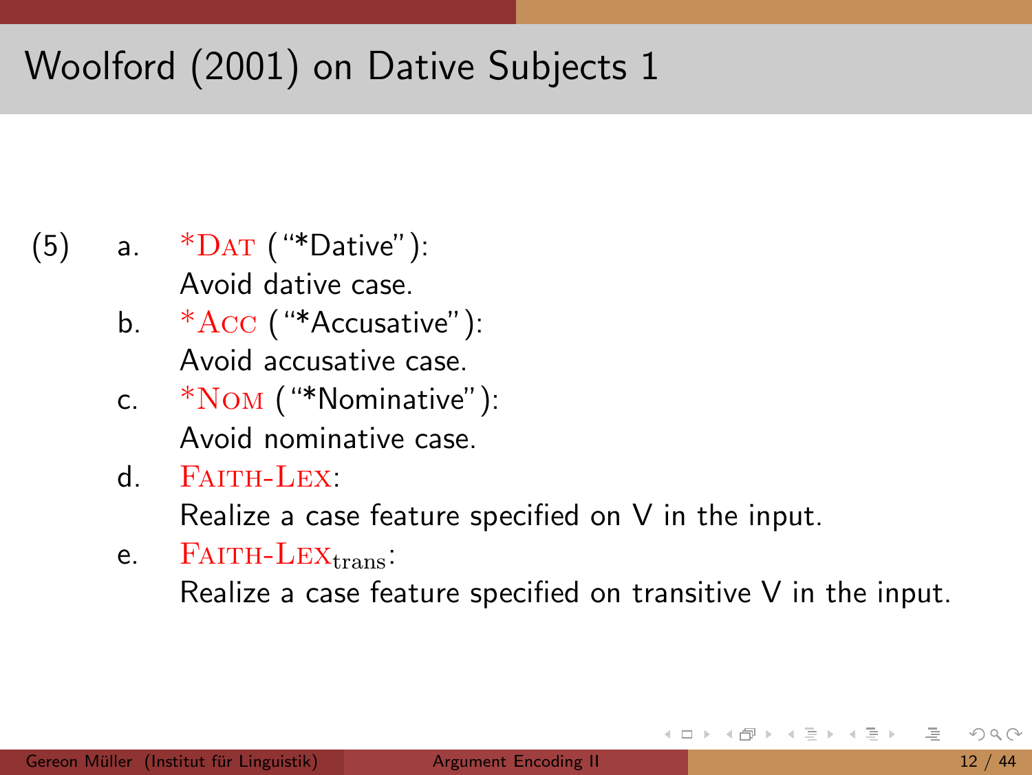# Woolford (2001) on Dative Subjects 1

(5)

a. *DAT ("*Dative"):
   Avoid dative case.

b. *ACC ("*Accusative"):
   Avoid accusative case.

c. *NOM ("*Nominative"):
   Avoid nominative case.

d. FAITH-LEX:
   Realize a case feature specified on V in the input.

e. FAITH-LEX$_{\text{trans}}$:
   Realize a case feature specified on transitive V in the input.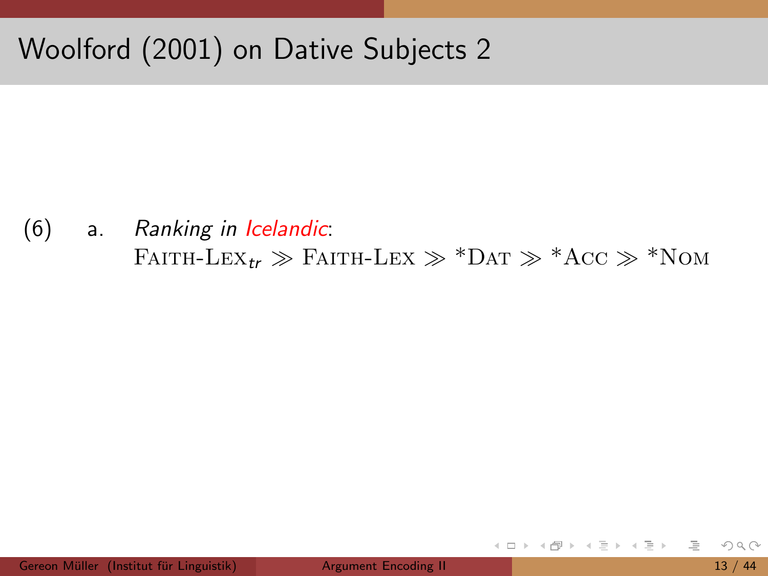# Woolford (2001) on Dative Subjects 2

(6) a. *Ranking in Icelandic*:

FAITH-LEX$_{tr}$ ≫ FAITH-LEX ≫ *DAT ≫ *ACC ≫ *NOM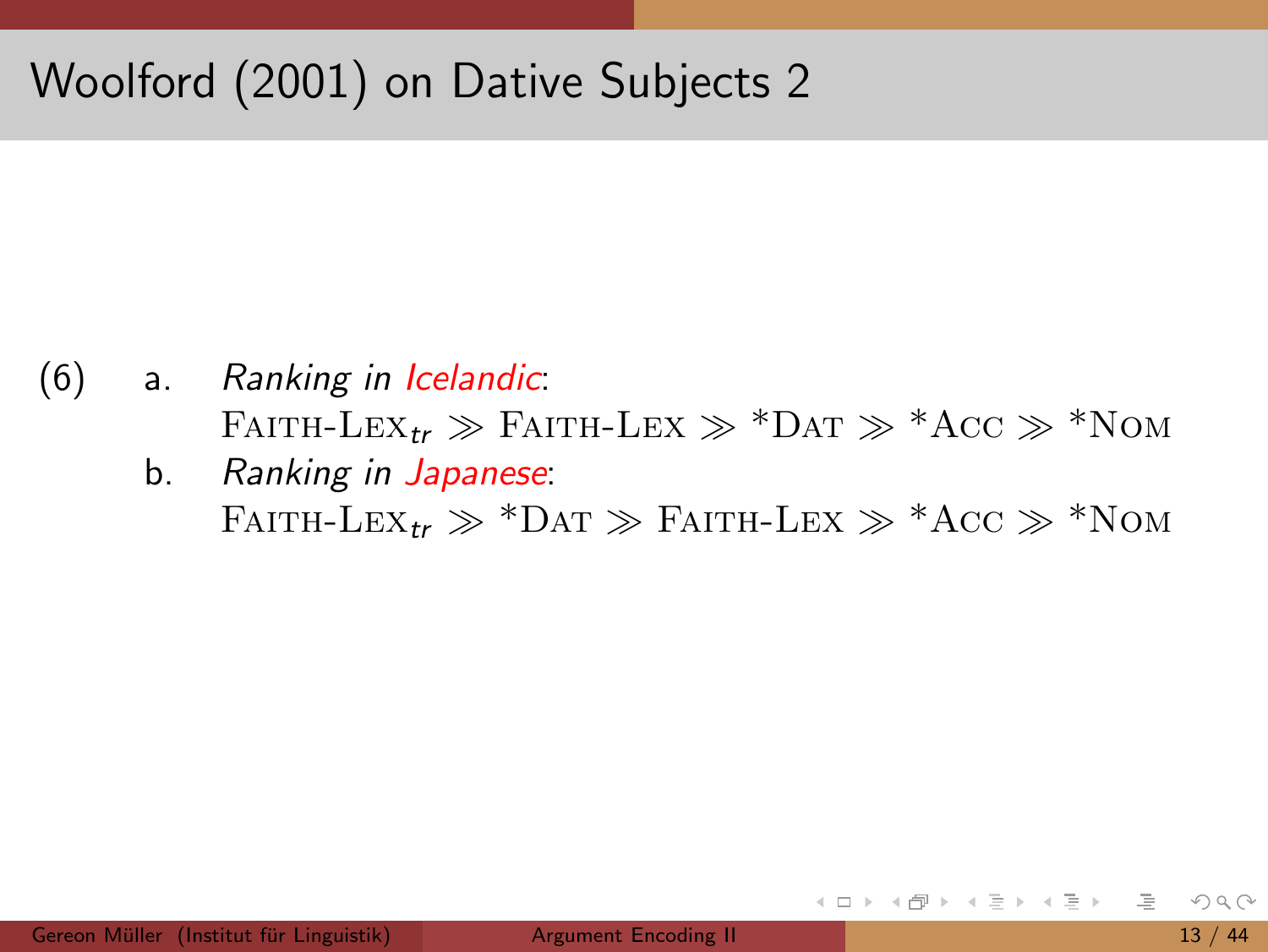# Woolford (2001) on Dative Subjects 2

(6)
  a. *Ranking in Icelandic*:
     FAITH-LEX$_{tr}$ ≫ FAITH-LEX ≫ *DAT ≫ *ACC ≫ *NOM
  b. *Ranking in Japanese*:
     FAITH-LEX$_{tr}$ ≫ *DAT ≫ FAITH-LEX ≫ *ACC ≫ *NOM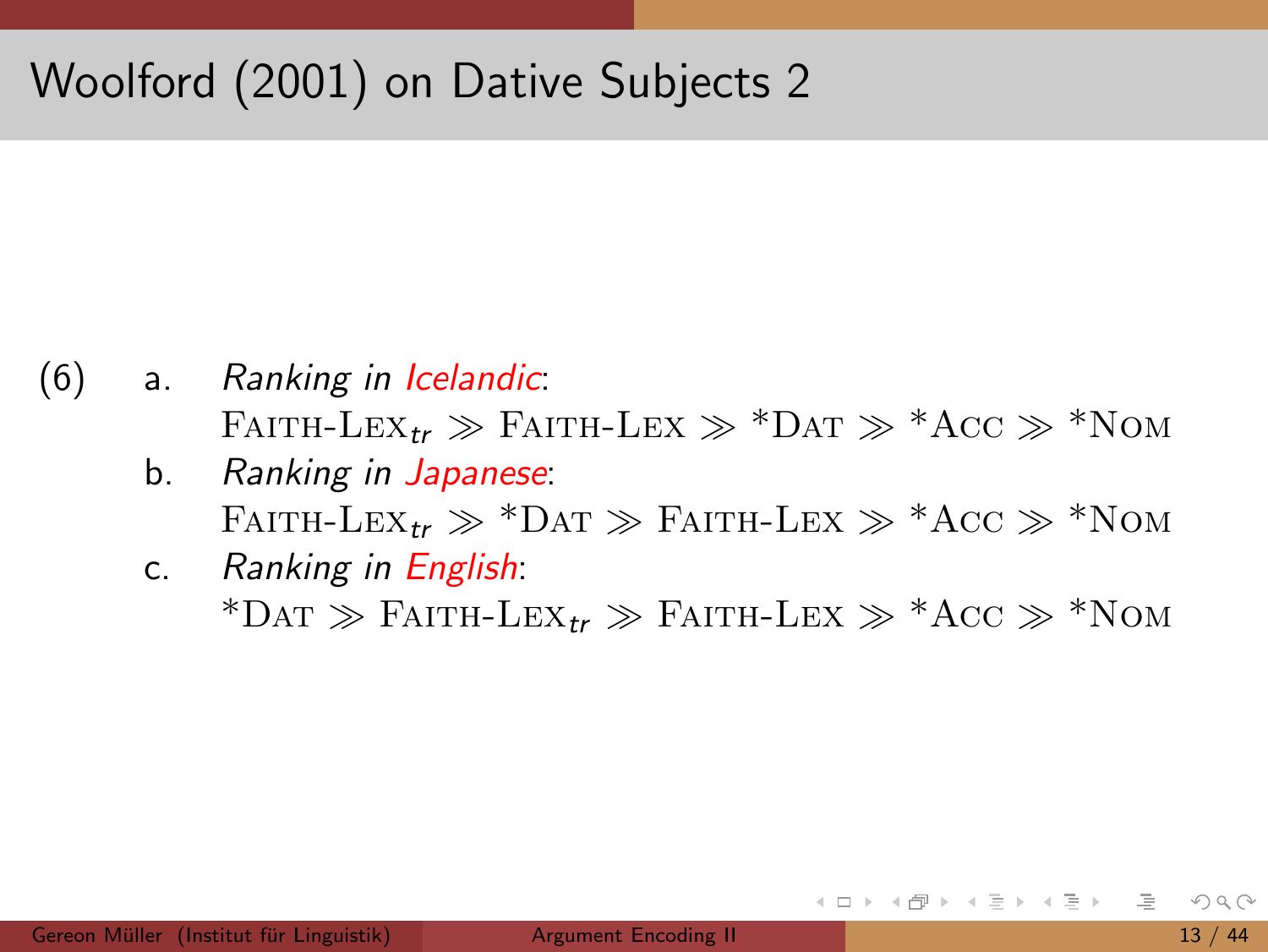# Woolford (2001) on Dative Subjects 2

(6) a. *Ranking in Icelandic*:
FAITH-LEX$_{tr}$ ≫ FAITH-LEX ≫ *DAT ≫ *ACC ≫ *NOM

b. *Ranking in Japanese*:
FAITH-LEX$_{tr}$ ≫ *DAT ≫ FAITH-LEX ≫ *ACC ≫ *NOM

c. *Ranking in English*:
*DAT ≫ FAITH-LEX$_{tr}$ ≫ FAITH-LEX ≫ *ACC ≫ *NOM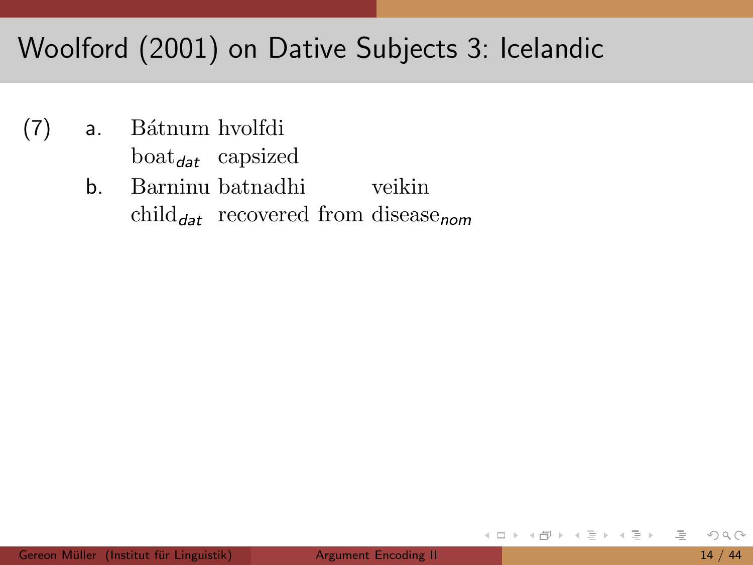# Woolford (2001) on Dative Subjects 3: Icelandic

(7)

a. Bátnum hvolfdi
   boat$_{dat}$ capsized

b. Barninu batnadhi veikin
   child$_{dat}$ recovered from disease$_{nom}$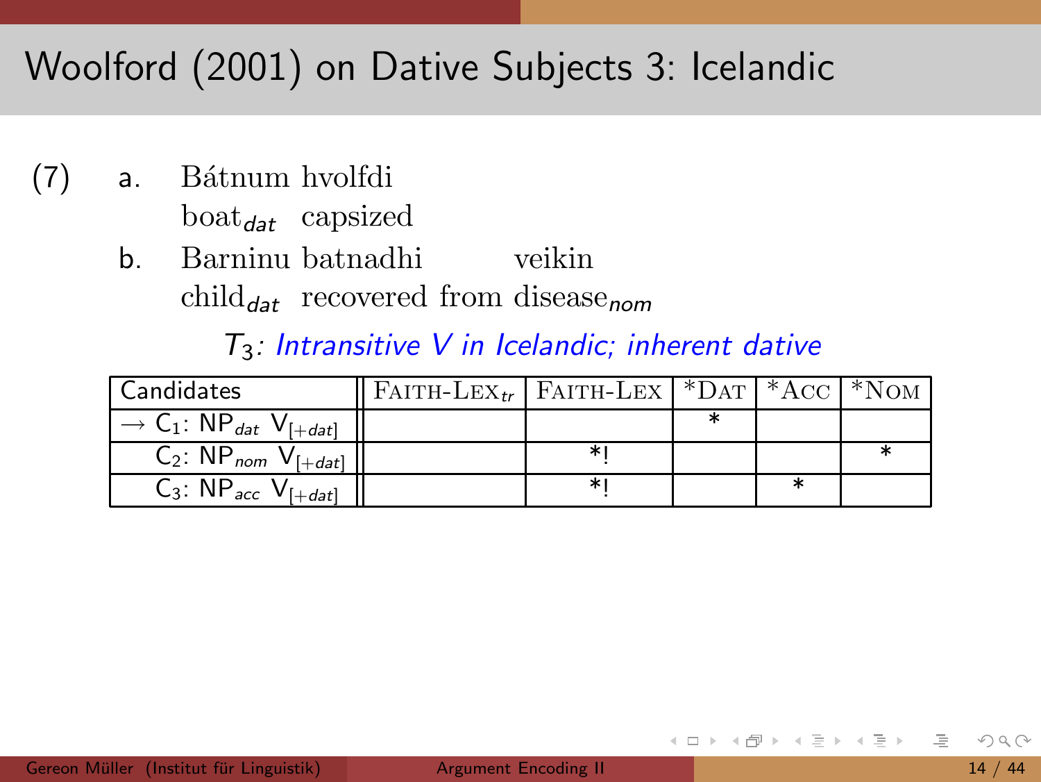# Woolford (2001) on Dative Subjects 3: Icelandic

(7)

a. Bátnum hvolfdi
   boat$_{dat}$ capsized

b. Barninu batnadhi veikin
   child$_{dat}$ recovered from disease$_{nom}$

$T_3$: *Intransitive V in Icelandic; inherent dative*

| Candidates | FAITH-LEX$_{tr}$ | FAITH-LEX | *DAT | *ACC | *NOM |
|---|---|---|---|---|---|
| → $C_1$: $NP_{dat}$ $V_{[+dat]}$ | | | * | | |
| $C_2$: $NP_{nom}$ $V_{[+dat]}$ | | *! | | | * |
| $C_3$: $NP_{acc}$ $V_{[+dat]}$ | | *! | | * | |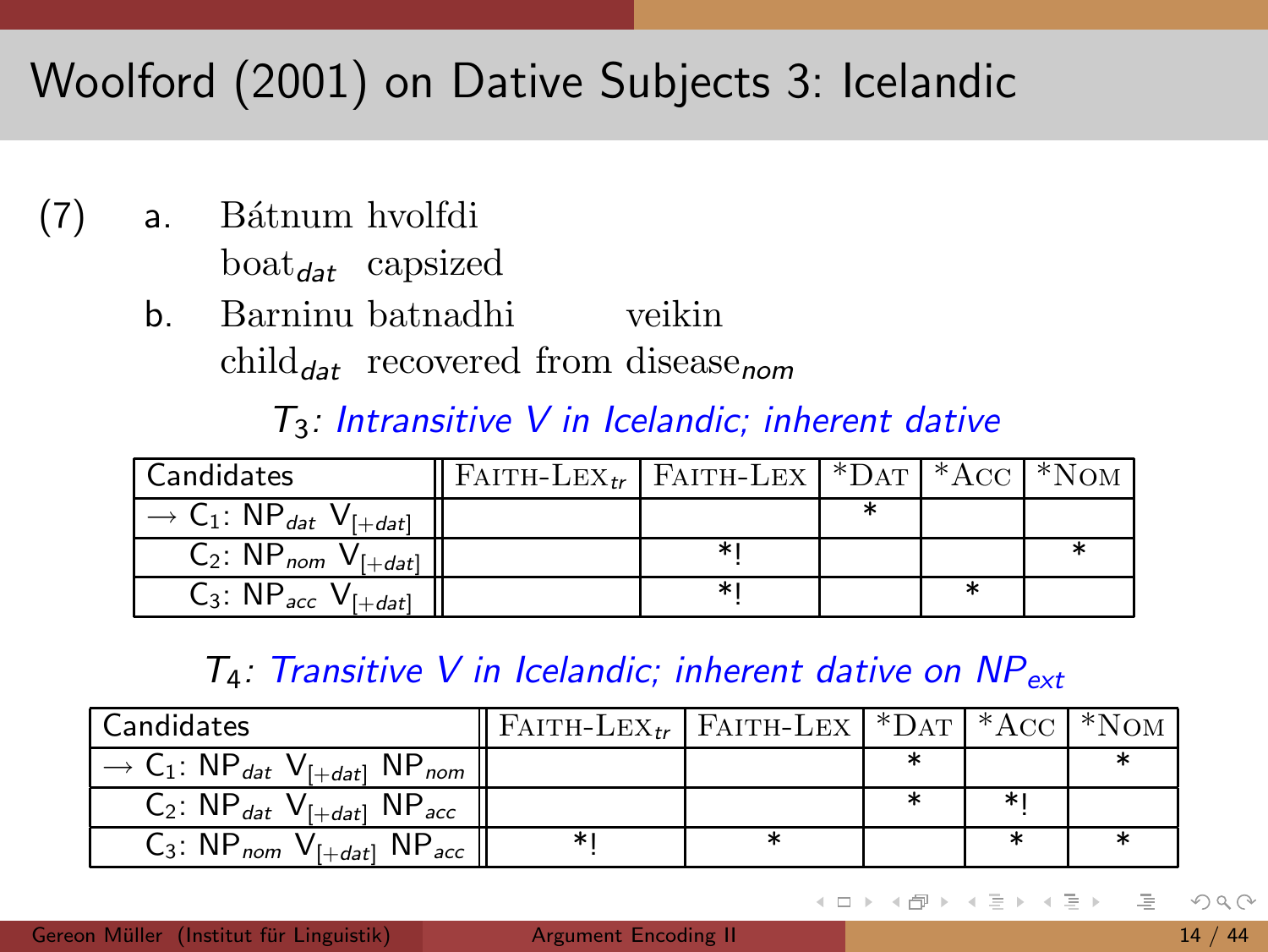# Woolford (2001) on Dative Subjects 3: Icelandic

(7)

a. Bátnum hvolfdi
   boat$_{dat}$ capsized

b. Barninu batnadhi veikin
   child$_{dat}$ recovered from disease$_{nom}$

*$T_3$: Intransitive V in Icelandic; inherent dative*

| Candidates | FAITH-LEX$_{tr}$ | FAITH-LEX | *DAT | *ACC | *NOM |
|---|---|---|---|---|---|
| → $C_1$: $NP_{dat}$ $V_{[+dat]}$ | | | * | | |
| $C_2$: $NP_{nom}$ $V_{[+dat]}$ | | *! | | | * |
| $C_3$: $NP_{acc}$ $V_{[+dat]}$ | | *! | | * | |

*$T_4$: Transitive V in Icelandic; inherent dative on $NP_{ext}$*

| Candidates | FAITH-LEX$_{tr}$ | FAITH-LEX | *DAT | *ACC | *NOM |
|---|---|---|---|---|---|
| → $C_1$: $NP_{dat}$ $V_{[+dat]}$ $NP_{nom}$ | | | * | | * |
| $C_2$: $NP_{dat}$ $V_{[+dat]}$ $NP_{acc}$ | | | * | *! | |
| $C_3$: $NP_{nom}$ $V_{[+dat]}$ $NP_{acc}$ | *! | * | | * | * |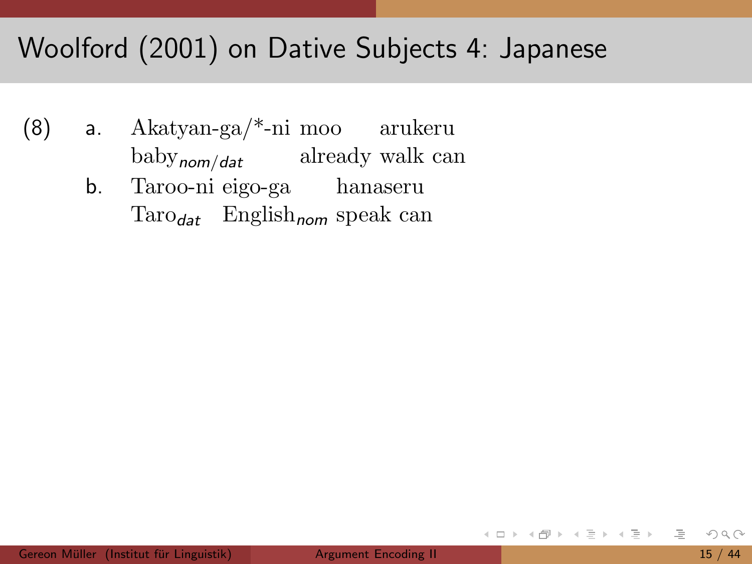# Woolford (2001) on Dative Subjects 4: Japanese

(8)

a. Akatyan-ga/*-ni moo arukeru
   baby$_{nom/dat}$ already walk can

b. Taroo-ni eigo-ga hanaseru
   Taro$_{dat}$ English$_{nom}$ speak can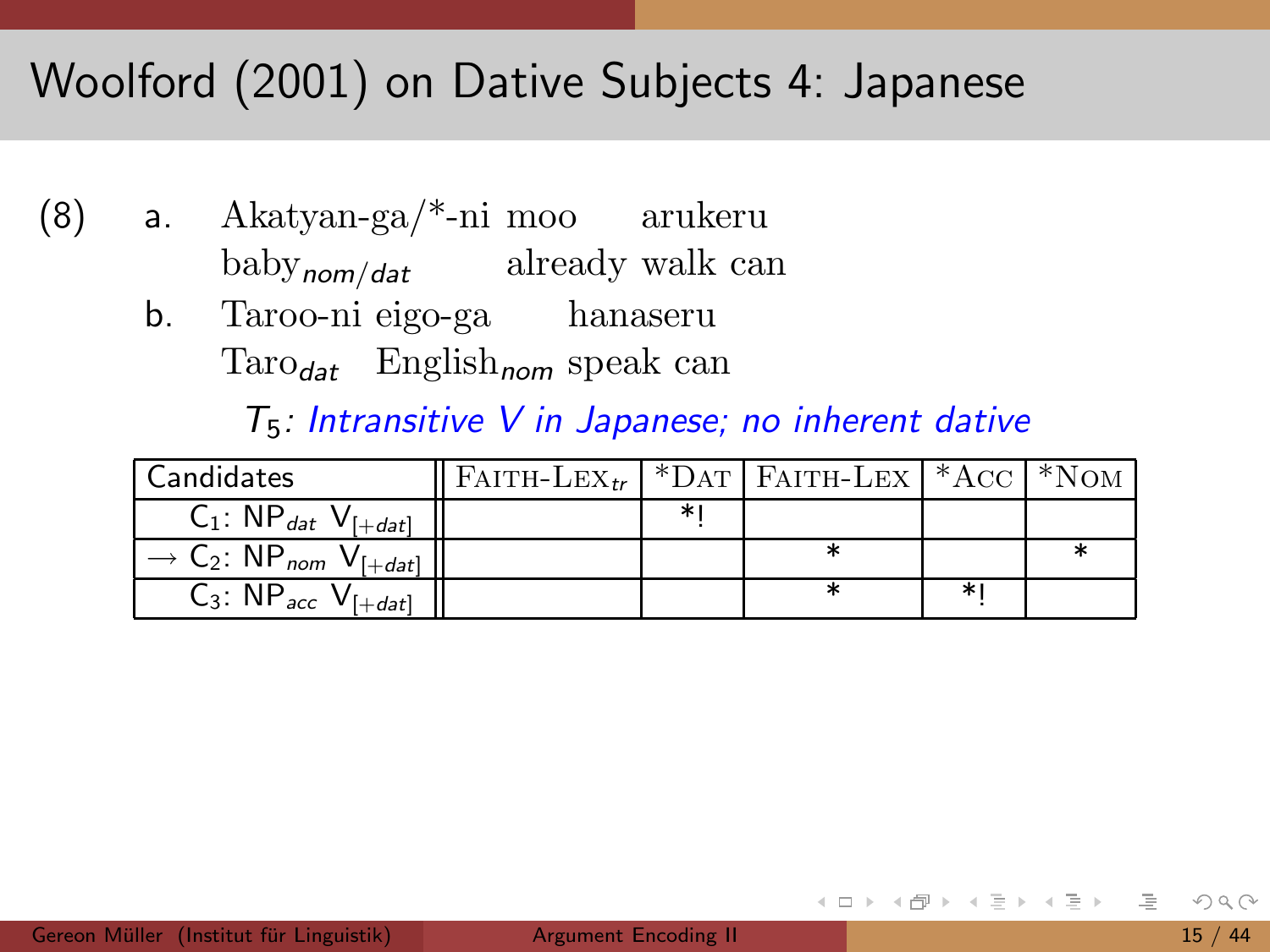# Woolford (2001) on Dative Subjects 4: Japanese

(8)

a. Akatyan-ga/*-ni moo arukeru
   $\text{baby}_{nom/dat}$ already walk can

b. Taroo-ni eigo-ga hanaseru
   $\text{Taro}_{dat}$ $\text{English}_{nom}$ speak can

*$T_5$: Intransitive V in Japanese; no inherent dative*

| Candidates | FAITH-LEX$_{tr}$ | *DAT | FAITH-LEX | *ACC | *NOM |
|---|---|---|---|---|---|
| $C_1$: $NP_{dat}$ $V_{[+dat]}$ | | *! | | | |
| → $C_2$: $NP_{nom}$ $V_{[+dat]}$ | | | * | | * |
| $C_3$: $NP_{acc}$ $V_{[+dat]}$ | | | * | *! | |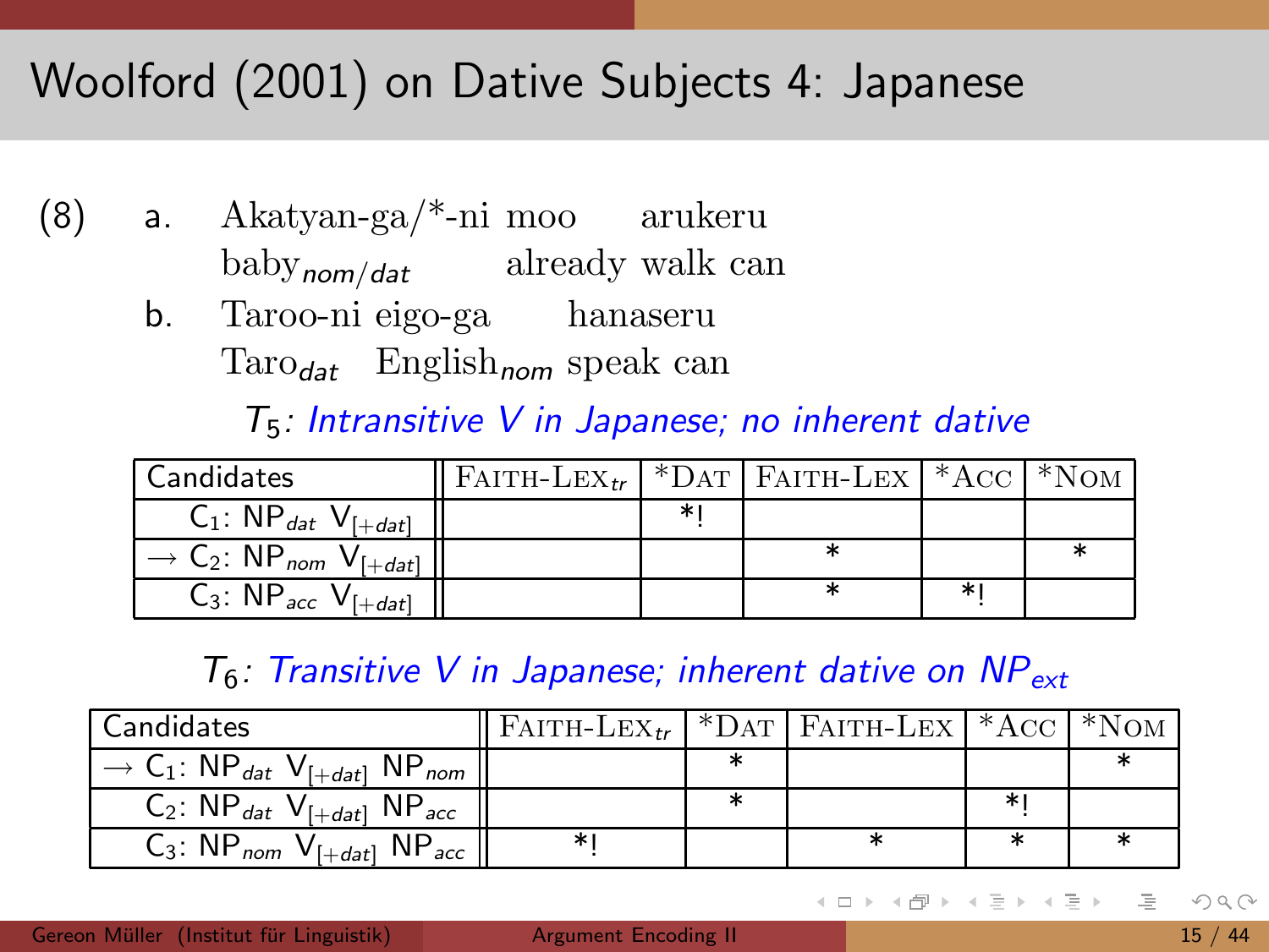# Woolford (2001) on Dative Subjects 4: Japanese

(8)

a. Akatyan-ga/*-ni moo arukeru
   $\text{baby}_{nom/dat}$ already walk can

b. Taroo-ni eigo-ga hanaseru
   $\text{Taro}_{dat}$ $\text{English}_{nom}$ speak can

*$T_5$: Intransitive V in Japanese; no inherent dative*

| Candidates | FAITH-LEX$_{tr}$ | *DAT | FAITH-LEX | *ACC | *NOM |
|---|---|---|---|---|---|
| $C_1$: $NP_{dat}$ $V_{[+dat]}$ | | *! | | | |
| → $C_2$: $NP_{nom}$ $V_{[+dat]}$ | | | * | | * |
| $C_3$: $NP_{acc}$ $V_{[+dat]}$ | | | * | *! | |

*$T_6$: Transitive V in Japanese; inherent dative on $NP_{ext}$*

| Candidates | FAITH-LEX$_{tr}$ | *DAT | FAITH-LEX | *ACC | *NOM |
|---|---|---|---|---|---|
| → $C_1$: $NP_{dat}$ $V_{[+dat]}$ $NP_{nom}$ | | * | | | * |
| $C_2$: $NP_{dat}$ $V_{[+dat]}$ $NP_{acc}$ | | * | | *! | |
| $C_3$: $NP_{nom}$ $V_{[+dat]}$ $NP_{acc}$ | *! | | * | * | * |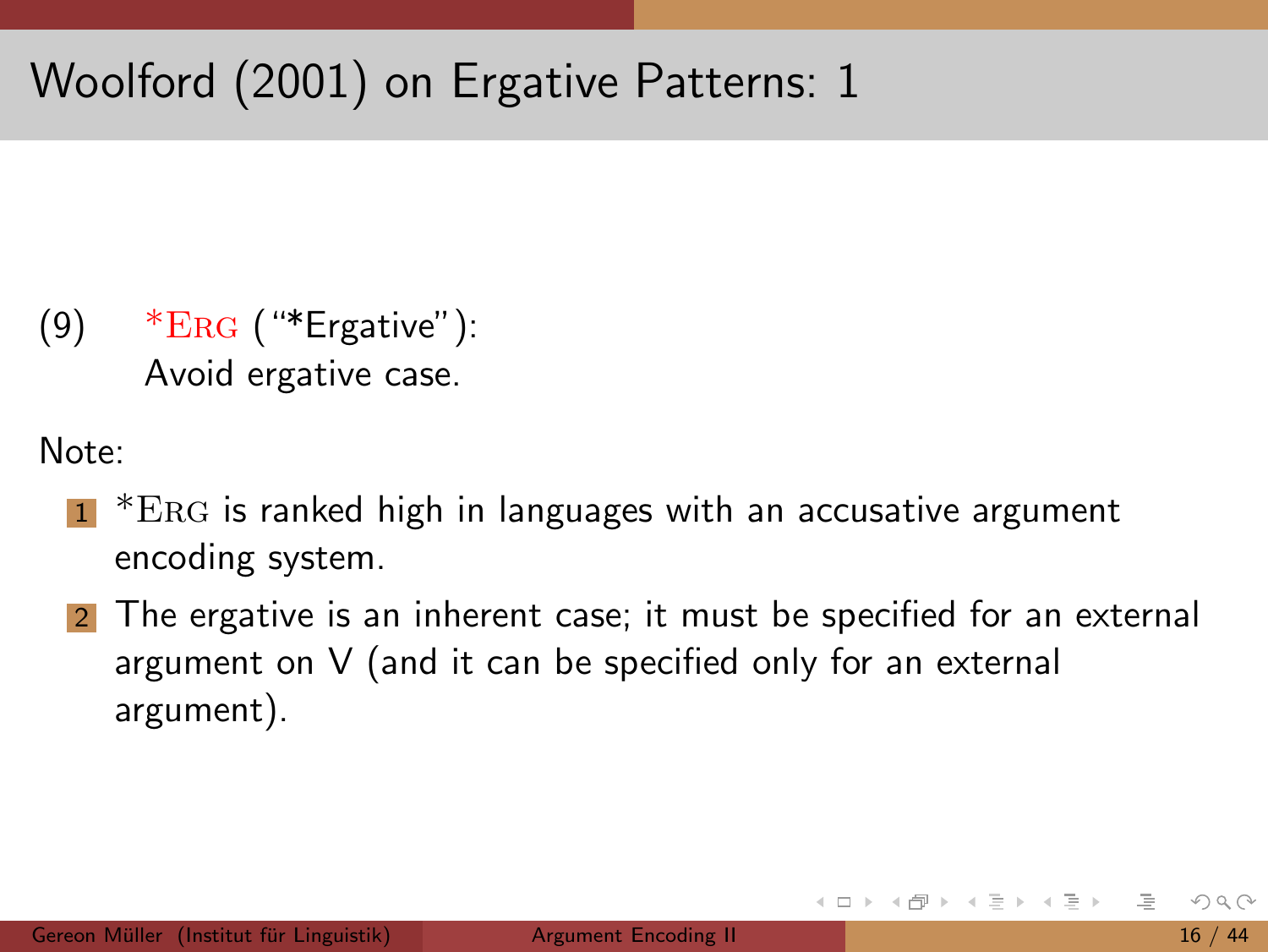# Woolford (2001) on Ergative Patterns: 1

(9) *ERG ("*Ergative"):
Avoid ergative case.

Note:

1. *ERG is ranked high in languages with an accusative argument encoding system.
2. The ergative is an inherent case; it must be specified for an external argument on V (and it can be specified only for an external argument).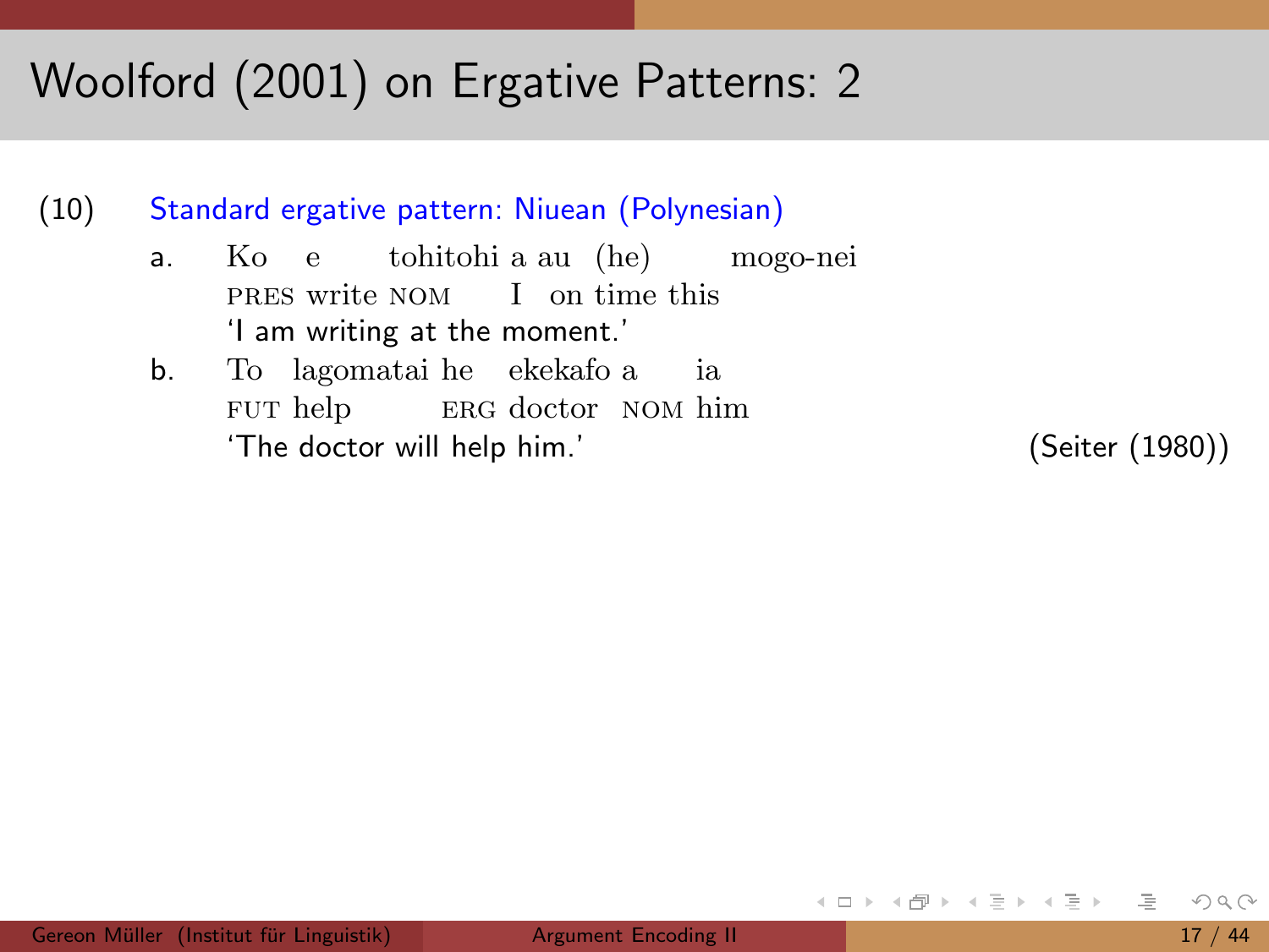# Woolford (2001) on Ergative Patterns: 2

(10) Standard ergative pattern: Niuean (Polynesian)

a. Ko e tohitohi a au (he) mogo-nei
   PRES write NOM I on time this
   'I am writing at the moment.'

b. To lagomatai he ekekafo a ia
   FUT help ERG doctor NOM him
   'The doctor will help him.' (Seiter (1980))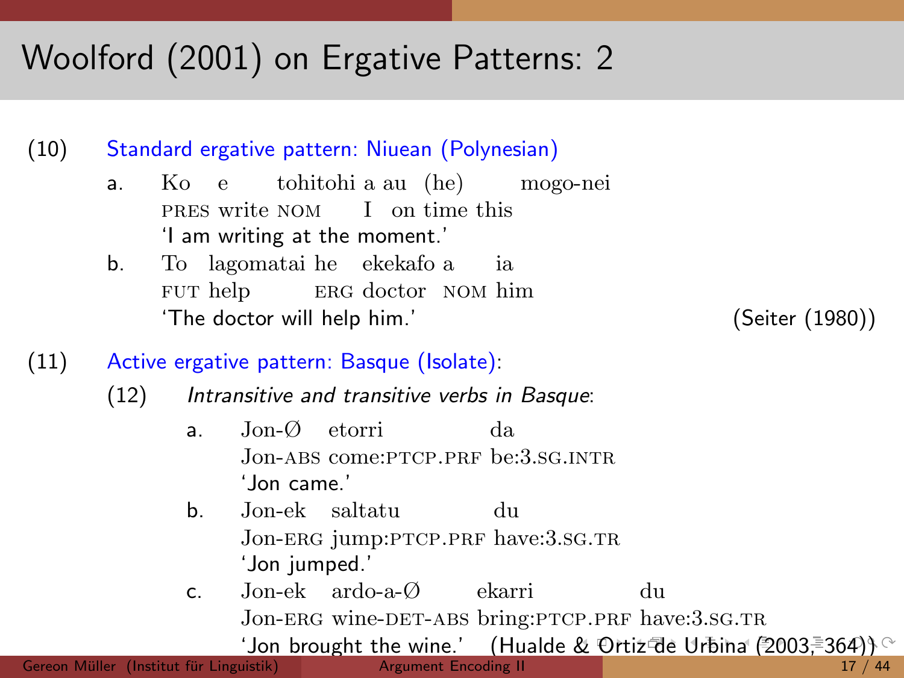# Woolford (2001) on Ergative Patterns: 2

(10) Standard ergative pattern: Niuean (Polynesian)

a. Ko e tohitohi a au (he) mogo-nei
   PRES write NOM I on time this
   'I am writing at the moment.'

b. To lagomatai he ekekafo a ia
   FUT help ERG doctor NOM him
   'The doctor will help him.' (Seiter (1980))

(11) Active ergative pattern: Basque (Isolate):

(12) *Intransitive and transitive verbs in Basque*:

a. Jon-∅ etorri da
   Jon-ABS come:PTCP.PRF be:3.SG.INTR
   'Jon came.'

b. Jon-ek saltatu du
   Jon-ERG jump:PTCP.PRF have:3.SG.TR
   'Jon jumped.'

c. Jon-ek ardo-a-∅ ekarri du
   Jon-ERG wine-DET-ABS bring:PTCP.PRF have:3.SG.TR
   'Jon brought the wine.' (Hualde & Ortiz de Urbina (2003, 364))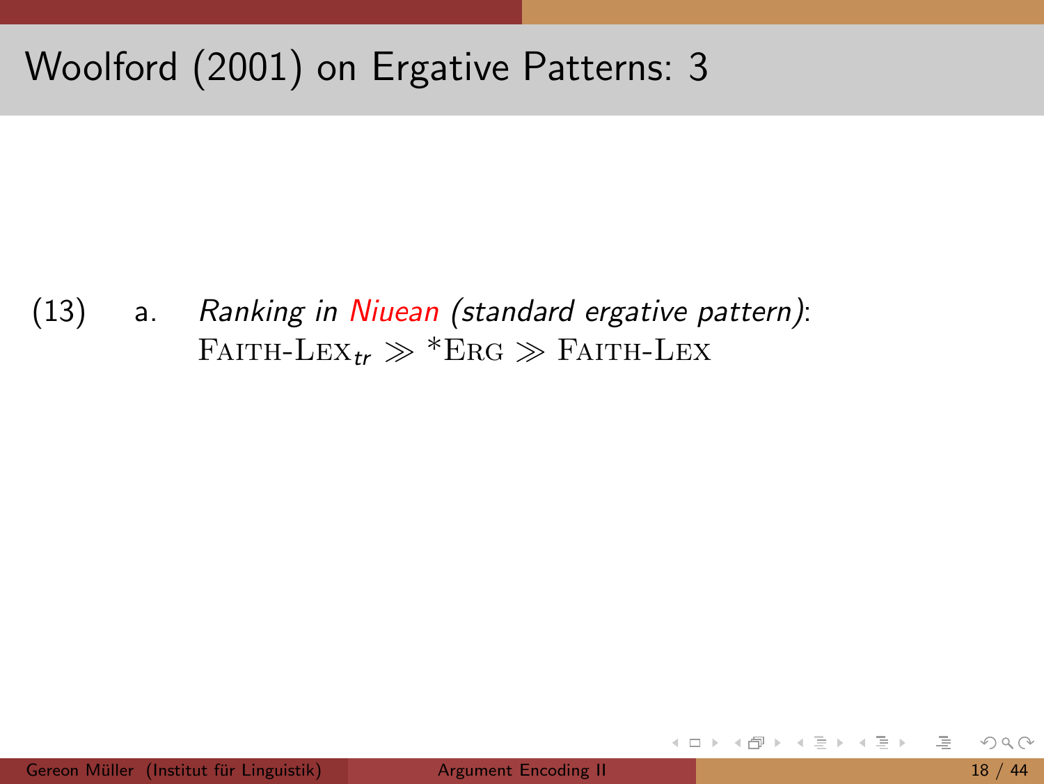# Woolford (2001) on Ergative Patterns: 3

(13) a. *Ranking in Niuean (standard ergative pattern)*:
FAITH-LEX$_{tr}$ ≫ *ERG ≫ FAITH-LEX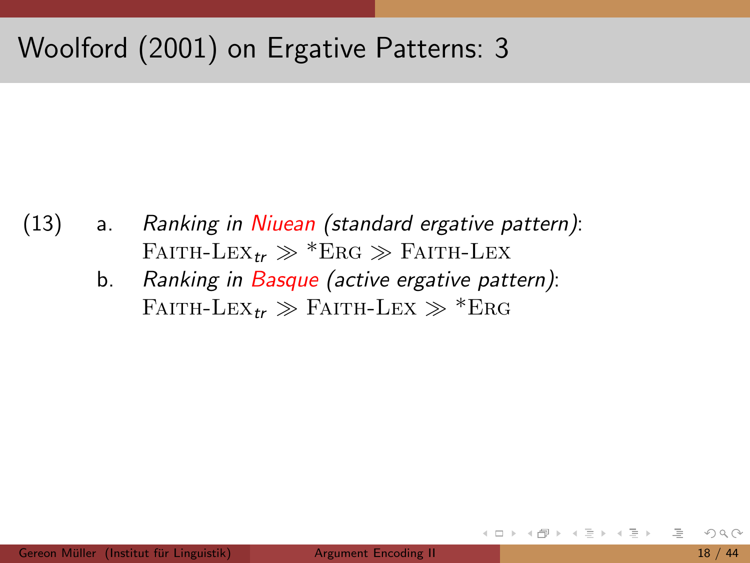# Woolford (2001) on Ergative Patterns: 3

(13)

a. *Ranking in Niuean (standard ergative pattern)*:
FAITH-LEX$_{tr}$ ≫ *ERG ≫ FAITH-LEX

b. *Ranking in Basque (active ergative pattern)*:
FAITH-LEX$_{tr}$ ≫ FAITH-LEX ≫ *ERG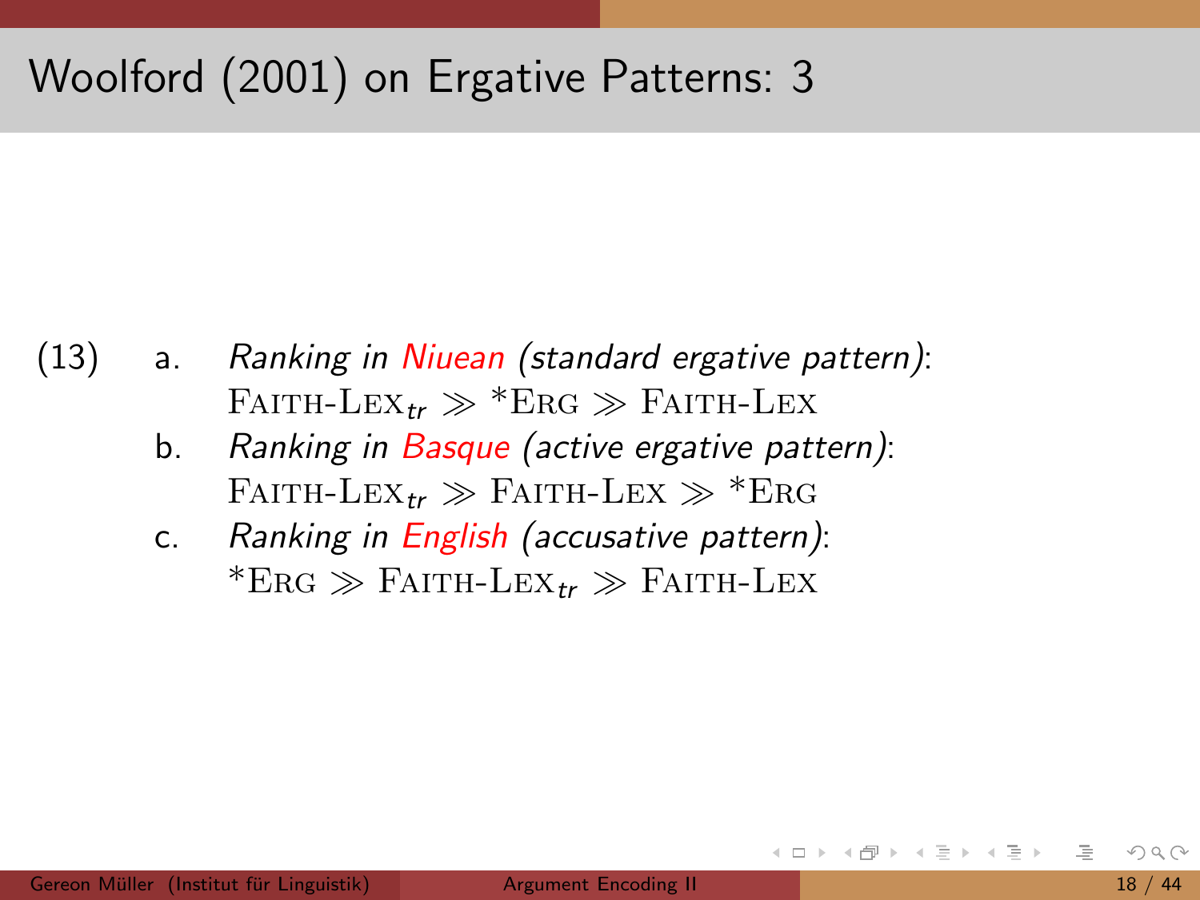# Woolford (2001) on Ergative Patterns: 3

(13)

a. *Ranking in Niuean (standard ergative pattern)*:
   FAITH-LEX$_{tr}$ ≫ *ERG ≫ FAITH-LEX

b. *Ranking in Basque (active ergative pattern)*:
   FAITH-LEX$_{tr}$ ≫ FAITH-LEX ≫ *ERG

c. *Ranking in English (accusative pattern)*:
   *ERG ≫ FAITH-LEX$_{tr}$ ≫ FAITH-LEX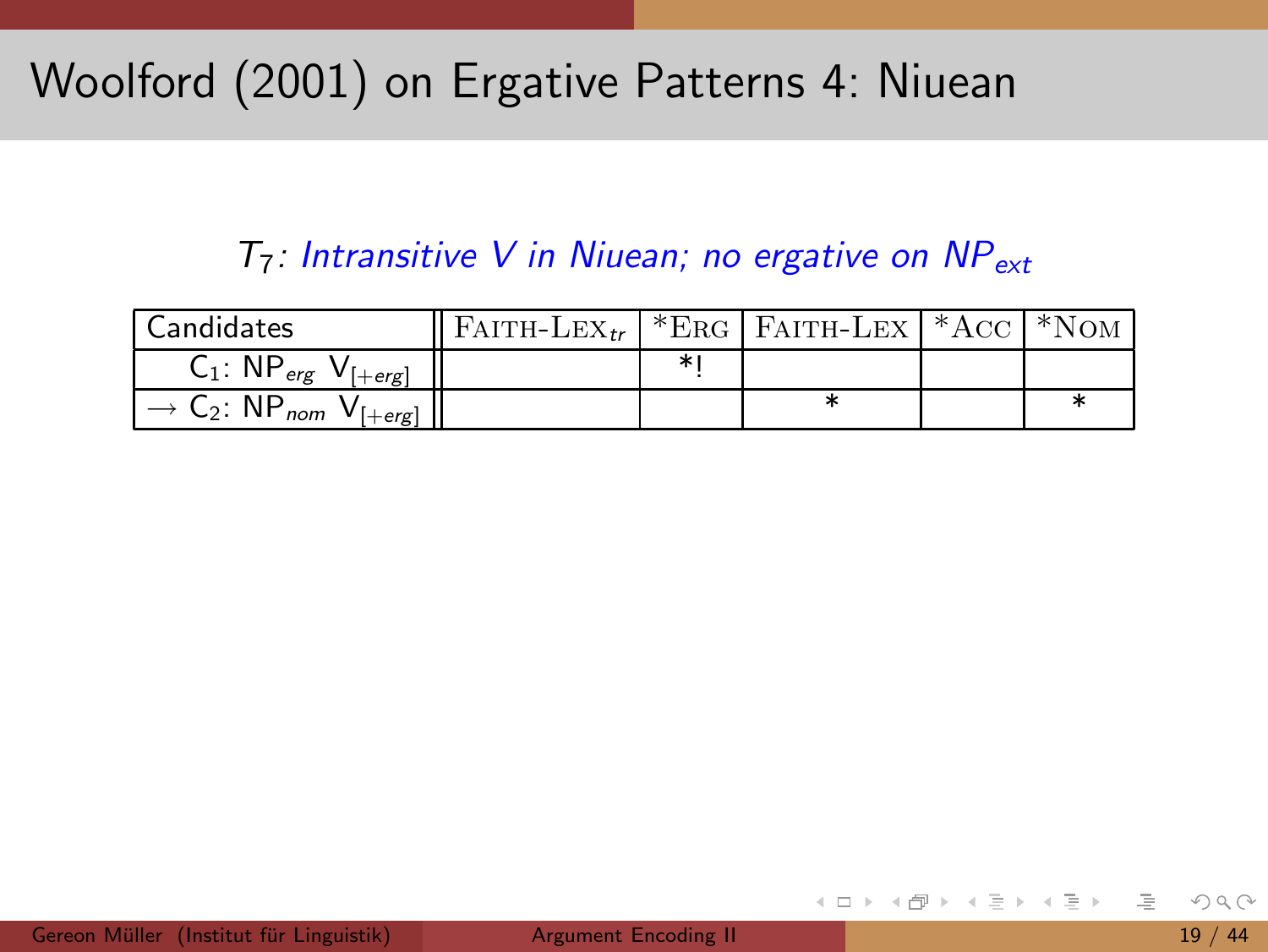# Woolford (2001) on Ergative Patterns 4: Niuean

*$T_7$: Intransitive V in Niuean; no ergative on $NP_{ext}$*

| Candidates | FAITH-LEX$_{tr}$ | *ERG | FAITH-LEX | *ACC | *NOM |
|---|---|---|---|---|---|
| $C_1$: $NP_{erg}$ $V_{[+erg]}$ | | *! | | | |
| → $C_2$: $NP_{nom}$ $V_{[+erg]}$ | | | * | | * |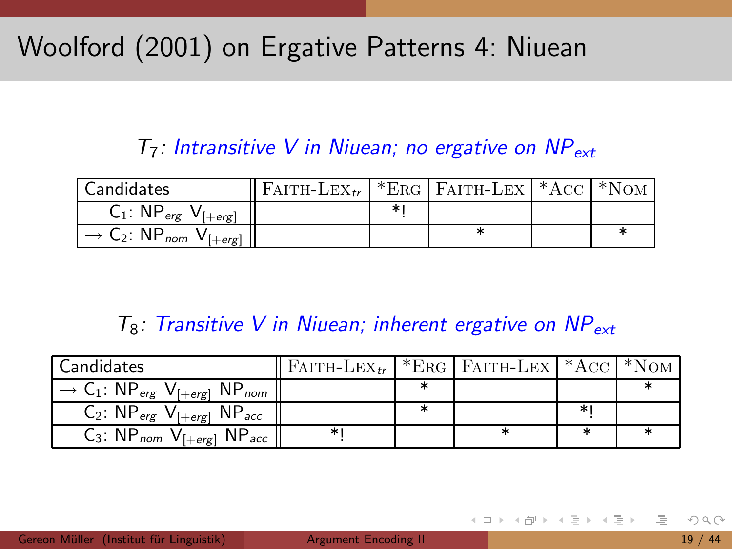# Woolford (2001) on Ergative Patterns 4: Niuean

*$T_7$: Intransitive V in Niuean; no ergative on $NP_{ext}$*

| Candidates | FAITH-LEX$_{tr}$ | *ERG | FAITH-LEX | *ACC | *NOM |
|---|---|---|---|---|---|
| $C_1$: $NP_{erg}$ $V_{[+erg]}$ | | *! | | | |
| → $C_2$: $NP_{nom}$ $V_{[+erg]}$ | | | * | | * |

*$T_8$: Transitive V in Niuean; inherent ergative on $NP_{ext}$*

| Candidates | FAITH-LEX$_{tr}$ | *ERG | FAITH-LEX | *ACC | *NOM |
|---|---|---|---|---|---|
| → $C_1$: $NP_{erg}$ $V_{[+erg]}$ $NP_{nom}$ | | * | | | * |
| $C_2$: $NP_{erg}$ $V_{[+erg]}$ $NP_{acc}$ | | * | | *! | |
| $C_3$: $NP_{nom}$ $V_{[+erg]}$ $NP_{acc}$ | *! | | * | * | * |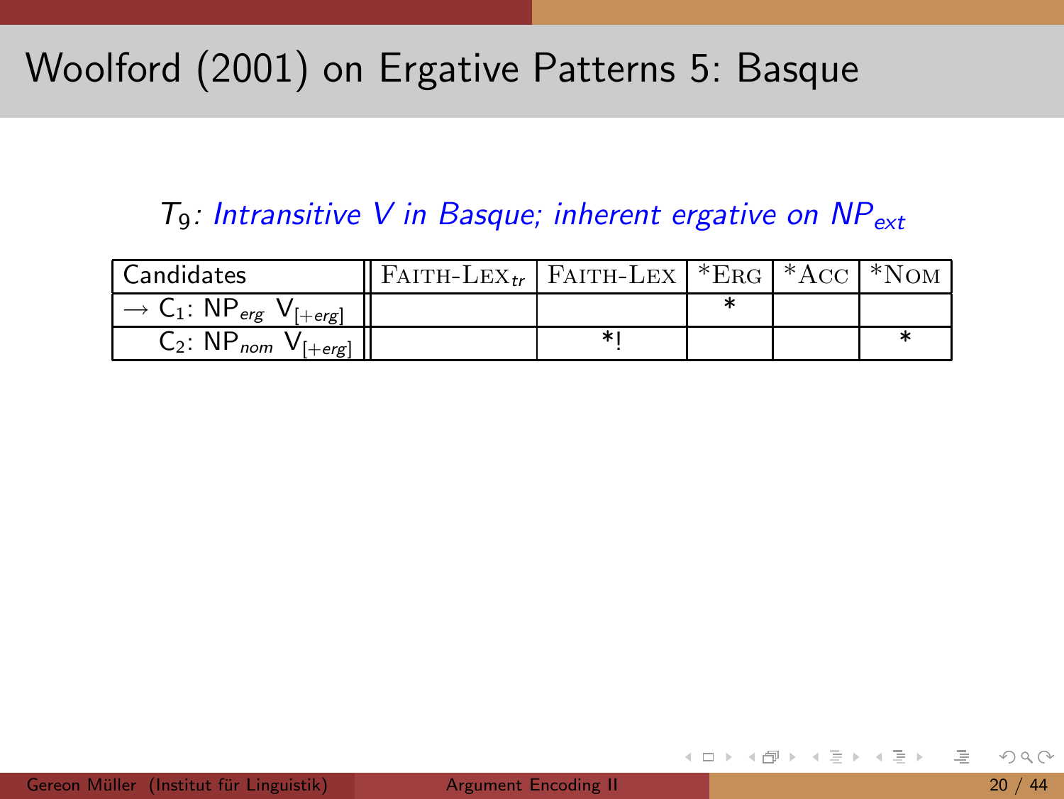# Woolford (2001) on Ergative Patterns 5: Basque

$T_9$: *Intransitive V in Basque; inherent ergative on $NP_{ext}$*

| Candidates | FAITH-LEX$_{tr}$ | FAITH-LEX | *ERG | *ACC | *NOM |
|---|---|---|---|---|---|
| → $C_1$: $NP_{erg}$ $V_{[+erg]}$ | | | * | | |
| $C_2$: $NP_{nom}$ $V_{[+erg]}$ | | *! | | | * |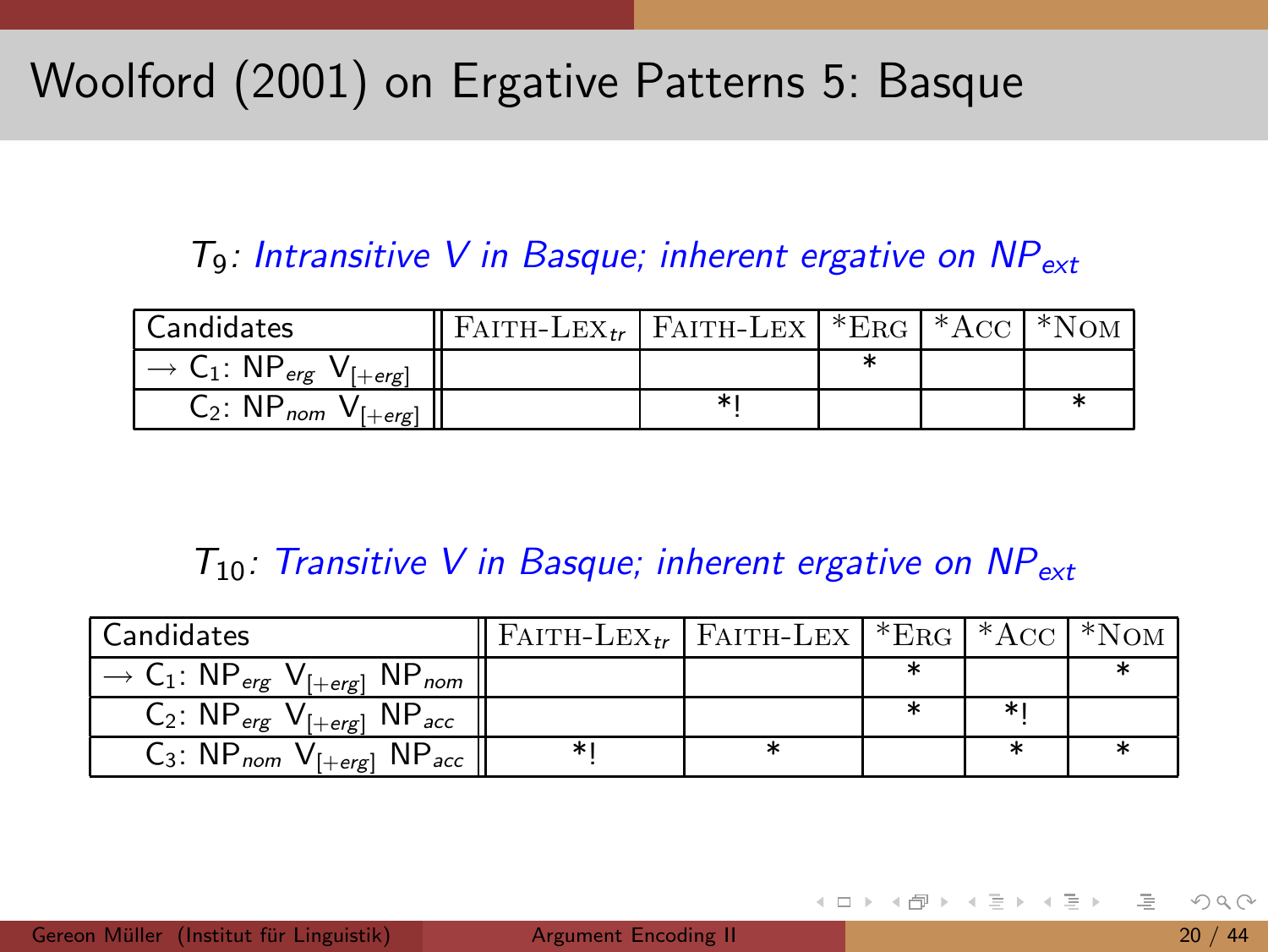# Woolford (2001) on Ergative Patterns 5: Basque

$T_9$: *Intransitive V in Basque; inherent ergative on $NP_{ext}$*

| Candidates | FAITH-LEX$_{tr}$ | FAITH-LEX | *ERG | *ACC | *NOM |
|---|---|---|---|---|---|
| → $C_1$: $NP_{erg}$ $V_{[+erg]}$ | | | * | | |
| $C_2$: $NP_{nom}$ $V_{[+erg]}$ | | *! | | | * |

$T_{10}$: *Transitive V in Basque; inherent ergative on $NP_{ext}$*

| Candidates | FAITH-LEX$_{tr}$ | FAITH-LEX | *ERG | *ACC | *NOM |
|---|---|---|---|---|---|
| → $C_1$: $NP_{erg}$ $V_{[+erg]}$ $NP_{nom}$ | | | * | | * |
| $C_2$: $NP_{erg}$ $V_{[+erg]}$ $NP_{acc}$ | | | * | *! | |
| $C_3$: $NP_{nom}$ $V_{[+erg]}$ $NP_{acc}$ | *! | * | | * | * |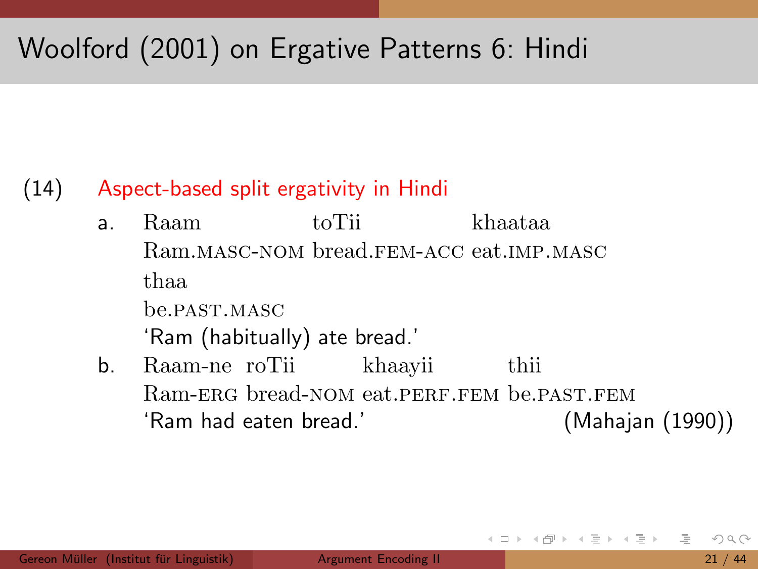# Woolford (2001) on Ergative Patterns 6: Hindi

(14) Aspect-based split ergativity in Hindi

a. Raam toTii khaataa thaa
   Ram.MASC-NOM bread.FEM-ACC eat.IMP.MASC be.PAST.MASC
   'Ram (habitually) ate bread.'

b. Raam-ne roTii khaayii thii
   Ram-ERG bread-NOM eat.PERF.FEM be.PAST.FEM
   'Ram had eaten bread.' (Mahajan (1990))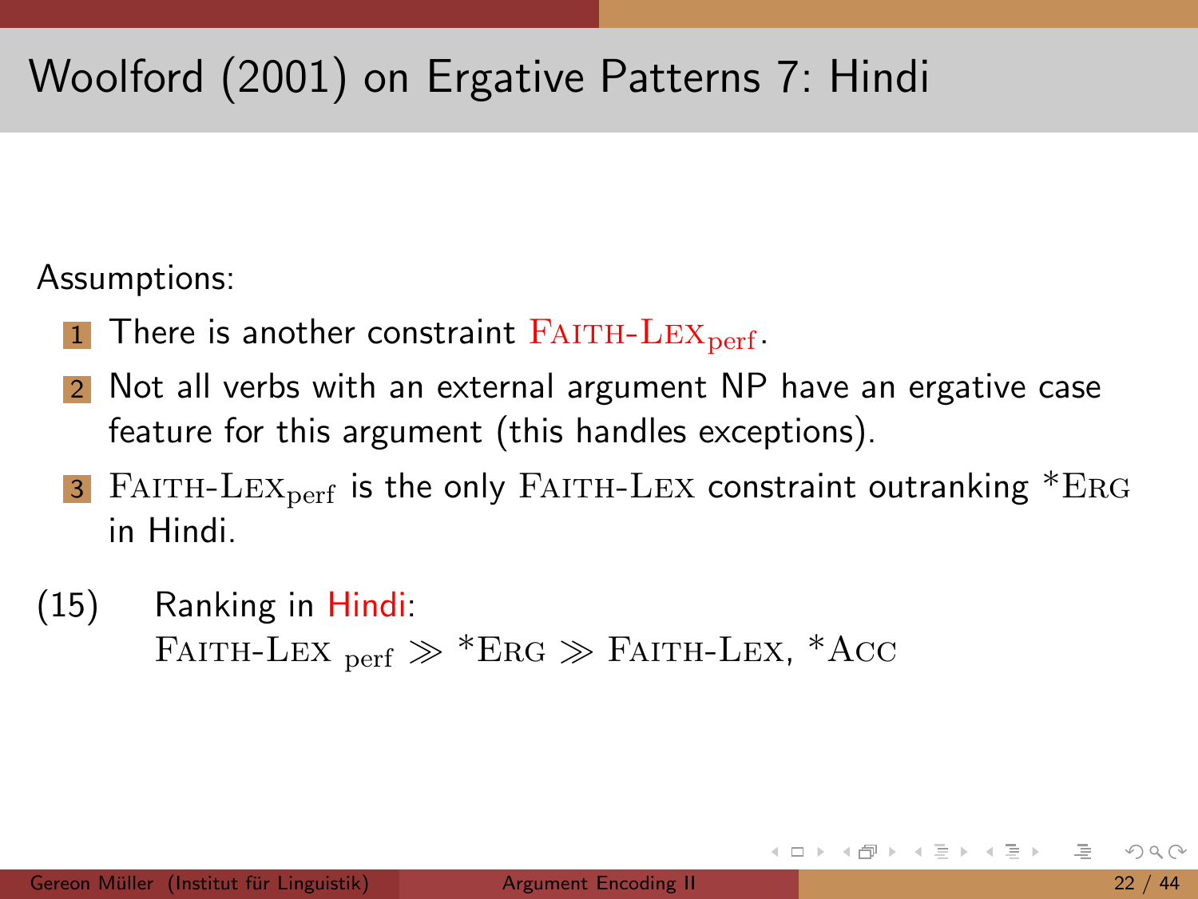# Woolford (2001) on Ergative Patterns 7: Hindi

Assumptions:

1. There is another constraint FAITH-LEX$_{perf}$.
2. Not all verbs with an external argument NP have an ergative case feature for this argument (this handles exceptions).
3. FAITH-LEX$_{perf}$ is the only FAITH-LEX constraint outranking *ERG in Hindi.

(15) Ranking in Hindi:
FAITH-LEX $_{perf}$ ≫ *ERG ≫ FAITH-LEX, *ACC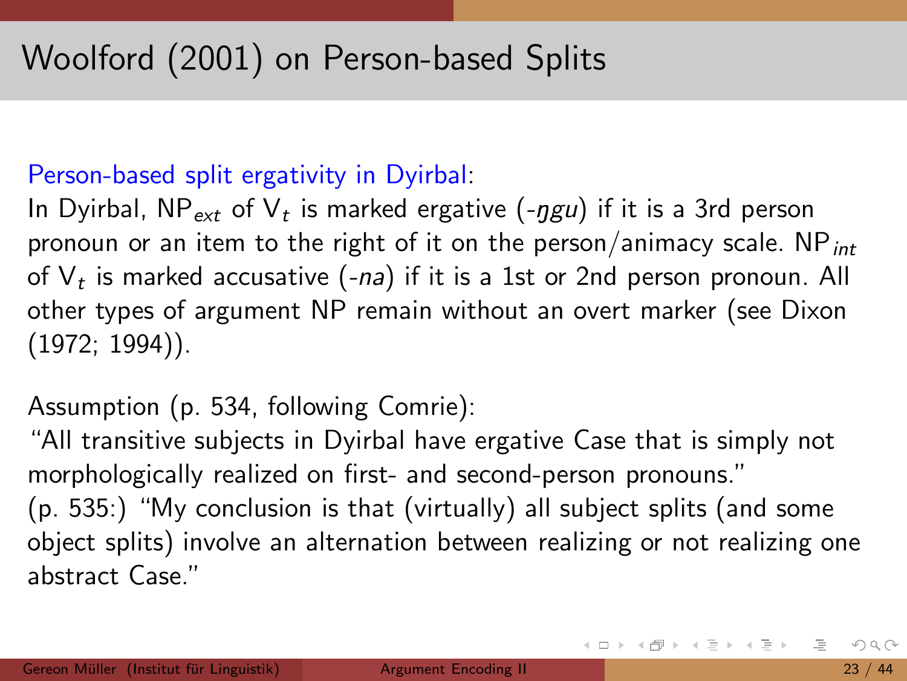# Woolford (2001) on Person-based Splits

Person-based split ergativity in Dyirbal:

In Dyirbal, $NP_{ext}$ of $V_t$ is marked ergative (*-ŋgu*) if it is a 3rd person pronoun or an item to the right of it on the person/animacy scale. $NP_{int}$ of $V_t$ is marked accusative (*-na*) if it is a 1st or 2nd person pronoun. All other types of argument NP remain without an overt marker (see Dixon (1972; 1994)).

Assumption (p. 534, following Comrie):

"All transitive subjects in Dyirbal have ergative Case that is simply not morphologically realized on first- and second-person pronouns."

(p. 535:) "My conclusion is that (virtually) all subject splits (and some object splits) involve an alternation between realizing or not realizing one abstract Case."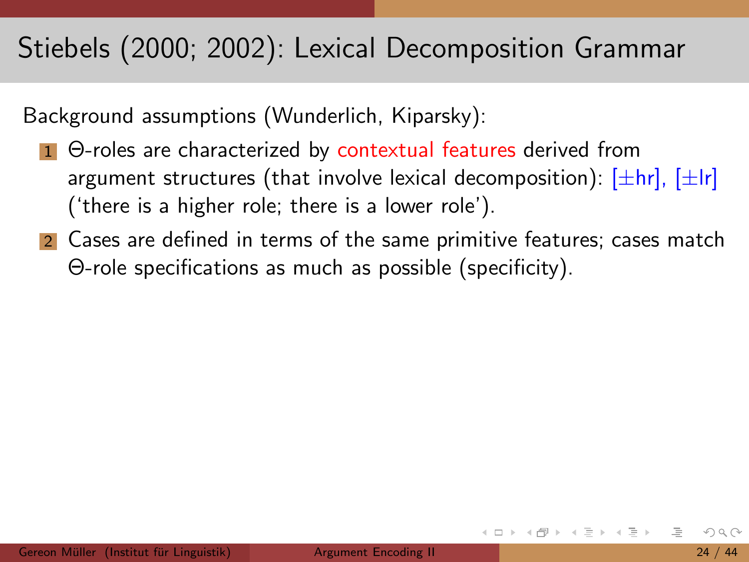# Stiebels (2000; 2002): Lexical Decomposition Grammar

Background assumptions (Wunderlich, Kiparsky):

1. Θ-roles are characterized by contextual features derived from argument structures (that involve lexical decomposition): [±hr], [±lr] ('there is a higher role; there is a lower role').
2. Cases are defined in terms of the same primitive features; cases match Θ-role specifications as much as possible (specificity).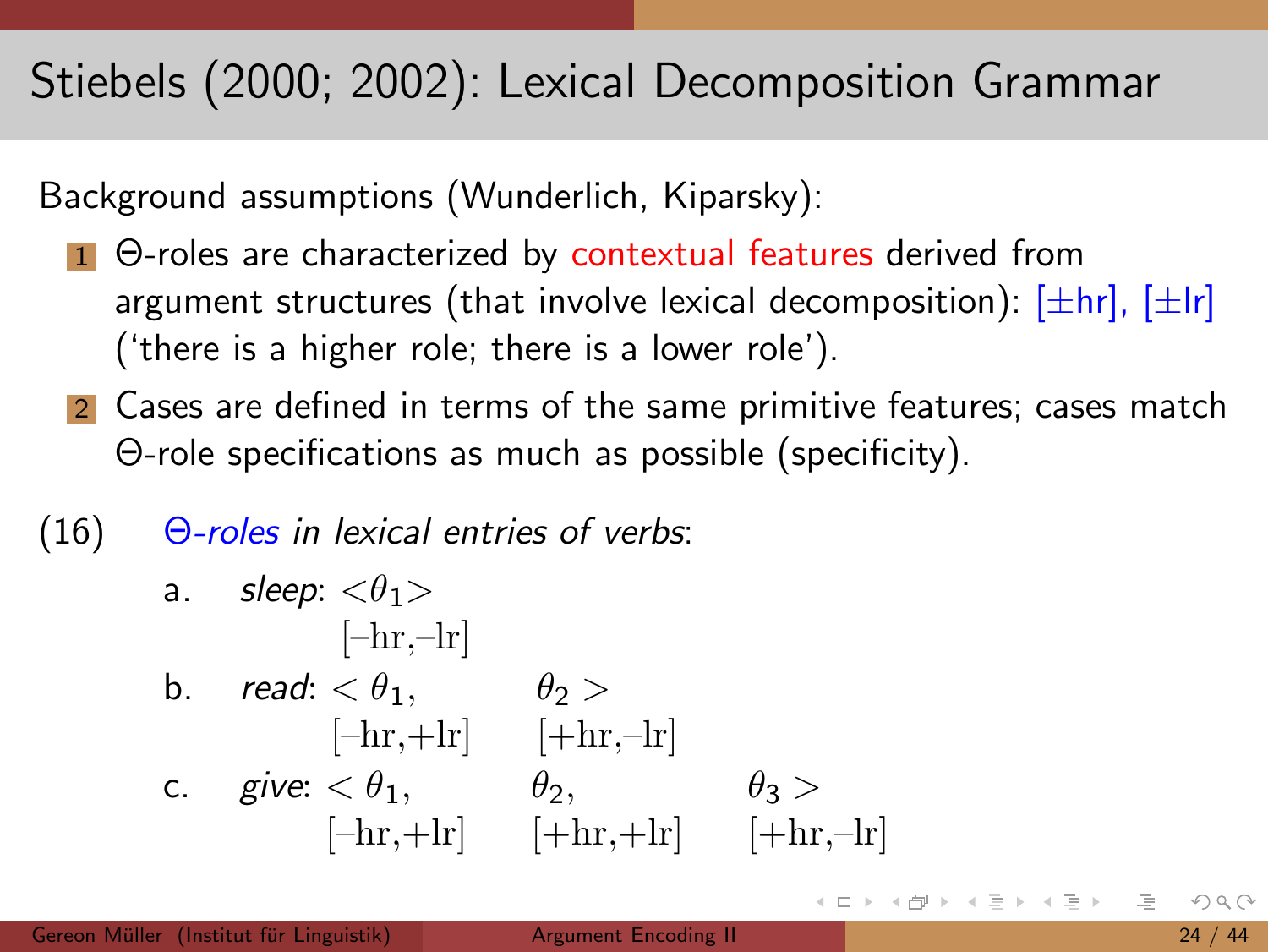# Stiebels (2000; 2002): Lexical Decomposition Grammar

Background assumptions (Wunderlich, Kiparsky):

1. Θ-roles are characterized by contextual features derived from argument structures (that involve lexical decomposition): [±hr], [±lr] ('there is a higher role; there is a lower role').
2. Cases are defined in terms of the same primitive features; cases match Θ-role specifications as much as possible (specificity).

(16) *Θ-roles in lexical entries of verbs*:

a. *sleep*: $<\theta_1>$
   $[-\text{hr},-\text{lr}]$

b. *read*: $<\theta_1, \quad \theta_2>$
   $[-\text{hr},+\text{lr}] \quad [+\text{hr},-\text{lr}]$

c. *give*: $<\theta_1, \quad \theta_2, \quad \theta_3>$
   $[-\text{hr},+\text{lr}] \quad [+\text{hr},+\text{lr}] \quad [+\text{hr},-\text{lr}]$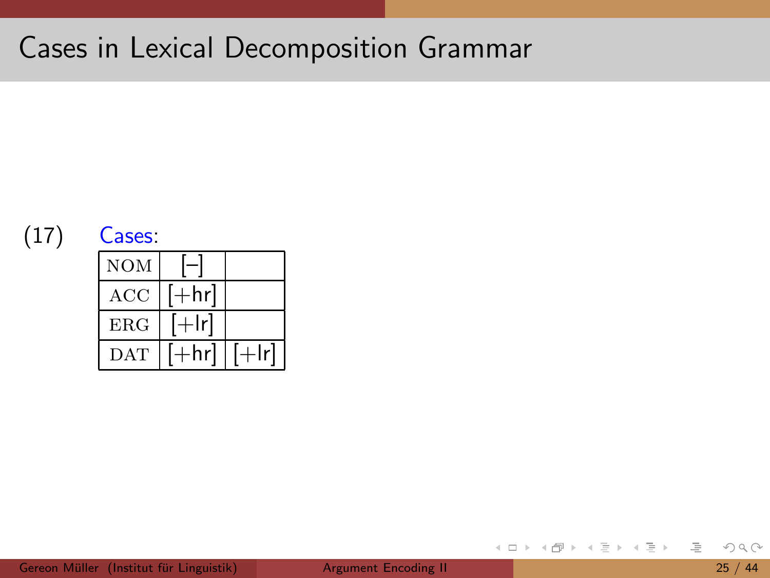# Cases in Lexical Decomposition Grammar

(17) Cases:

| | | |
|---|---|---|
| NOM | [–] | |
| ACC | [+hr] | |
| ERG | [+lr] | |
| DAT | [+hr] | [+lr] |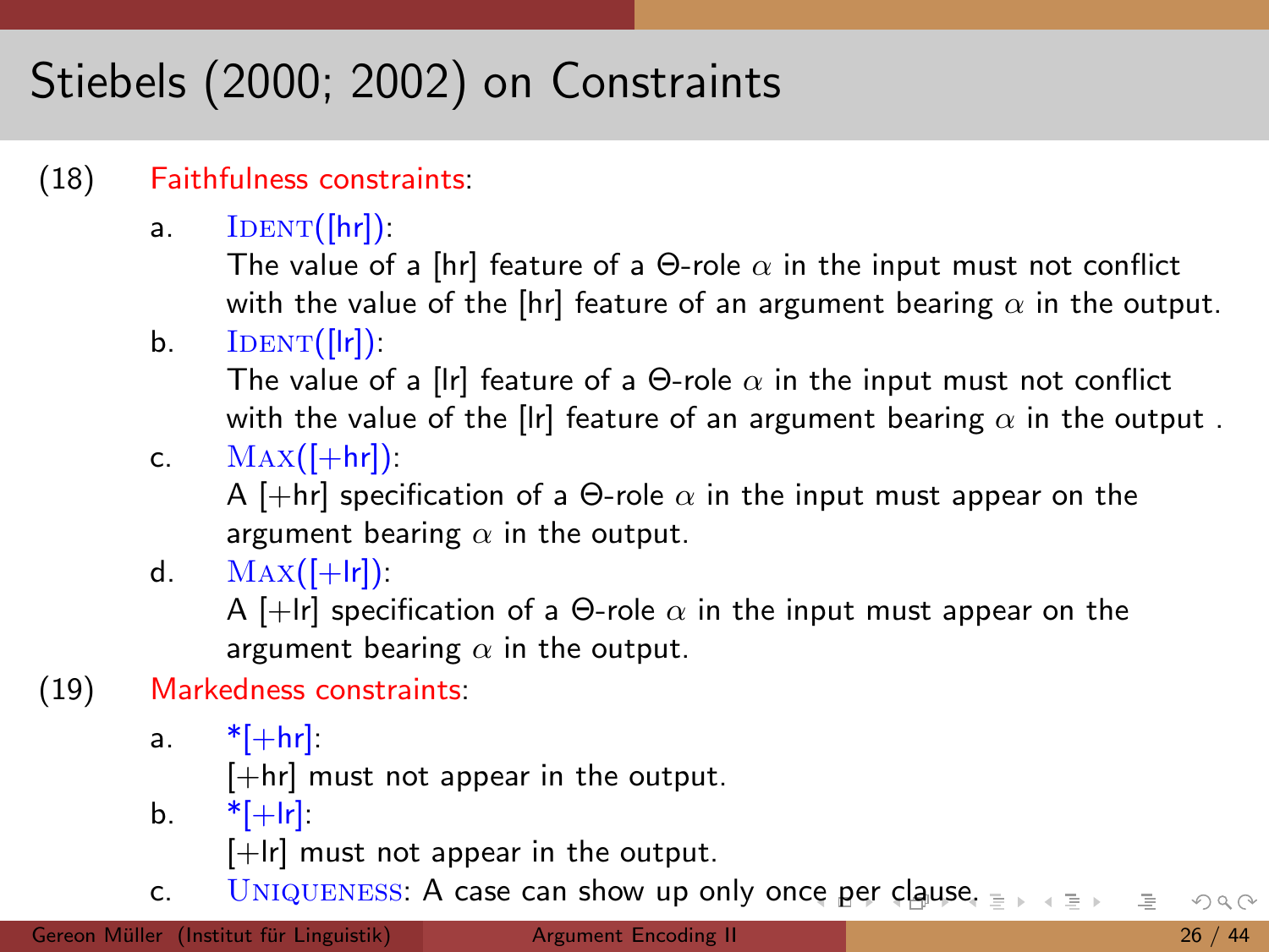# Stiebels (2000; 2002) on Constraints

(18) Faithfulness constraints:

a. IDENT([hr]):
The value of a [hr] feature of a Θ-role $\alpha$ in the input must not conflict with the value of the [hr] feature of an argument bearing $\alpha$ in the output.

b. IDENT([lr]):
The value of a [lr] feature of a Θ-role $\alpha$ in the input must not conflict with the value of the [lr] feature of an argument bearing $\alpha$ in the output .

c. MAX([+hr]):
A [+hr] specification of a Θ-role $\alpha$ in the input must appear on the argument bearing $\alpha$ in the output.

d. MAX([+lr]):
A [+lr] specification of a Θ-role $\alpha$ in the input must appear on the argument bearing $\alpha$ in the output.

(19) Markedness constraints:

a. *[+hr]:
[+hr] must not appear in the output.

b. *[+lr]:
[+lr] must not appear in the output.

c. UNIQUENESS: A case can show up only once per clause.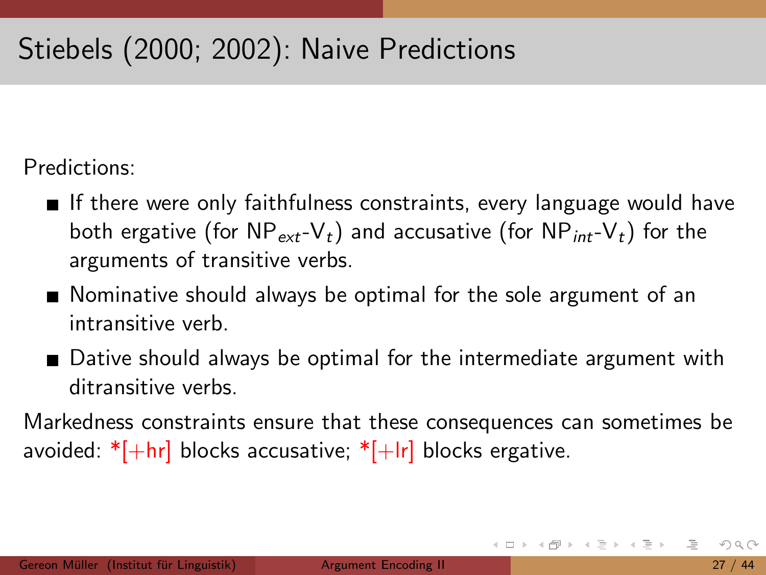# Stiebels (2000; 2002): Naive Predictions

Predictions:

- If there were only faithfulness constraints, every language would have both ergative (for $NP_{ext}$-$V_t$) and accusative (for $NP_{int}$-$V_t$) for the arguments of transitive verbs.
- Nominative should always be optimal for the sole argument of an intransitive verb.
- Dative should always be optimal for the intermediate argument with ditransitive verbs.

Markedness constraints ensure that these consequences can sometimes be avoided: *[+hr] blocks accusative; *[+lr] blocks ergative.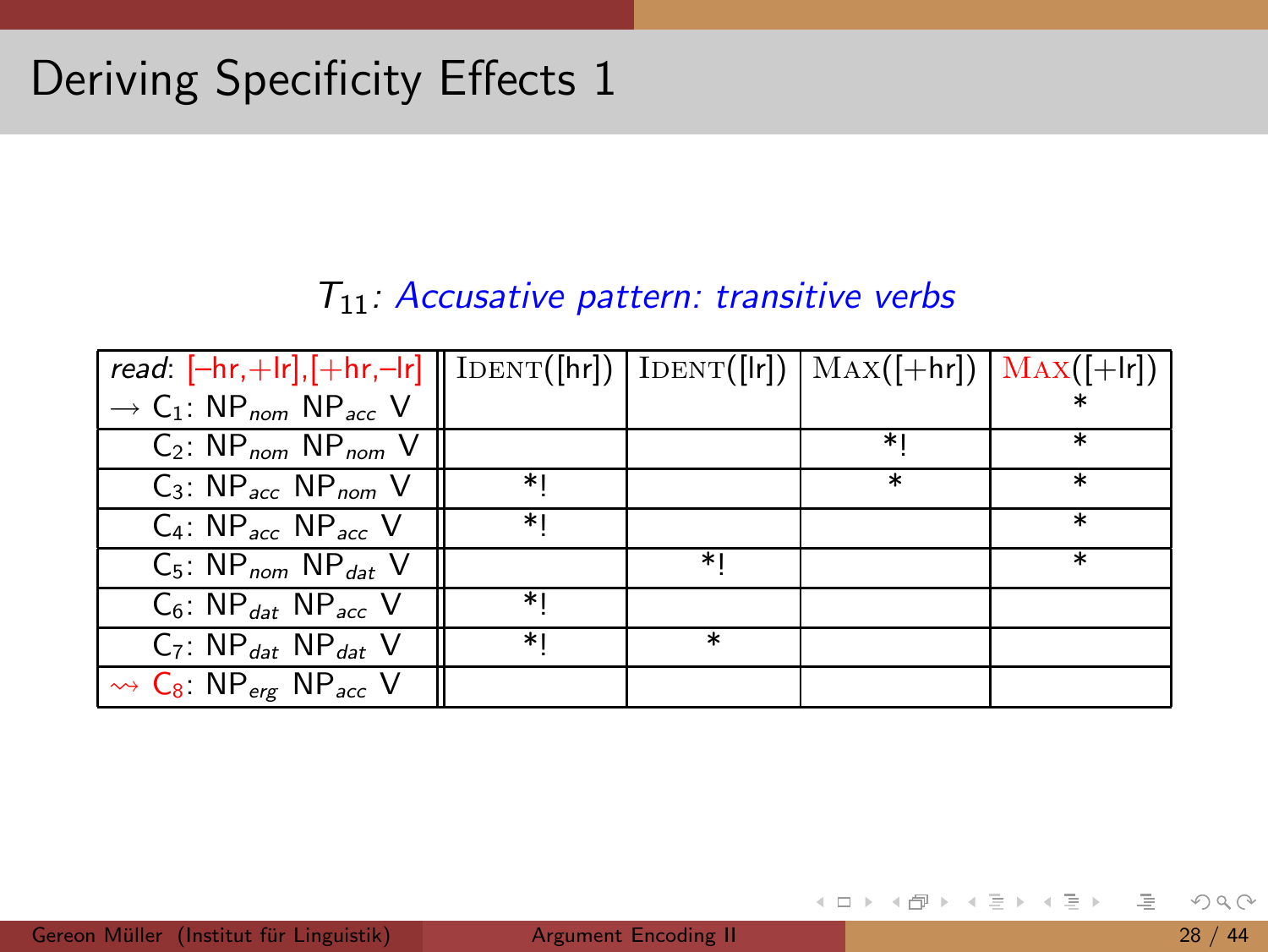# Deriving Specificity Effects 1

*$T_{11}$: Accusative pattern: transitive verbs*

| *read*: [–hr,+lr],[+hr,–lr] | IDENT([hr]) | IDENT([lr]) | MAX([+hr]) | MAX([+lr]) |
|---|---|---|---|---|
| → $C_1$: $NP_{nom}$ $NP_{acc}$ V | | | | * |
| $C_2$: $NP_{nom}$ $NP_{nom}$ V | | | *! | * |
| $C_3$: $NP_{acc}$ $NP_{nom}$ V | *! | | * | * |
| $C_4$: $NP_{acc}$ $NP_{acc}$ V | *! | | | * |
| $C_5$: $NP_{nom}$ $NP_{dat}$ V | | *! | | * |
| $C_6$: $NP_{dat}$ $NP_{acc}$ V | *! | | | |
| $C_7$: $NP_{dat}$ $NP_{dat}$ V | *! | * | | |
| ⇝ $C_8$: $NP_{erg}$ $NP_{acc}$ V | | | | |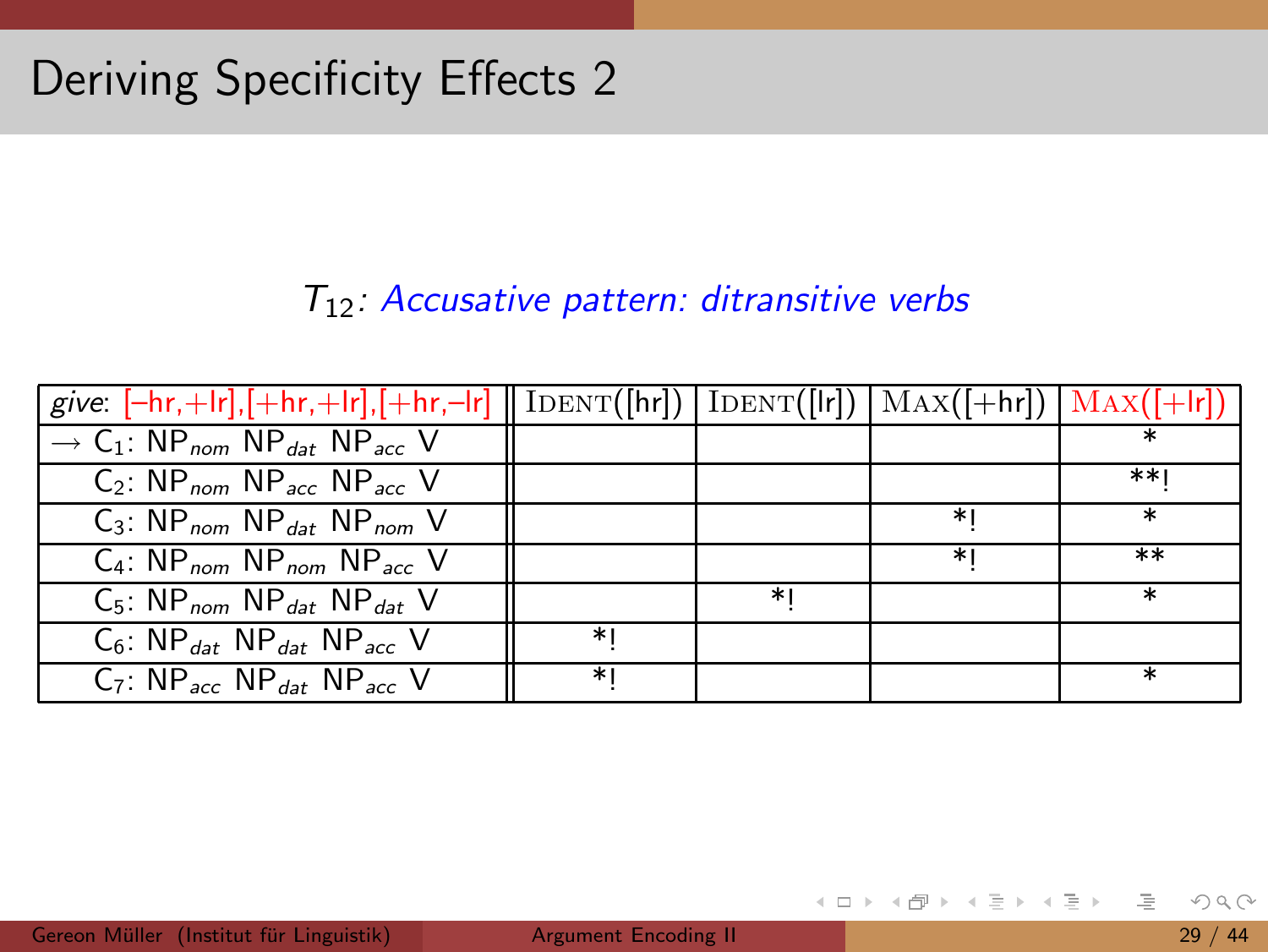# Deriving Specificity Effects 2

$T_{12}$: *Accusative pattern: ditransitive verbs*

| *give*: [–hr,+lr],[+hr,+lr],[+hr,–lr] | IDENT([hr]) | IDENT([lr]) | MAX([+hr]) | MAX([+lr]) |
|---|---|---|---|---|
| → $C_1$: $NP_{nom}$ $NP_{dat}$ $NP_{acc}$ V | | | | * |
| $C_2$: $NP_{nom}$ $NP_{acc}$ $NP_{acc}$ V | | | | **! |
| $C_3$: $NP_{nom}$ $NP_{dat}$ $NP_{nom}$ V | | | *! | * |
| $C_4$: $NP_{nom}$ $NP_{nom}$ $NP_{acc}$ V | | | *! | ** |
| $C_5$: $NP_{nom}$ $NP_{dat}$ $NP_{dat}$ V | | *! | | * |
| $C_6$: $NP_{dat}$ $NP_{dat}$ $NP_{acc}$ V | *! | | | |
| $C_7$: $NP_{acc}$ $NP_{dat}$ $NP_{acc}$ V | *! | | | * |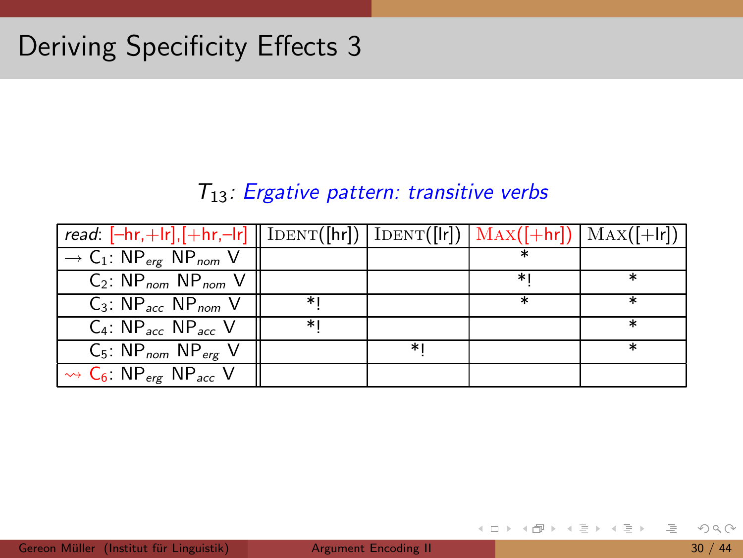# Deriving Specificity Effects 3

$T_{13}$: *Ergative pattern: transitive verbs*

| *read*: [–hr,+lr],[+hr,–lr] | IDENT([hr]) | IDENT([lr]) | MAX([+hr]) | MAX([+lr]) |
|---|---|---|---|---|
| → $C_1$: $NP_{erg}$ $NP_{nom}$ V | | | * | |
| $C_2$: $NP_{nom}$ $NP_{nom}$ V | | | *! | * |
| $C_3$: $NP_{acc}$ $NP_{nom}$ V | *! | | * | * |
| $C_4$: $NP_{acc}$ $NP_{acc}$ V | *! | | | * |
| $C_5$: $NP_{nom}$ $NP_{erg}$ V | | *! | | * |
| ⇝ $C_6$: $NP_{erg}$ $NP_{acc}$ V | | | | |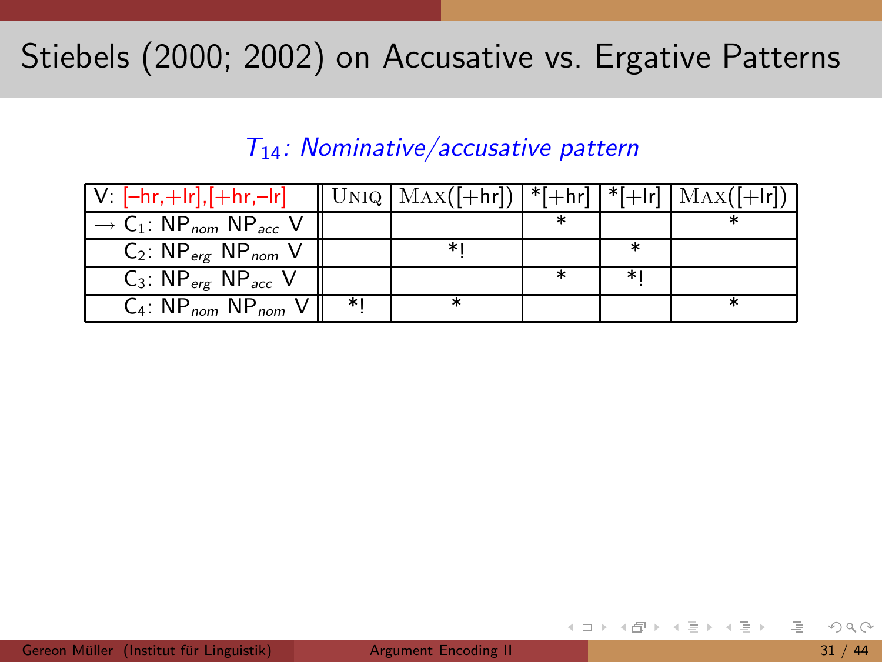# Stiebels (2000; 2002) on Accusative vs. Ergative Patterns

*$T_{14}$: Nominative/accusative pattern*

| V: [–hr,+lr],[+hr,–lr] | UNIQ | MAX([+hr]) | *[+hr] | *[+lr] | MAX([+lr]) |
|---|---|---|---|---|---|
| → $C_1$: $NP_{nom}$ $NP_{acc}$ V | | | * | | * |
| $C_2$: $NP_{erg}$ $NP_{nom}$ V | | *! | | * | |
| $C_3$: $NP_{erg}$ $NP_{acc}$ V | | | * | *! | |
| $C_4$: $NP_{nom}$ $NP_{nom}$ V | *! | * | | | * |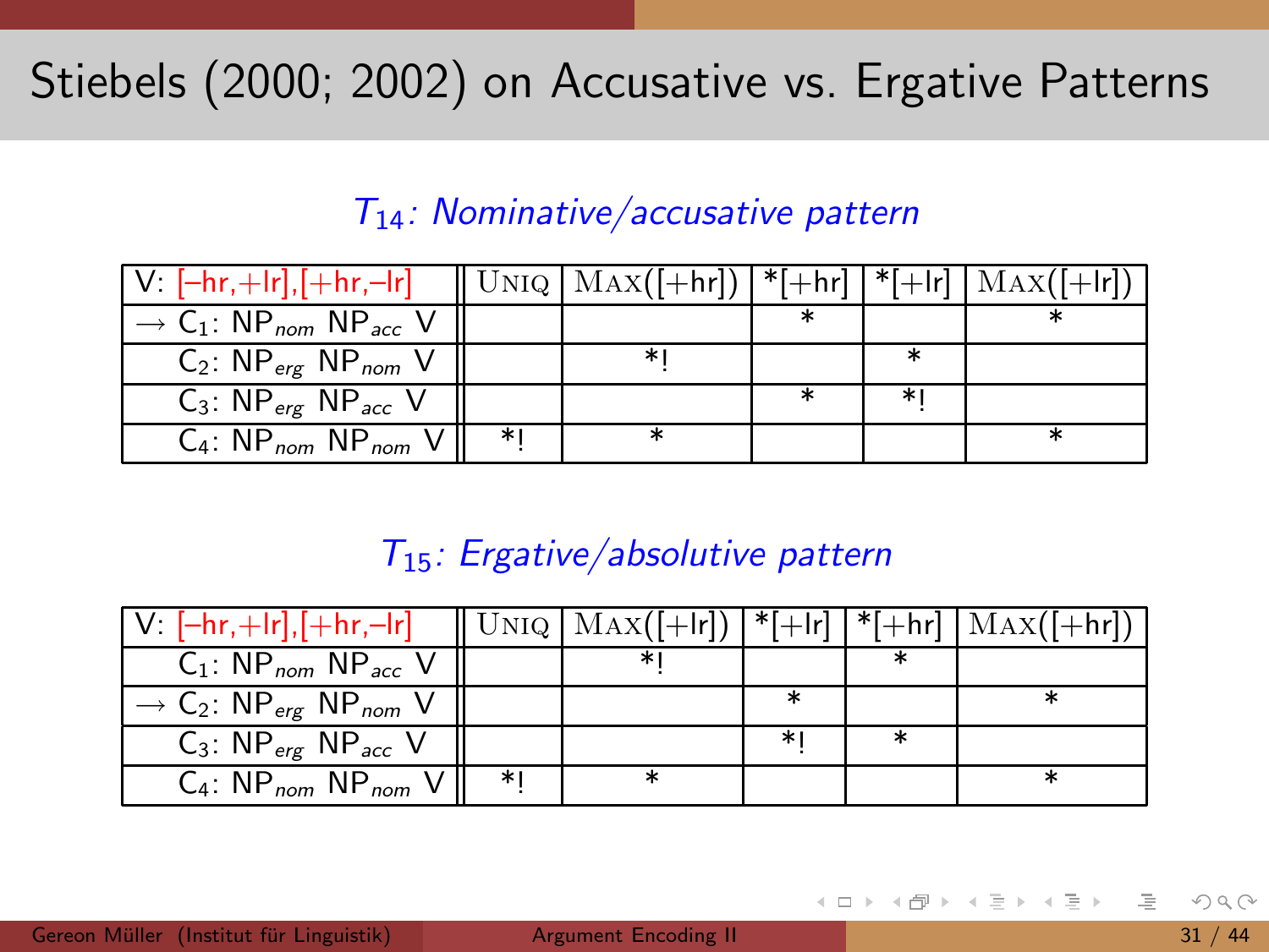# Stiebels (2000; 2002) on Accusative vs. Ergative Patterns

*$T_{14}$: Nominative/accusative pattern*

| V: [–hr,+lr],[+hr,–lr] | UNIQ | MAX([+hr]) | *[+hr] | *[+lr] | MAX([+lr]) |
|---|---|---|---|---|---|
| → $C_1$: $NP_{nom}$ $NP_{acc}$ V | | | * | | * |
| $C_2$: $NP_{erg}$ $NP_{nom}$ V | | *! | | * | |
| $C_3$: $NP_{erg}$ $NP_{acc}$ V | | | * | *! | |
| $C_4$: $NP_{nom}$ $NP_{nom}$ V | *! | * | | | * |

*$T_{15}$: Ergative/absolutive pattern*

| V: [–hr,+lr],[+hr,–lr] | UNIQ | MAX([+lr]) | *[+lr] | *[+hr] | MAX([+hr]) |
|---|---|---|---|---|---|
| $C_1$: $NP_{nom}$ $NP_{acc}$ V | | *! | | * | |
| → $C_2$: $NP_{erg}$ $NP_{nom}$ V | | | * | | * |
| $C_3$: $NP_{erg}$ $NP_{acc}$ V | | | *! | * | |
| $C_4$: $NP_{nom}$ $NP_{nom}$ V | *! | * | | | * |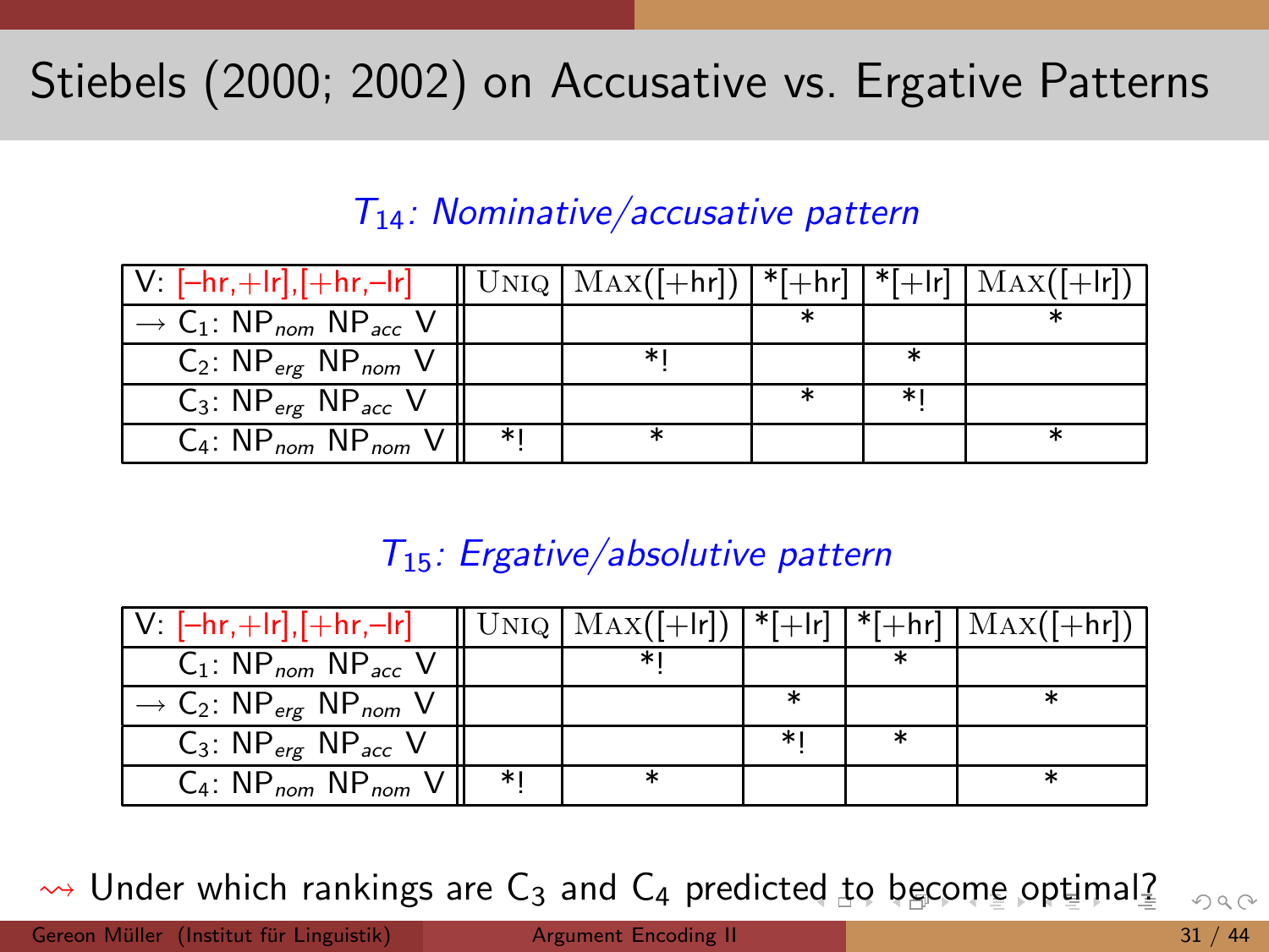# Stiebels (2000; 2002) on Accusative vs. Ergative Patterns

*$T_{14}$: Nominative/accusative pattern*

| V: [–hr,+lr],[+hr,–lr] | UNIQ | MAX([+hr]) | *[+hr] | *[+lr] | MAX([+lr]) |
|---|---|---|---|---|---|
| → $C_1$: $NP_{nom}$ $NP_{acc}$ V | | | * | | * |
| $C_2$: $NP_{erg}$ $NP_{nom}$ V | | *! | | * | |
| $C_3$: $NP_{erg}$ $NP_{acc}$ V | | | * | *! | |
| $C_4$: $NP_{nom}$ $NP_{nom}$ V | *! | * | | | * |

*$T_{15}$: Ergative/absolutive pattern*

| V: [–hr,+lr],[+hr,–lr] | UNIQ | MAX([+lr]) | *[+lr] | *[+hr] | MAX([+hr]) |
|---|---|---|---|---|---|
| $C_1$: $NP_{nom}$ $NP_{acc}$ V | | *! | | * | |
| → $C_2$: $NP_{erg}$ $NP_{nom}$ V | | | * | | * |
| $C_3$: $NP_{erg}$ $NP_{acc}$ V | | | *! | * | |
| $C_4$: $NP_{nom}$ $NP_{nom}$ V | *! | * | | | * |

⇝ Under which rankings are $C_3$ and $C_4$ predicted to become optimal?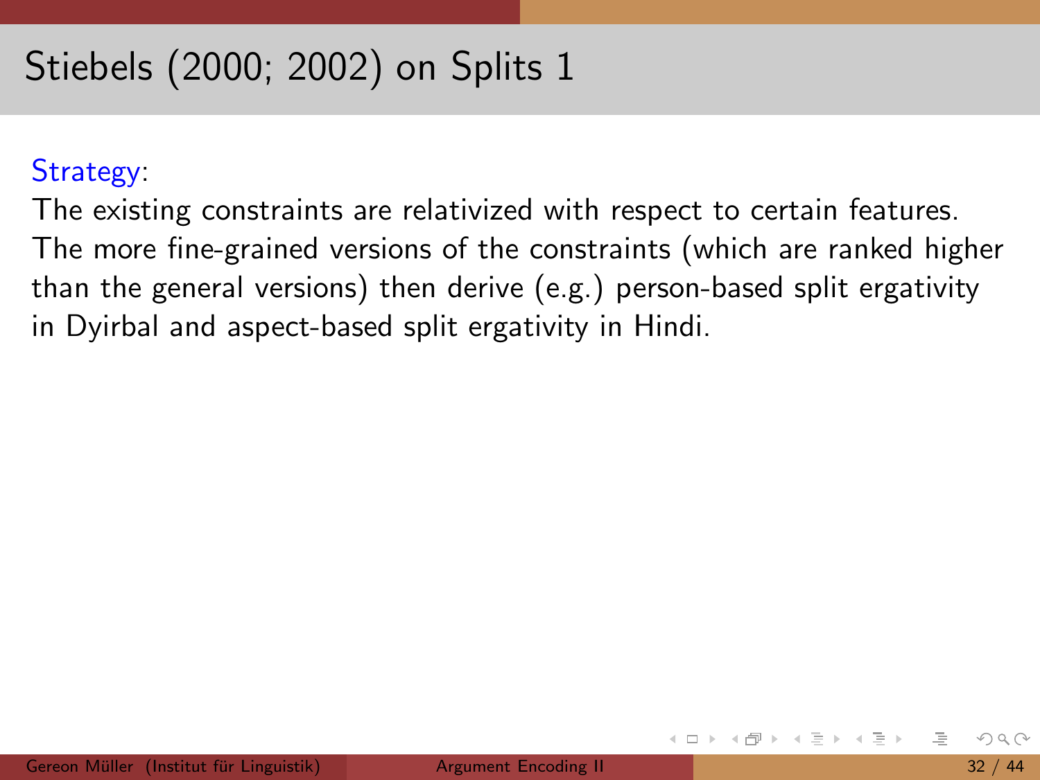# Stiebels (2000; 2002) on Splits 1

Strategy:

The existing constraints are relativized with respect to certain features. The more fine-grained versions of the constraints (which are ranked higher than the general versions) then derive (e.g.) person-based split ergativity in Dyirbal and aspect-based split ergativity in Hindi.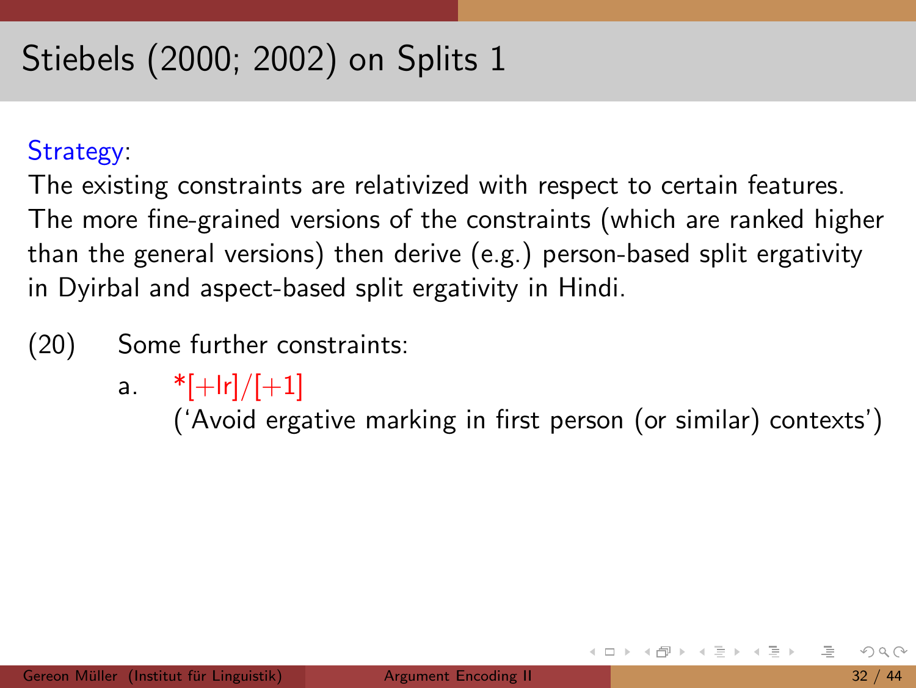# Stiebels (2000; 2002) on Splits 1

Strategy:

The existing constraints are relativized with respect to certain features. The more fine-grained versions of the constraints (which are ranked higher than the general versions) then derive (e.g.) person-based split ergativity in Dyirbal and aspect-based split ergativity in Hindi.

(20) Some further constraints:

a. *[+lr]/[+1]
   ('Avoid ergative marking in first person (or similar) contexts')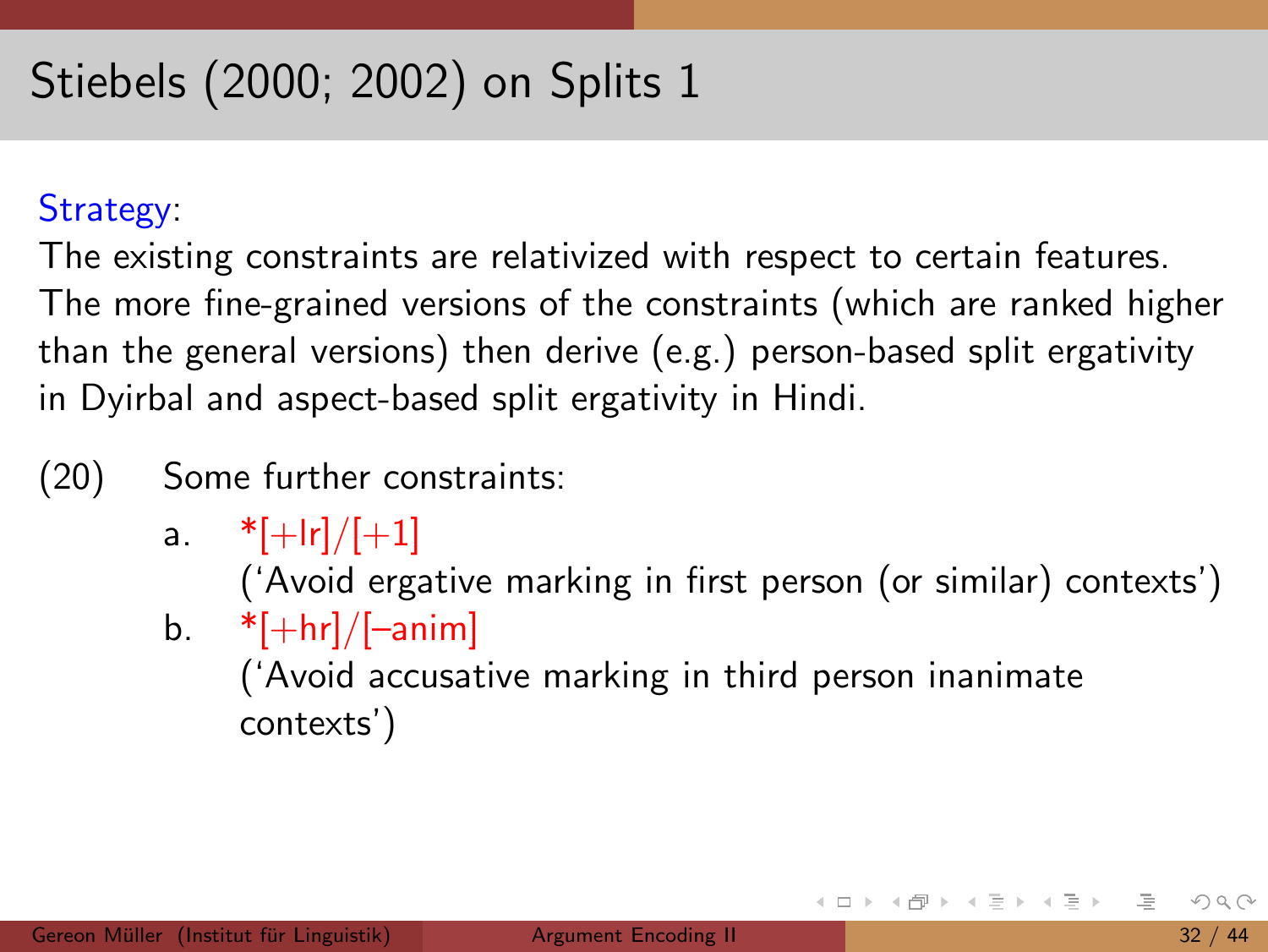# Stiebels (2000; 2002) on Splits 1

Strategy:

The existing constraints are relativized with respect to certain features. The more fine-grained versions of the constraints (which are ranked higher than the general versions) then derive (e.g.) person-based split ergativity in Dyirbal and aspect-based split ergativity in Hindi.

(20) Some further constraints:

a. *[+lr]/[+1]
   ('Avoid ergative marking in first person (or similar) contexts')

b. *[+hr]/[–anim]
   ('Avoid accusative marking in third person inanimate contexts')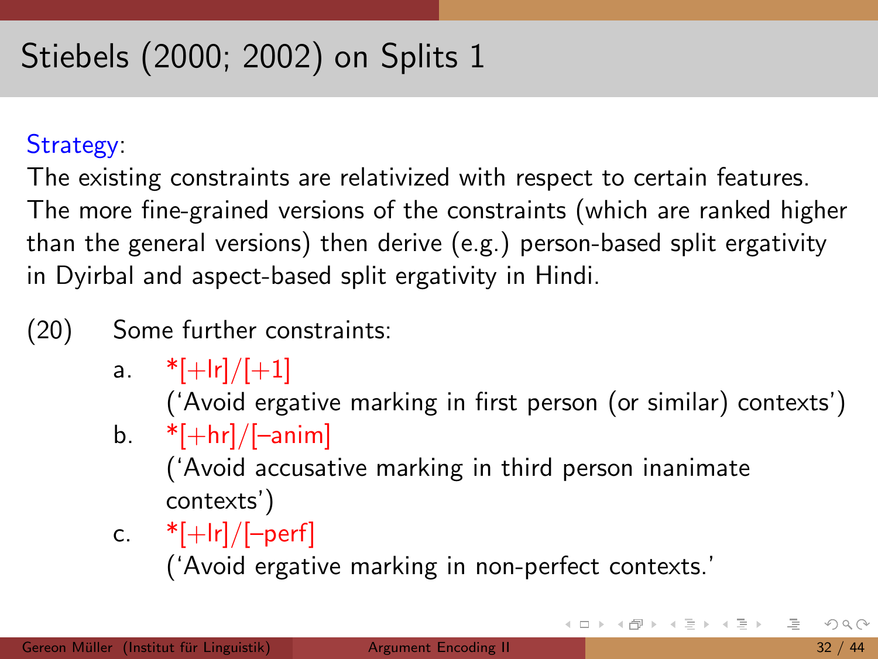# Stiebels (2000; 2002) on Splits 1

Strategy:

The existing constraints are relativized with respect to certain features. The more fine-grained versions of the constraints (which are ranked higher than the general versions) then derive (e.g.) person-based split ergativity in Dyirbal and aspect-based split ergativity in Hindi.

(20) Some further constraints:

a. *[+lr]/[+1]
   ('Avoid ergative marking in first person (or similar) contexts')

b. *[+hr]/[–anim]
   ('Avoid accusative marking in third person inanimate contexts')

c. *[+lr]/[–perf]
   ('Avoid ergative marking in non-perfect contexts.'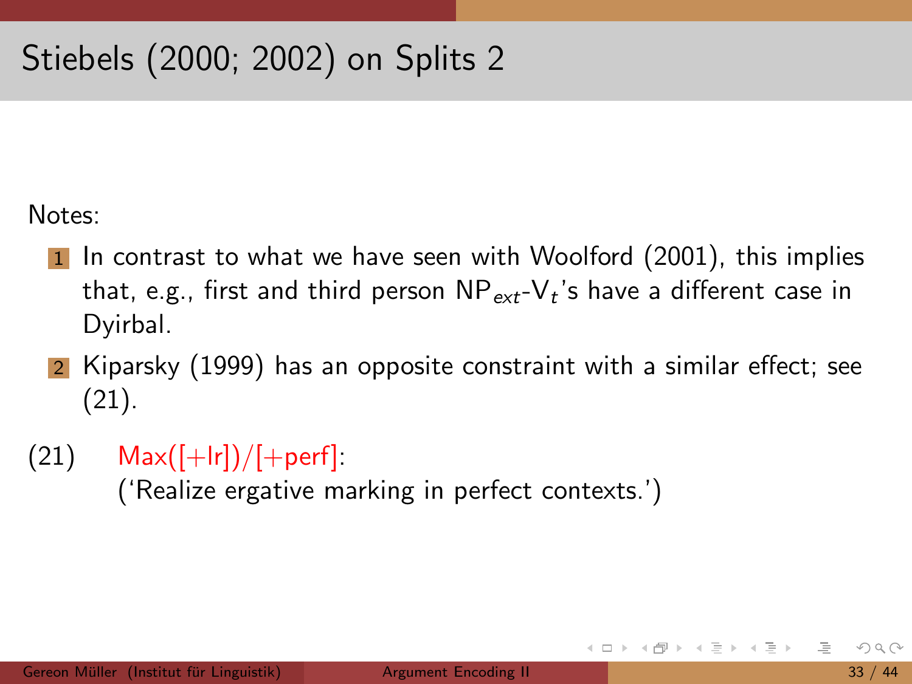# Stiebels (2000; 2002) on Splits 2

Notes:

1. In contrast to what we have seen with Woolford (2001), this implies that, e.g., first and third person $NP_{ext}$-$V_t$'s have a different case in Dyirbal.
2. Kiparsky (1999) has an opposite constraint with a similar effect; see (21).

(21) Max([+lr])/[+perf]:
('Realize ergative marking in perfect contexts.')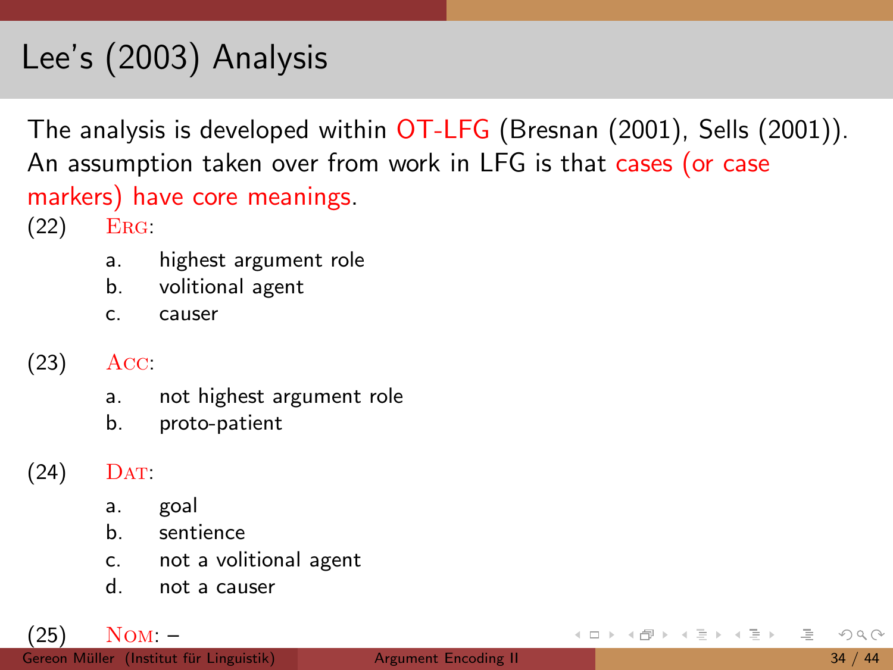# Lee's (2003) Analysis

The analysis is developed within OT-LFG (Bresnan (2001), Sells (2001)). An assumption taken over from work in LFG is that cases (or case markers) have core meanings.

(22) ERG:

- a. highest argument role
- b. volitional agent
- c. causer

(23) ACC:

- a. not highest argument role
- b. proto-patient

(24) DAT:

- a. goal
- b. sentience
- c. not a volitional agent
- d. not a causer

(25) NOM: –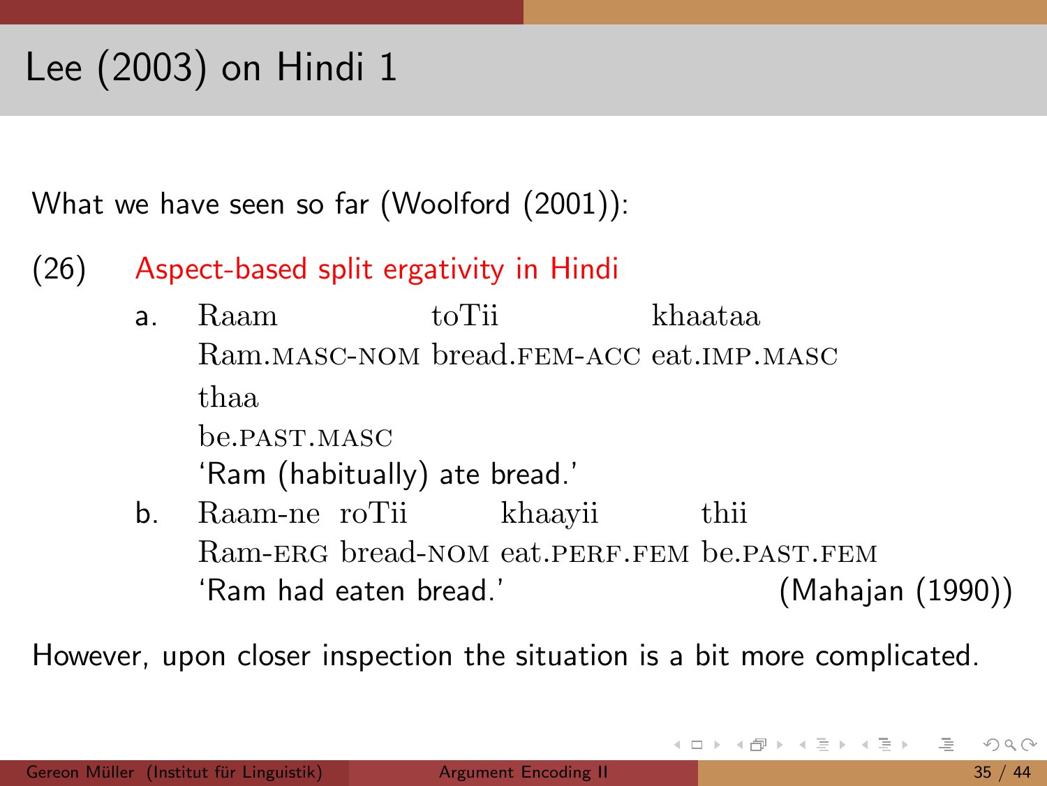# Lee (2003) on Hindi 1

What we have seen so far (Woolford (2001)):

(26) Aspect-based split ergativity in Hindi

a. Raam toTii khaataa thaa
   Ram.MASC-NOM bread.FEM-ACC eat.IMP.MASC be.PAST.MASC
   'Ram (habitually) ate bread.'

b. Raam-ne roTii khaayii thii
   Ram-ERG bread-NOM eat.PERF.FEM be.PAST.FEM
   'Ram had eaten bread.' (Mahajan (1990))

However, upon closer inspection the situation is a bit more complicated.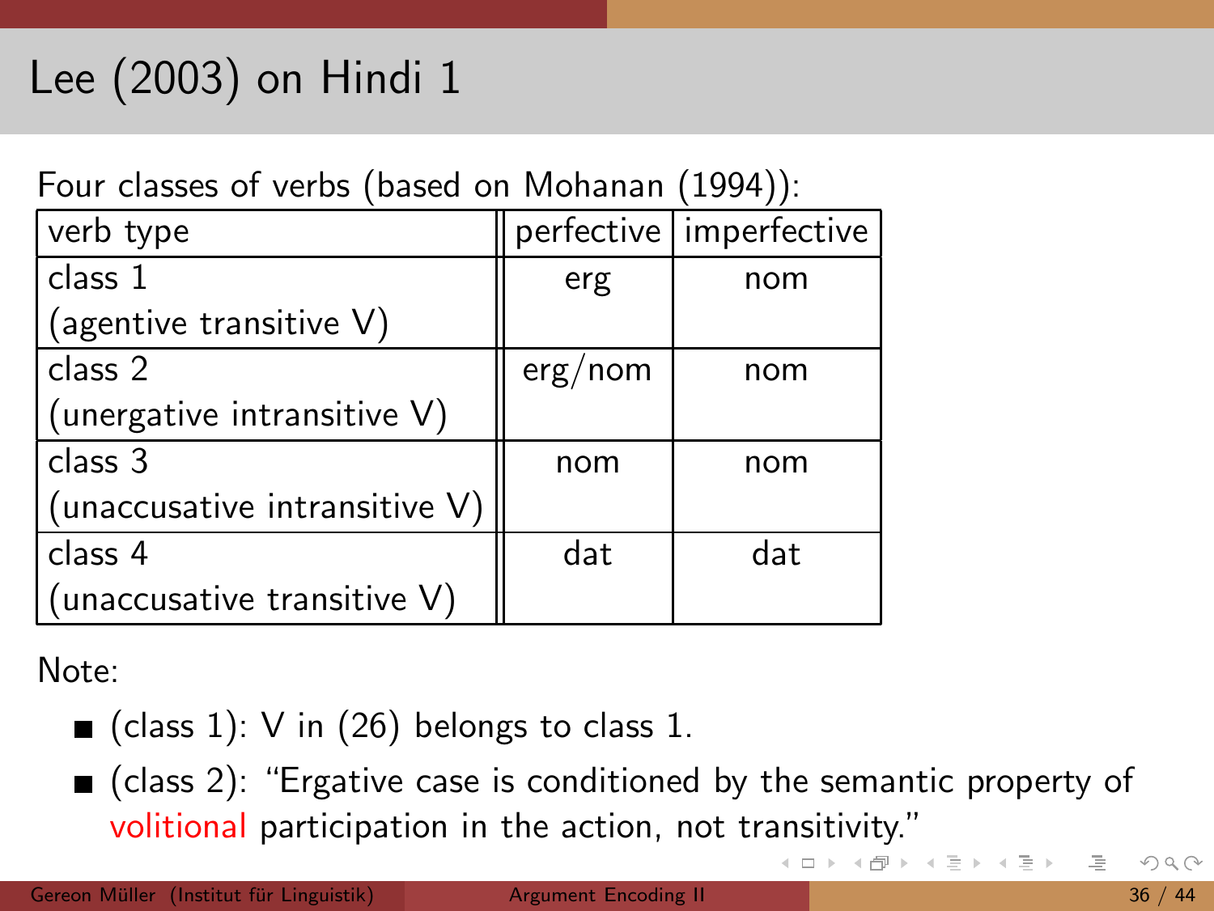# Lee (2003) on Hindi 1

Four classes of verbs (based on Mohanan (1994)):

| verb type | perfective | imperfective |
|---|---|---|
| class 1 (agentive transitive V) | erg | nom |
| class 2 (unergative intransitive V) | erg/nom | nom |
| class 3 (unaccusative intransitive V) | nom | nom |
| class 4 (unaccusative transitive V) | dat | dat |

Note:

- (class 1): V in (26) belongs to class 1.
- (class 2): "Ergative case is conditioned by the semantic property of volitional participation in the action, not transitivity."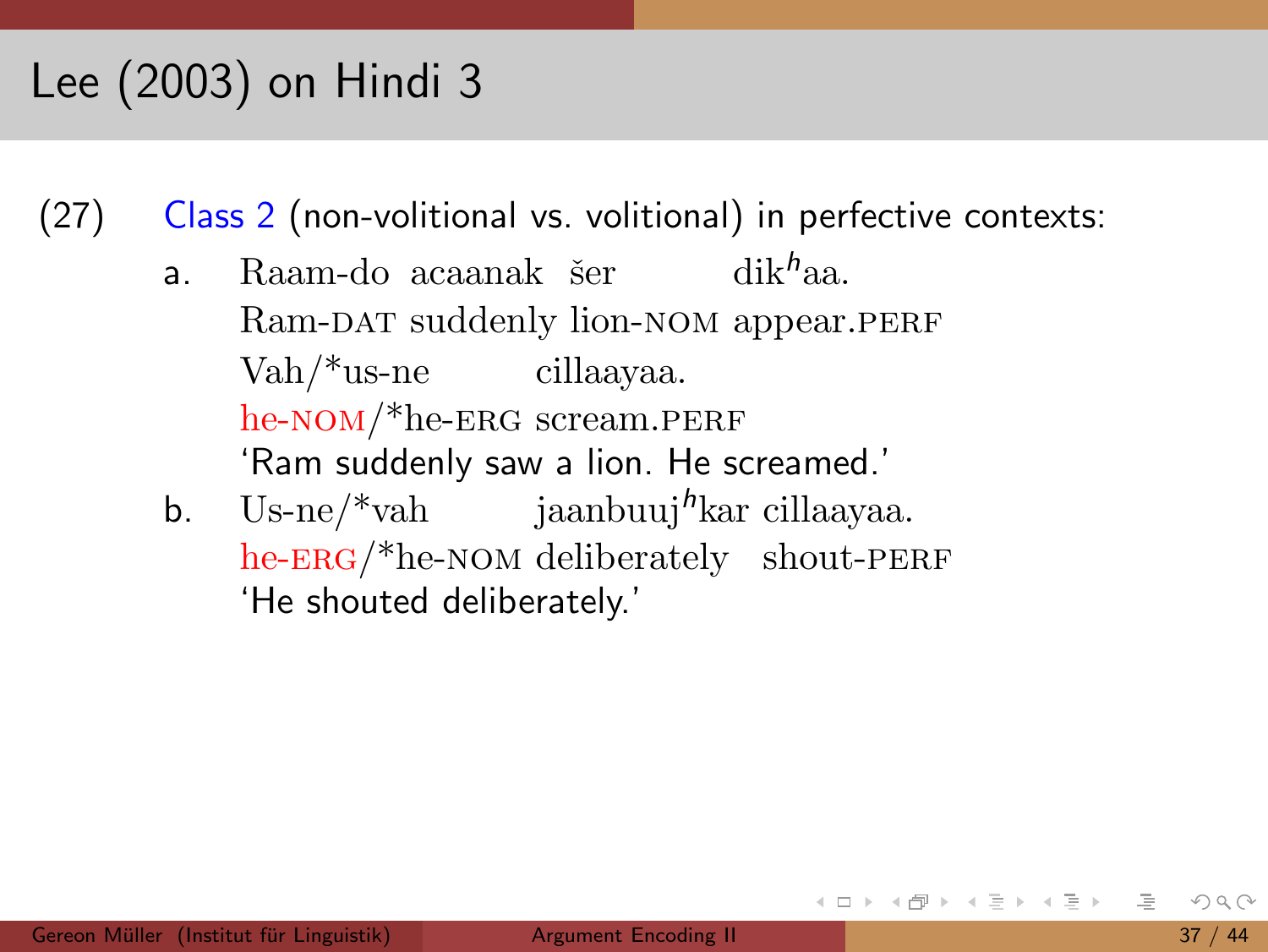# Lee (2003) on Hindi 3

(27) Class 2 (non-volitional vs. volitional) in perfective contexts:

a. Raam-do acaanak šer dik$^h$aa.
   Ram-DAT suddenly lion-NOM appear.PERF
   Vah/*us-ne cillaayaa.
   he-NOM/*he-ERG scream.PERF
   'Ram suddenly saw a lion. He screamed.'

b. Us-ne/*vah jaanbuuj$^h$kar cillaayaa.
   he-ERG/*he-NOM deliberately shout-PERF
   'He shouted deliberately.'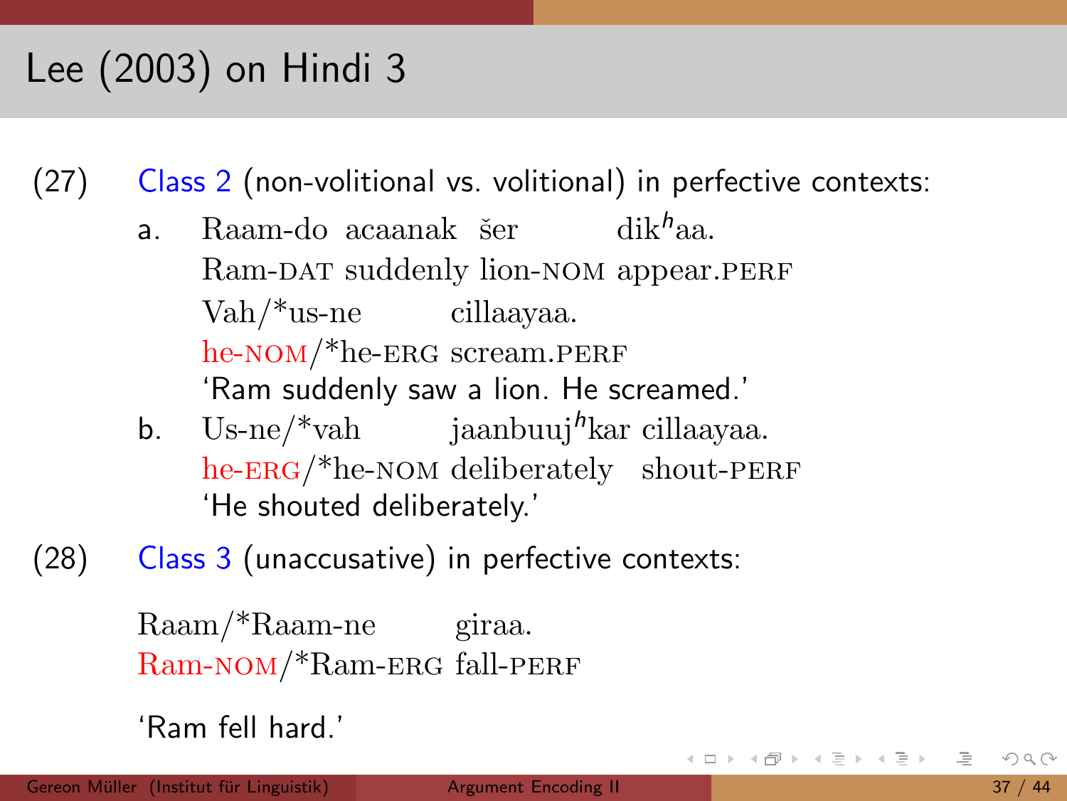# Lee (2003) on Hindi 3

(27) Class 2 (non-volitional vs. volitional) in perfective contexts:

a. Raam-do acaanak šer dik$^h$aa.
Ram-DAT suddenly lion-NOM appear.PERF
Vah/*us-ne cillaayaa.
he-NOM/*he-ERG scream.PERF
'Ram suddenly saw a lion. He screamed.'

b. Us-ne/*vah jaanbuuj$^h$kar cillaayaa.
he-ERG/*he-NOM deliberately shout-PERF
'He shouted deliberately.'

(28) Class 3 (unaccusative) in perfective contexts:

Raam/*Raam-ne giraa.
Ram-NOM/*Ram-ERG fall-PERF

'Ram fell hard.'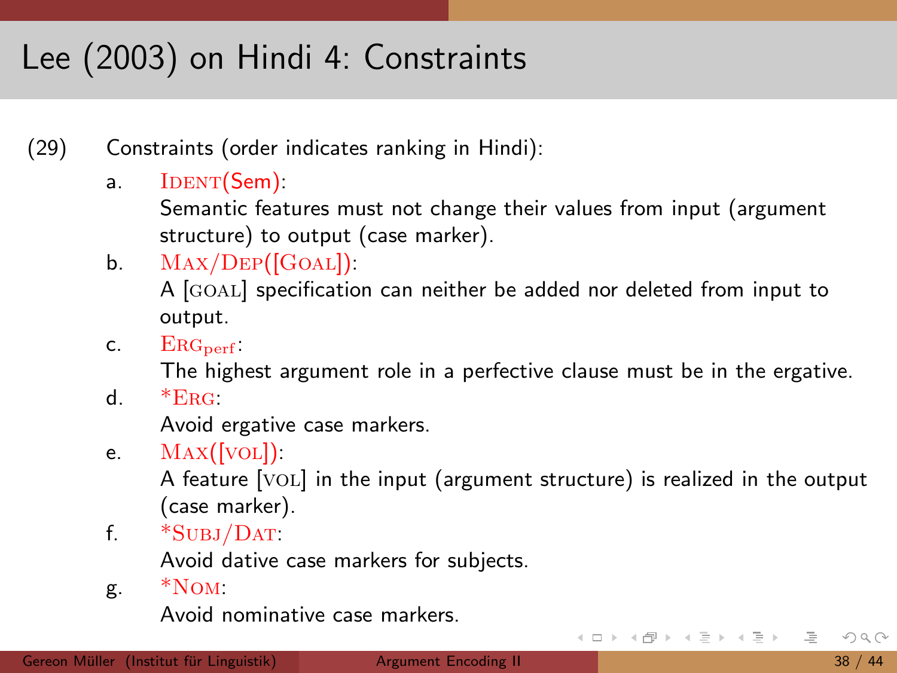# Lee (2003) on Hindi 4: Constraints

(29) Constraints (order indicates ranking in Hindi):

a. IDENT(Sem):
   Semantic features must not change their values from input (argument structure) to output (case marker).

b. MAX/DEP([GOAL]):
   A [GOAL] specification can neither be added nor deleted from input to output.

c. $\text{ERG}_{\text{perf}}$:
   The highest argument role in a perfective clause must be in the ergative.

d. *ERG:
   Avoid ergative case markers.

e. MAX([VOL]):
   A feature [VOL] in the input (argument structure) is realized in the output (case marker).

f. *SUBJ/DAT:
   Avoid dative case markers for subjects.

g. *NOM:
   Avoid nominative case markers.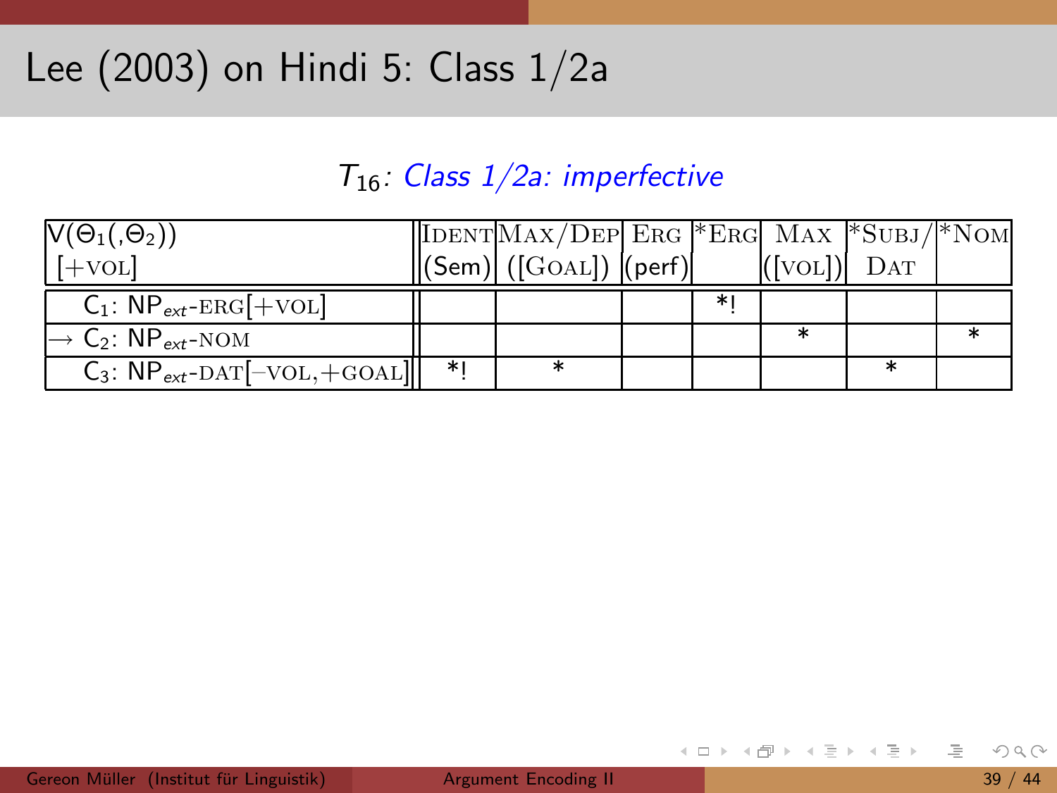# Lee (2003) on Hindi 5: Class 1/2a

$T_{16}$: *Class 1/2a: imperfective*

| V($\Theta_1$(,$\Theta_2$)) [+VOL] | IDENT (Sem) | MAX/DEP ([GOAL]) | ERG (perf) | *ERG | MAX ([VOL]) | *SUBJ/DAT | *NOM |
|---|---|---|---|---|---|---|---|
| $C_1$: $NP_{ext}$-ERG[+VOL] | | | | *! | | | |
| → $C_2$: $NP_{ext}$-NOM | | | | | * | | * |
| $C_3$: $NP_{ext}$-DAT[−VOL,+GOAL] | *! | * | | | | * | |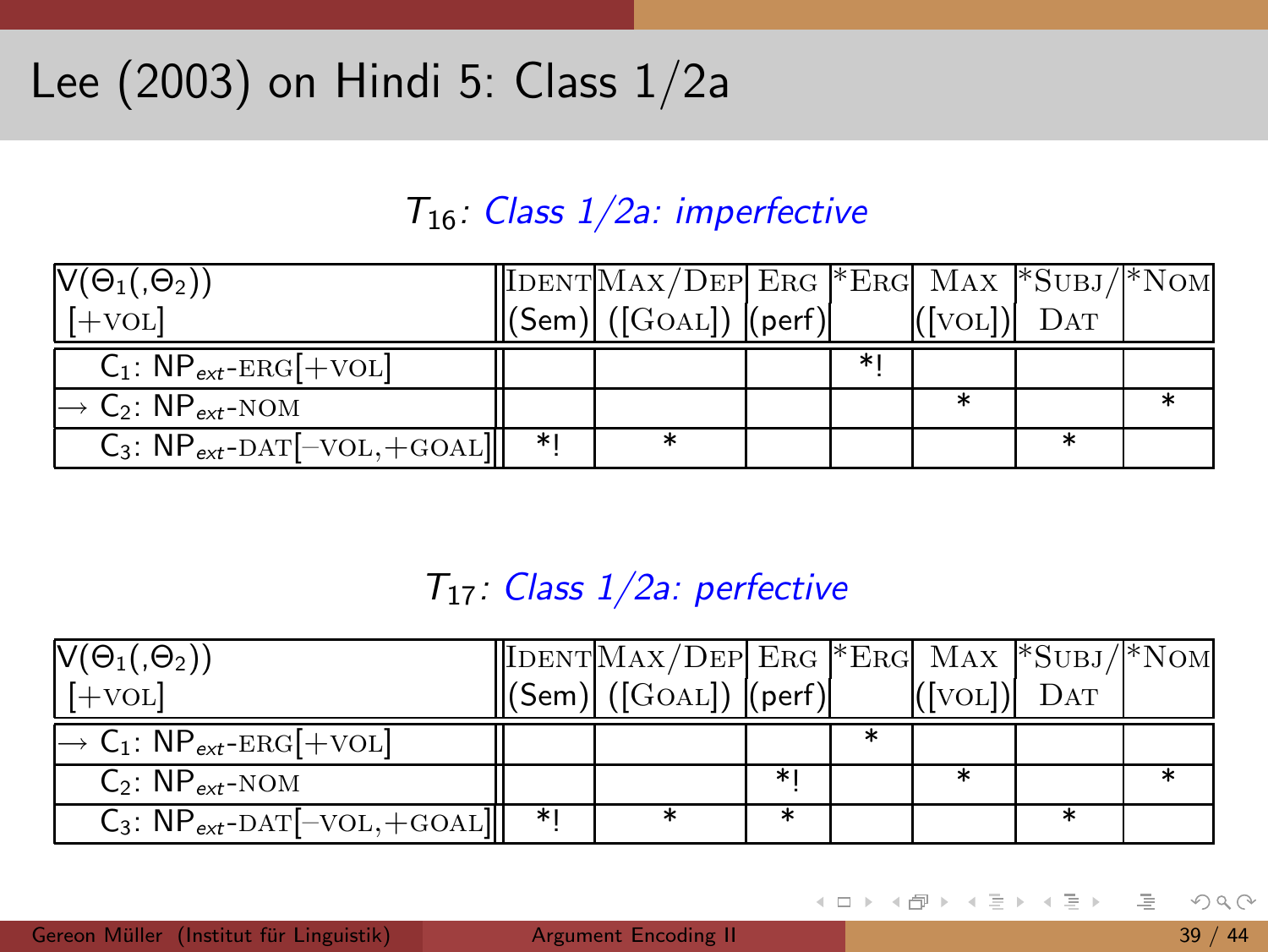# Lee (2003) on Hindi 5: Class 1/2a

$T_{16}$: *Class 1/2a: imperfective*

| $V(\Theta_1(,\Theta_2))$ [+VOL] | IDENT (Sem) | MAX/DEP ([GOAL]) | ERG (perf) | *ERG | MAX ([VOL]) | *SUBJ/DAT | *NOM |
|---|---|---|---|---|---|---|---|
| $C_1$: $NP_{ext}$-ERG[+VOL] | | | | *! | | | |
| → $C_2$: $NP_{ext}$-NOM | | | | | * | | * |
| $C_3$: $NP_{ext}$-DAT[−VOL,+GOAL] | *! | * | | | | * | |

$T_{17}$: *Class 1/2a: perfective*

| $V(\Theta_1(,\Theta_2))$ [+VOL] | IDENT (Sem) | MAX/DEP ([GOAL]) | ERG (perf) | *ERG | MAX ([VOL]) | *SUBJ/DAT | *NOM |
|---|---|---|---|---|---|---|---|
| → $C_1$: $NP_{ext}$-ERG[+VOL] | | | | * | | | |
| $C_2$: $NP_{ext}$-NOM | | | *! | | * | | * |
| $C_3$: $NP_{ext}$-DAT[−VOL,+GOAL] | *! | * | * | | | * | |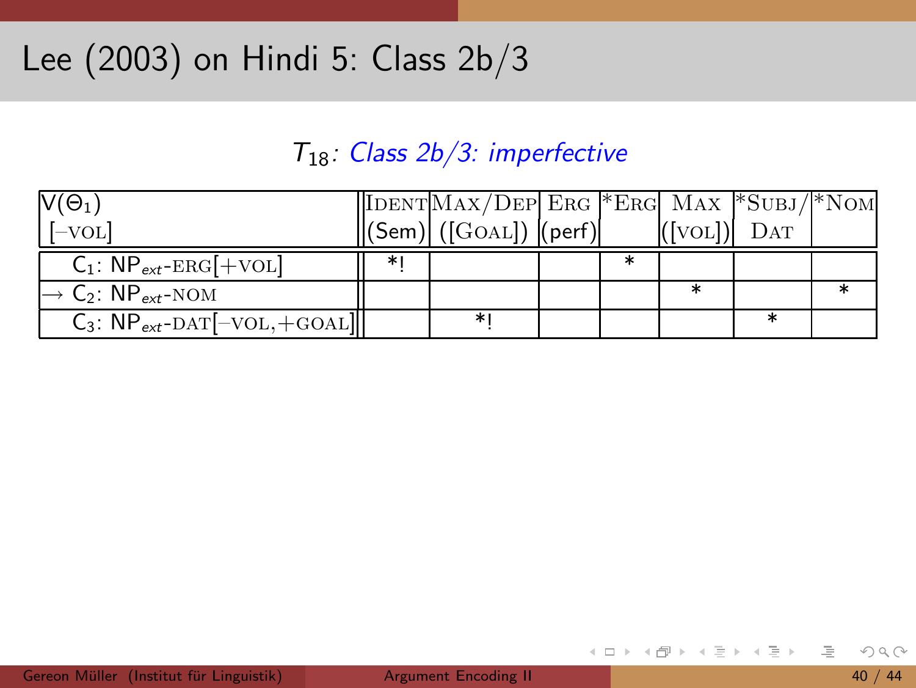# Lee (2003) on Hindi 5: Class 2b/3

$T_{18}$: *Class 2b/3: imperfective*

| V(Θ$_1$) [–VOL] | IDENT (Sem) | MAX/DEP ([GOAL]) | ERG (perf) | *ERG | MAX ([VOL]) | *SUBJ/DAT | *NOM |
|---|---|---|---|---|---|---|---|
| C$_1$: NP$_{ext}$-ERG[+VOL] | *! | | | * | | | |
| → C$_2$: NP$_{ext}$-NOM | | | | | * | | * |
| C$_3$: NP$_{ext}$-DAT[–VOL,+GOAL] | | *! | | | | * | |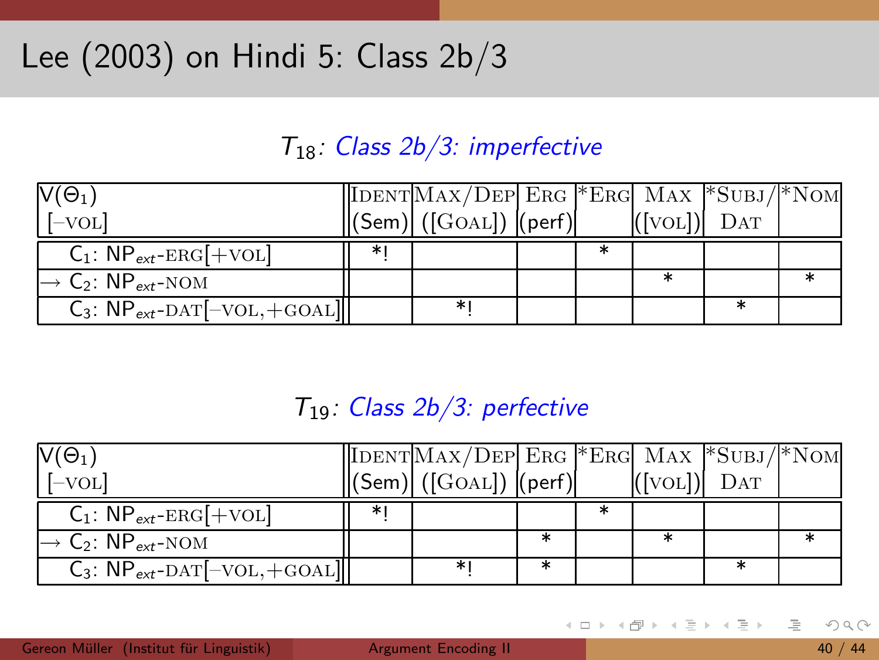# Lee (2003) on Hindi 5: Class 2b/3

*$T_{18}$: Class 2b/3: imperfective*

| V($\Theta_1$) [–VOL] | IDENT (Sem) | MAX/DEP ([GOAL]) | ERG (perf) | *ERG | MAX ([VOL]) | *SUBJ/DAT | *NOM |
|---|---|---|---|---|---|---|---|
| $C_1$: $NP_{ext}$-ERG[+VOL] | *! | | | * | | | |
| → $C_2$: $NP_{ext}$-NOM | | | | | * | | * |
| $C_3$: $NP_{ext}$-DAT[–VOL,+GOAL] | | *! | | | | * | |

*$T_{19}$: Class 2b/3: perfective*

| V($\Theta_1$) [–VOL] | IDENT (Sem) | MAX/DEP ([GOAL]) | ERG (perf) | *ERG | MAX ([VOL]) | *SUBJ/DAT | *NOM |
|---|---|---|---|---|---|---|---|
| $C_1$: $NP_{ext}$-ERG[+VOL] | *! | | | * | | | |
| → $C_2$: $NP_{ext}$-NOM | | | * | | * | | * |
| $C_3$: $NP_{ext}$-DAT[–VOL,+GOAL] | | *! | * | | | * | |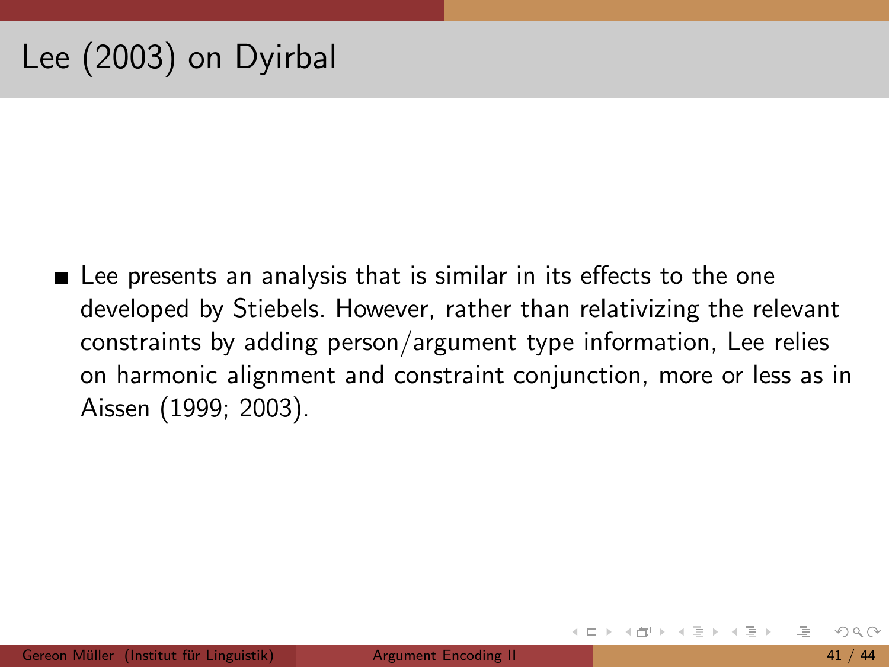# Lee (2003) on Dyirbal

- Lee presents an analysis that is similar in its effects to the one developed by Stiebels. However, rather than relativizing the relevant constraints by adding person/argument type information, Lee relies on harmonic alignment and constraint conjunction, more or less as in Aissen (1999; 2003).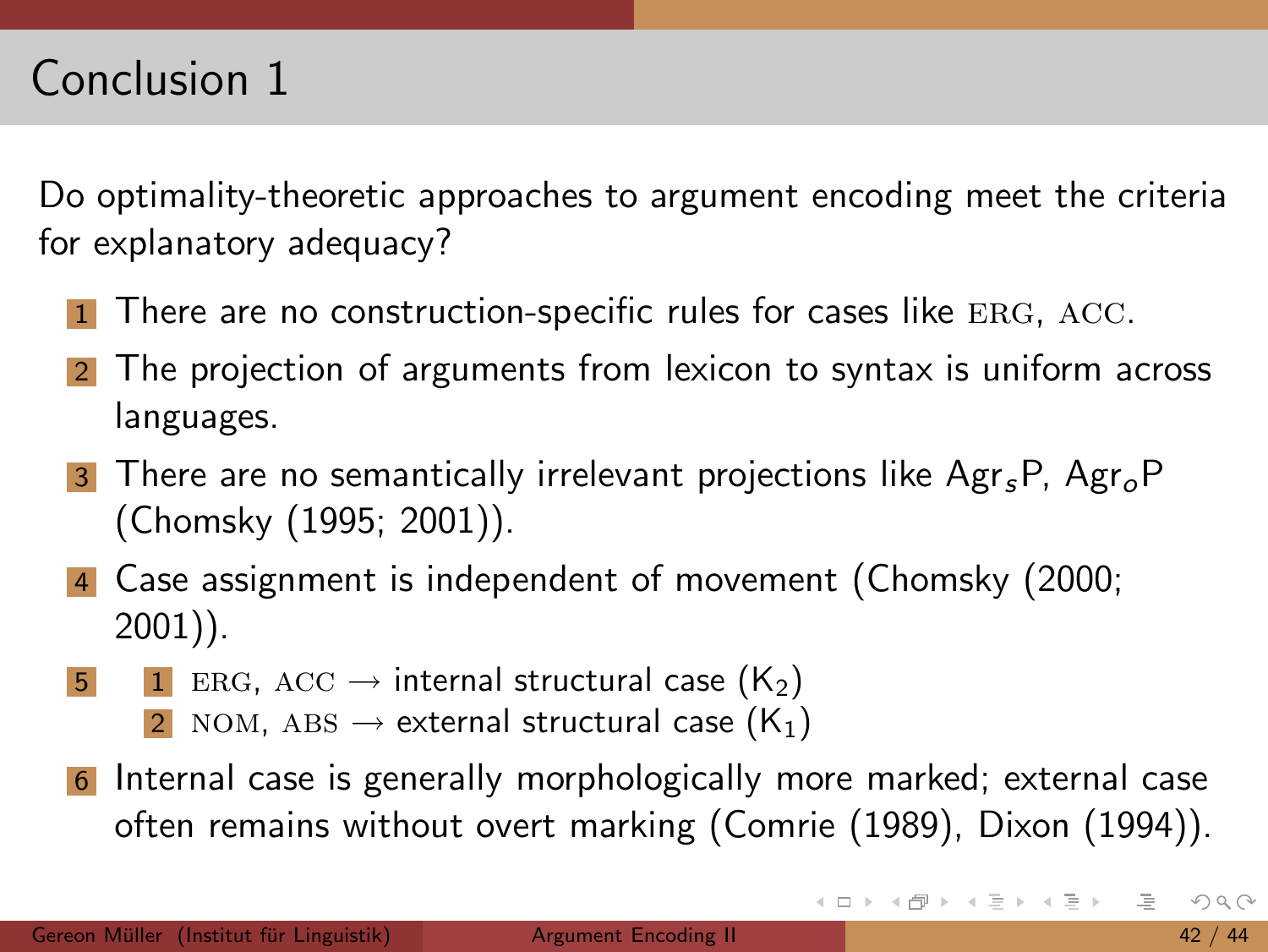# Conclusion 1

Do optimality-theoretic approaches to argument encoding meet the criteria for explanatory adequacy?

1. There are no construction-specific rules for cases like ERG, ACC.
2. The projection of arguments from lexicon to syntax is uniform across languages.
3. There are no semantically irrelevant projections like $Agr_sP$, $Agr_oP$ (Chomsky (1995; 2001)).
4. Case assignment is independent of movement (Chomsky (2000; 2001)).
5. 
   1. ERG, ACC → internal structural case ($K_2$)
   2. NOM, ABS → external structural case ($K_1$)
6. Internal case is generally morphologically more marked; external case often remains without overt marking (Comrie (1989), Dixon (1994)).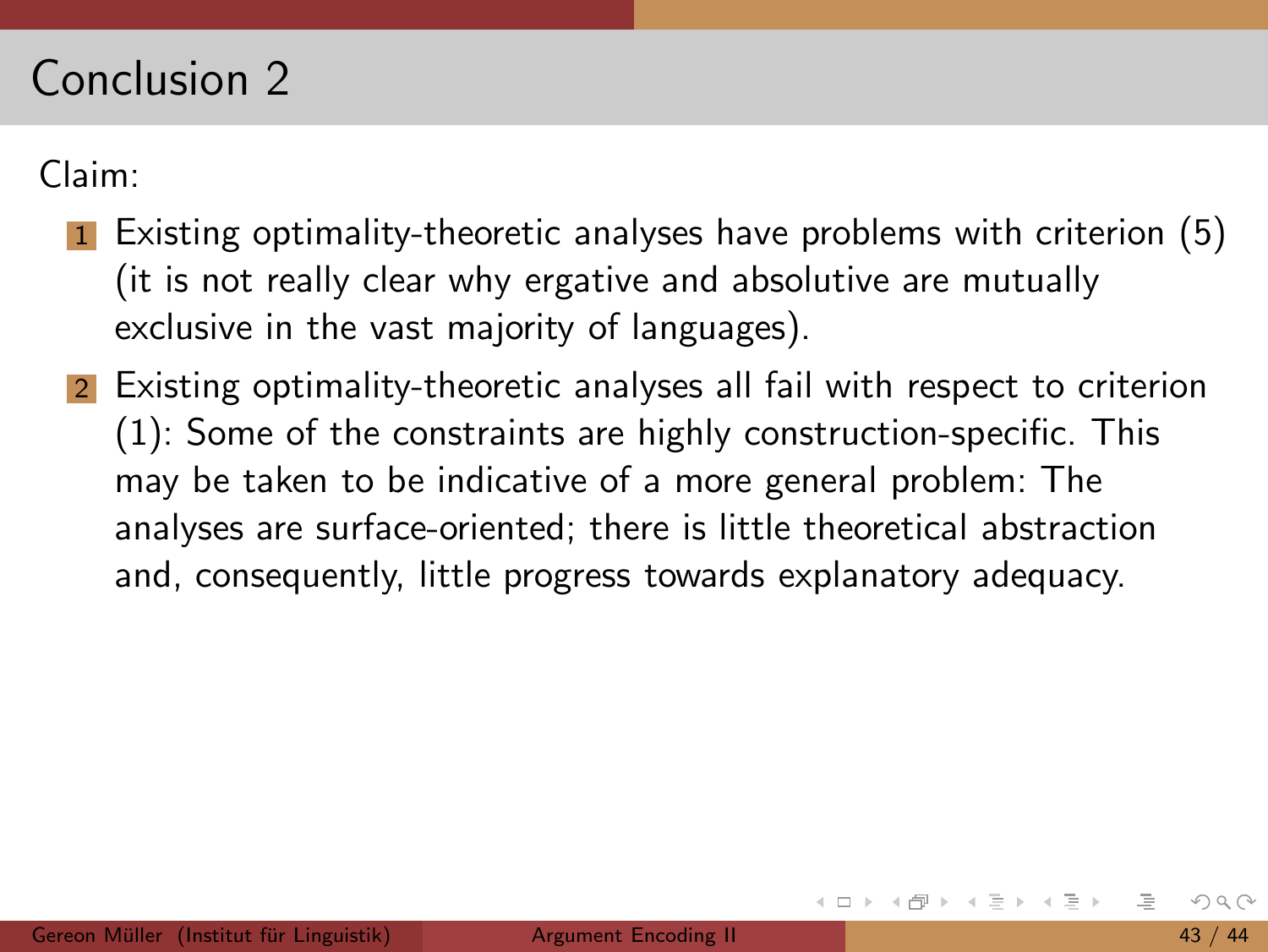# Conclusion 2

Claim:

1. Existing optimality-theoretic analyses have problems with criterion (5) (it is not really clear why ergative and absolutive are mutually exclusive in the vast majority of languages).
2. Existing optimality-theoretic analyses all fail with respect to criterion (1): Some of the constraints are highly construction-specific. This may be taken to be indicative of a more general problem: The analyses are surface-oriented; there is little theoretical abstraction and, consequently, little progress towards explanatory adequacy.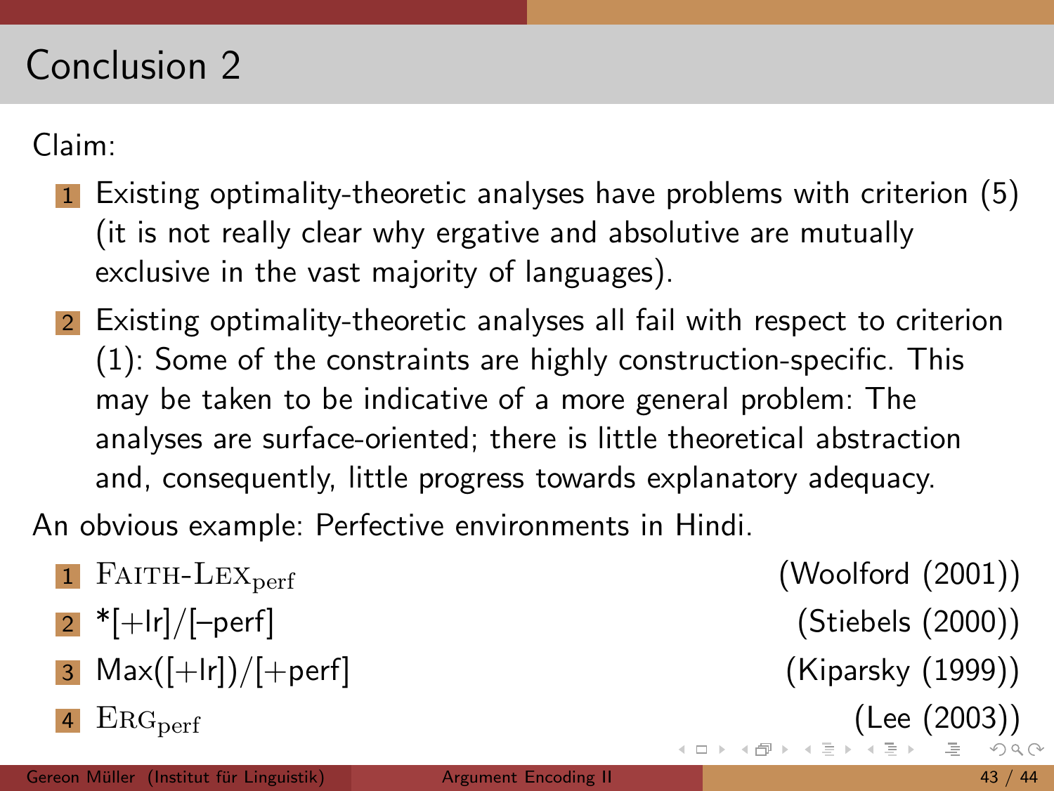# Conclusion 2

Claim:

1. Existing optimality-theoretic analyses have problems with criterion (5) (it is not really clear why ergative and absolutive are mutually exclusive in the vast majority of languages).
2. Existing optimality-theoretic analyses all fail with respect to criterion (1): Some of the constraints are highly construction-specific. This may be taken to be indicative of a more general problem: The analyses are surface-oriented; there is little theoretical abstraction and, consequently, little progress towards explanatory adequacy.

An obvious example: Perfective environments in Hindi.

1. FAITH-LEX$_{\text{perf}}$ (Woolford (2001))
2. *[+lr]/[–perf] (Stiebels (2000))
3. Max([+lr])/[+perf] (Kiparsky (1999))
4. ERG$_{\text{perf}}$ (Lee (2003))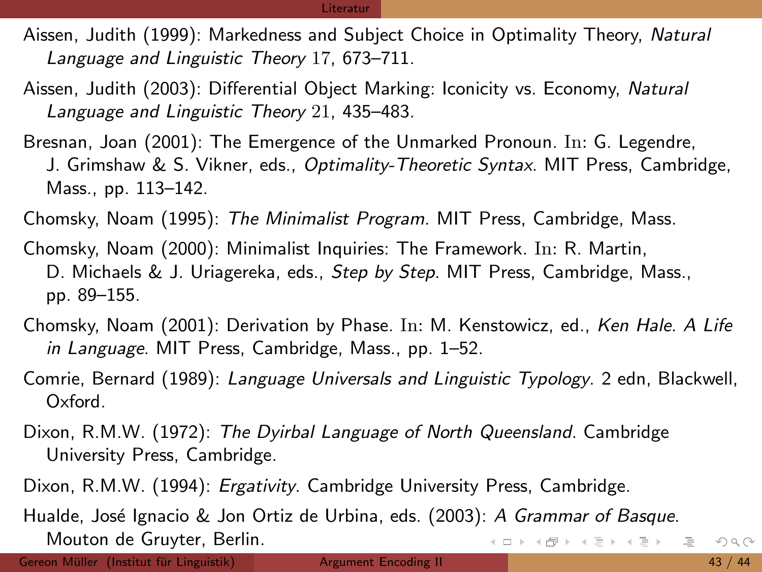Aissen, Judith (1999): Markedness and Subject Choice in Optimality Theory, *Natural Language and Linguistic Theory* 17, 673–711.

Aissen, Judith (2003): Differential Object Marking: Iconicity vs. Economy, *Natural Language and Linguistic Theory* 21, 435–483.

Bresnan, Joan (2001): The Emergence of the Unmarked Pronoun. In: G. Legendre, J. Grimshaw & S. Vikner, eds., *Optimality-Theoretic Syntax*. MIT Press, Cambridge, Mass., pp. 113–142.

Chomsky, Noam (1995): *The Minimalist Program*. MIT Press, Cambridge, Mass.

Chomsky, Noam (2000): Minimalist Inquiries: The Framework. In: R. Martin, D. Michaels & J. Uriagereka, eds., *Step by Step*. MIT Press, Cambridge, Mass., pp. 89–155.

Chomsky, Noam (2001): Derivation by Phase. In: M. Kenstowicz, ed., *Ken Hale. A Life in Language*. MIT Press, Cambridge, Mass., pp. 1–52.

Comrie, Bernard (1989): *Language Universals and Linguistic Typology*. 2 edn, Blackwell, Oxford.

Dixon, R.M.W. (1972): *The Dyirbal Language of North Queensland*. Cambridge University Press, Cambridge.

Dixon, R.M.W. (1994): *Ergativity*. Cambridge University Press, Cambridge.

Hualde, José Ignacio & Jon Ortiz de Urbina, eds. (2003): *A Grammar of Basque*. Mouton de Gruyter, Berlin.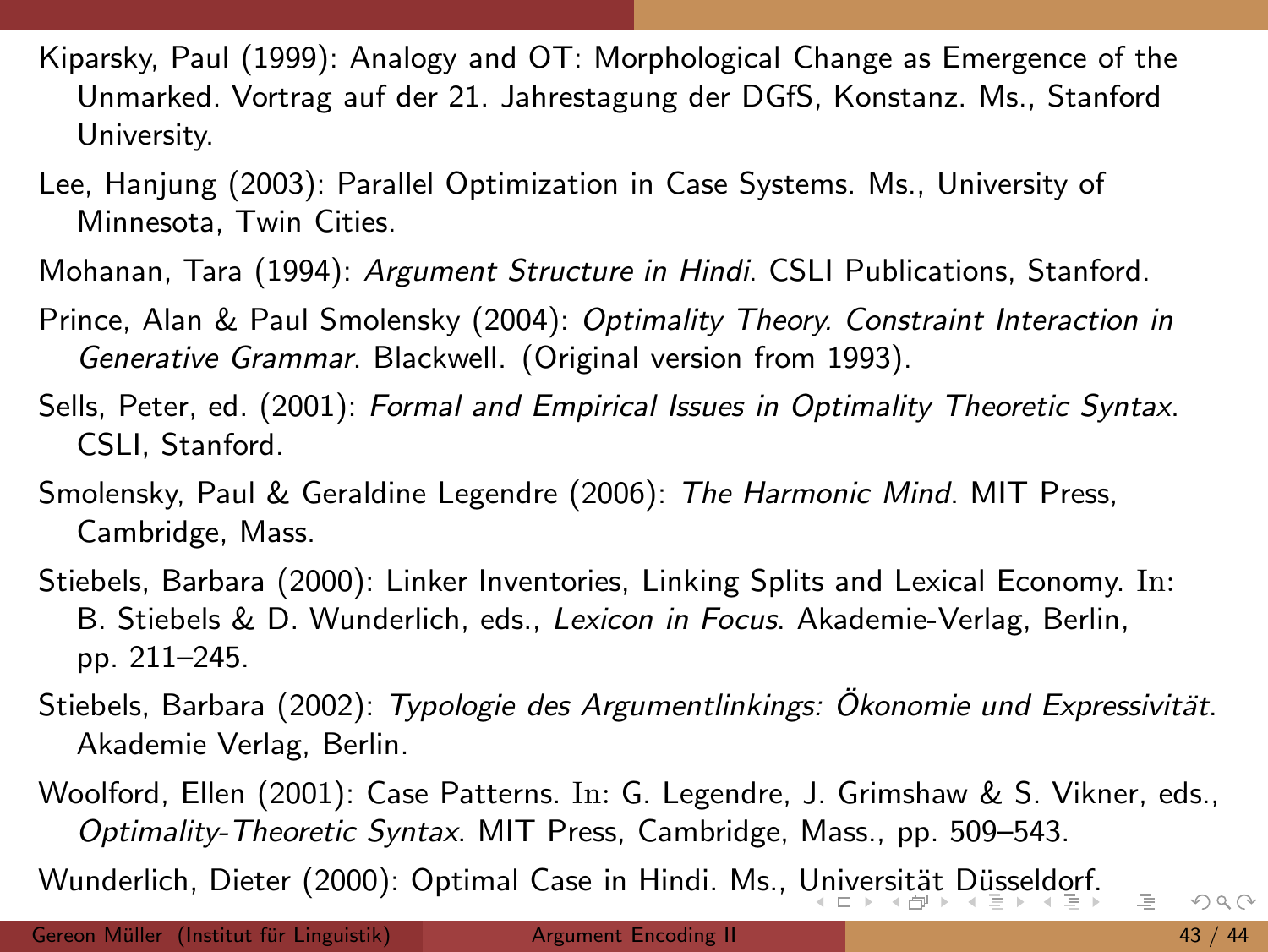Kiparsky, Paul (1999): Analogy and OT: Morphological Change as Emergence of the Unmarked. Vortrag auf der 21. Jahrestagung der DGfS, Konstanz. Ms., Stanford University.

Lee, Hanjung (2003): Parallel Optimization in Case Systems. Ms., University of Minnesota, Twin Cities.

Mohanan, Tara (1994): *Argument Structure in Hindi*. CSLI Publications, Stanford.

Prince, Alan & Paul Smolensky (2004): *Optimality Theory. Constraint Interaction in Generative Grammar*. Blackwell. (Original version from 1993).

Sells, Peter, ed. (2001): *Formal and Empirical Issues in Optimality Theoretic Syntax*. CSLI, Stanford.

Smolensky, Paul & Geraldine Legendre (2006): *The Harmonic Mind*. MIT Press, Cambridge, Mass.

Stiebels, Barbara (2000): Linker Inventories, Linking Splits and Lexical Economy. In: B. Stiebels & D. Wunderlich, eds., *Lexicon in Focus*. Akademie-Verlag, Berlin, pp. 211–245.

Stiebels, Barbara (2002): *Typologie des Argumentlinkings: Ökonomie und Expressivität*. Akademie Verlag, Berlin.

Woolford, Ellen (2001): Case Patterns. In: G. Legendre, J. Grimshaw & S. Vikner, eds., *Optimality-Theoretic Syntax*. MIT Press, Cambridge, Mass., pp. 509–543.

Wunderlich, Dieter (2000): Optimal Case in Hindi. Ms., Universität Düsseldorf.